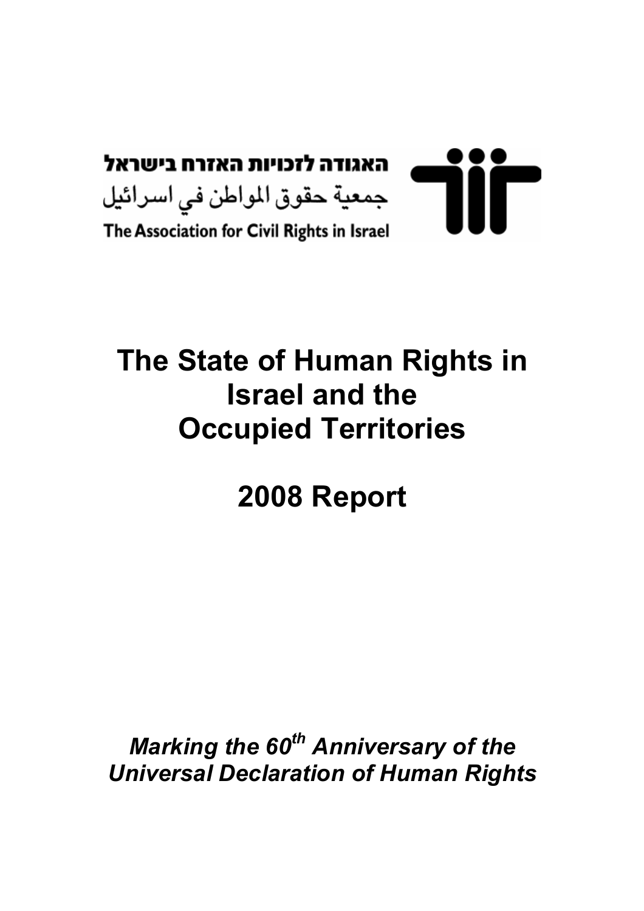האגודה לזכויות האזרח בישראל

جمعية حقوق المواطن في اسرائيل

The Association for Civil Rights in Israel

# The State of Human Rights in Israel and the Occupied Territories

# 2008 Report

***Marking the 60th Anniversary of the Universal Declaration of Human Rights***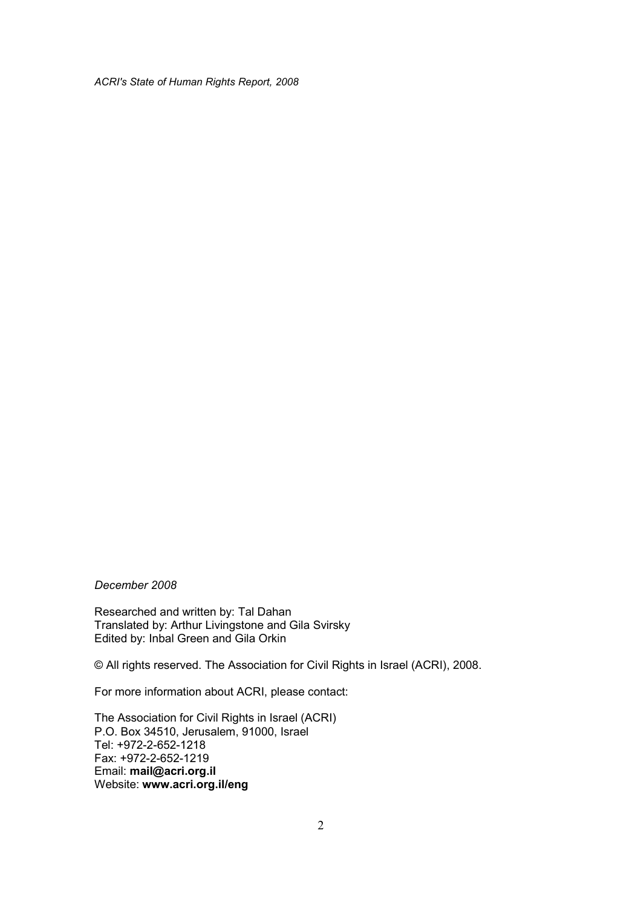*ACRI's State of Human Rights Report, 2008*

*December 2008*

Researched and written by: Tal Dahan
Translated by: Arthur Livingstone and Gila Svirsky
Edited by: Inbal Green and Gila Orkin

© All rights reserved. The Association for Civil Rights in Israel (ACRI), 2008.

For more information about ACRI, please contact:

The Association for Civil Rights in Israel (ACRI)
P.O. Box 34510, Jerusalem, 91000, Israel
Tel: +972-2-652-1218
Fax: +972-2-652-1219
Email: **mail@acri.org.il**
Website: **www.acri.org.il/eng**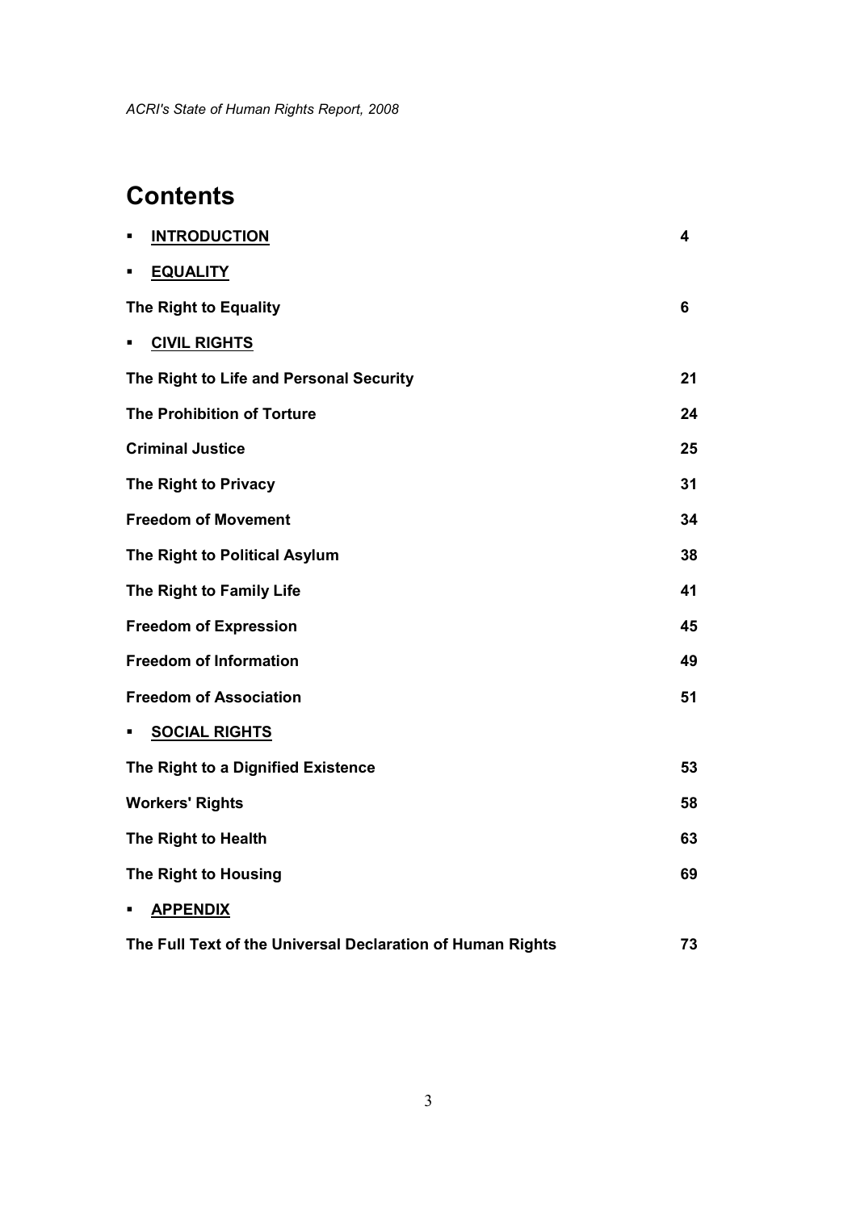*ACRI's State of Human Rights Report, 2008*

# Contents

| | |
|---|---|
| **INTRODUCTION** | **4** |
| **EQUALITY** | |
| **The Right to Equality** | **6** |
| **CIVIL RIGHTS** | |
| **The Right to Life and Personal Security** | **21** |
| **The Prohibition of Torture** | **24** |
| **Criminal Justice** | **25** |
| **The Right to Privacy** | **31** |
| **Freedom of Movement** | **34** |
| **The Right to Political Asylum** | **38** |
| **The Right to Family Life** | **41** |
| **Freedom of Expression** | **45** |
| **Freedom of Information** | **49** |
| **Freedom of Association** | **51** |
| **SOCIAL RIGHTS** | |
| **The Right to a Dignified Existence** | **53** |
| **Workers' Rights** | **58** |
| **The Right to Health** | **63** |
| **The Right to Housing** | **69** |
| **APPENDIX** | |
| **The Full Text of the Universal Declaration of Human Rights** | **73** |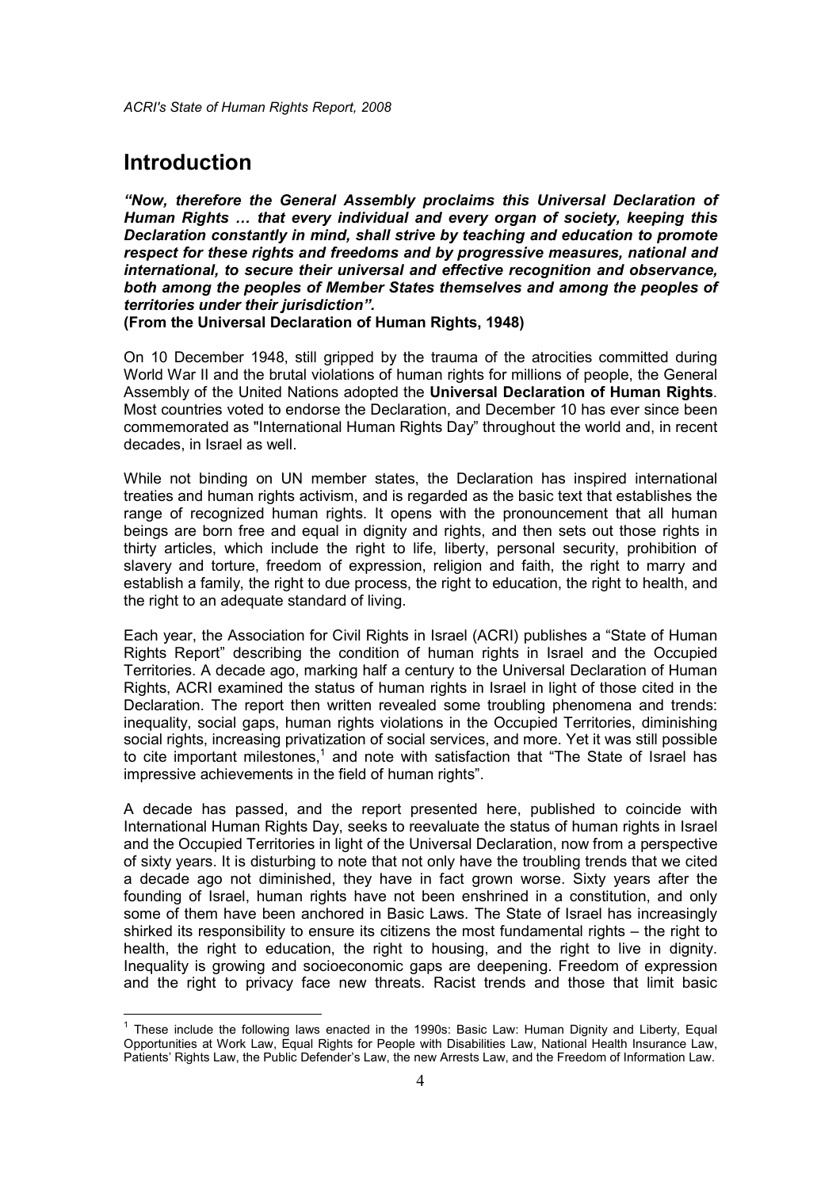# Introduction

***"Now, therefore the General Assembly proclaims this Universal Declaration of Human Rights … that every individual and every organ of society, keeping this Declaration constantly in mind, shall strive by teaching and education to promote respect for these rights and freedoms and by progressive measures, national and international, to secure their universal and effective recognition and observance, both among the peoples of Member States themselves and among the peoples of territories under their jurisdiction".***
**(From the Universal Declaration of Human Rights, 1948)**

On 10 December 1948, still gripped by the trauma of the atrocities committed during World War II and the brutal violations of human rights for millions of people, the General Assembly of the United Nations adopted the **Universal Declaration of Human Rights**. Most countries voted to endorse the Declaration, and December 10 has ever since been commemorated as "International Human Rights Day" throughout the world and, in recent decades, in Israel as well.

While not binding on UN member states, the Declaration has inspired international treaties and human rights activism, and is regarded as the basic text that establishes the range of recognized human rights. It opens with the pronouncement that all human beings are born free and equal in dignity and rights, and then sets out those rights in thirty articles, which include the right to life, liberty, personal security, prohibition of slavery and torture, freedom of expression, religion and faith, the right to marry and establish a family, the right to due process, the right to education, the right to health, and the right to an adequate standard of living.

Each year, the Association for Civil Rights in Israel (ACRI) publishes a "State of Human Rights Report" describing the condition of human rights in Israel and the Occupied Territories. A decade ago, marking half a century to the Universal Declaration of Human Rights, ACRI examined the status of human rights in Israel in light of those cited in the Declaration. The report then written revealed some troubling phenomena and trends: inequality, social gaps, human rights violations in the Occupied Territories, diminishing social rights, increasing privatization of social services, and more. Yet it was still possible to cite important milestones,[1] and note with satisfaction that "The State of Israel has impressive achievements in the field of human rights".

A decade has passed, and the report presented here, published to coincide with International Human Rights Day, seeks to reevaluate the status of human rights in Israel and the Occupied Territories in light of the Universal Declaration, now from a perspective of sixty years. It is disturbing to note that not only have the troubling trends that we cited a decade ago not diminished, they have in fact grown worse. Sixty years after the founding of Israel, human rights have not been enshrined in a constitution, and only some of them have been anchored in Basic Laws. The State of Israel has increasingly shirked its responsibility to ensure its citizens the most fundamental rights – the right to health, the right to education, the right to housing, and the right to live in dignity. Inequality is growing and socioeconomic gaps are deepening. Freedom of expression and the right to privacy face new threats. Racist trends and those that limit basic

---

[1] These include the following laws enacted in the 1990s: Basic Law: Human Dignity and Liberty, Equal Opportunities at Work Law, Equal Rights for People with Disabilities Law, National Health Insurance Law, Patients' Rights Law, the Public Defender's Law, the new Arrests Law, and the Freedom of Information Law.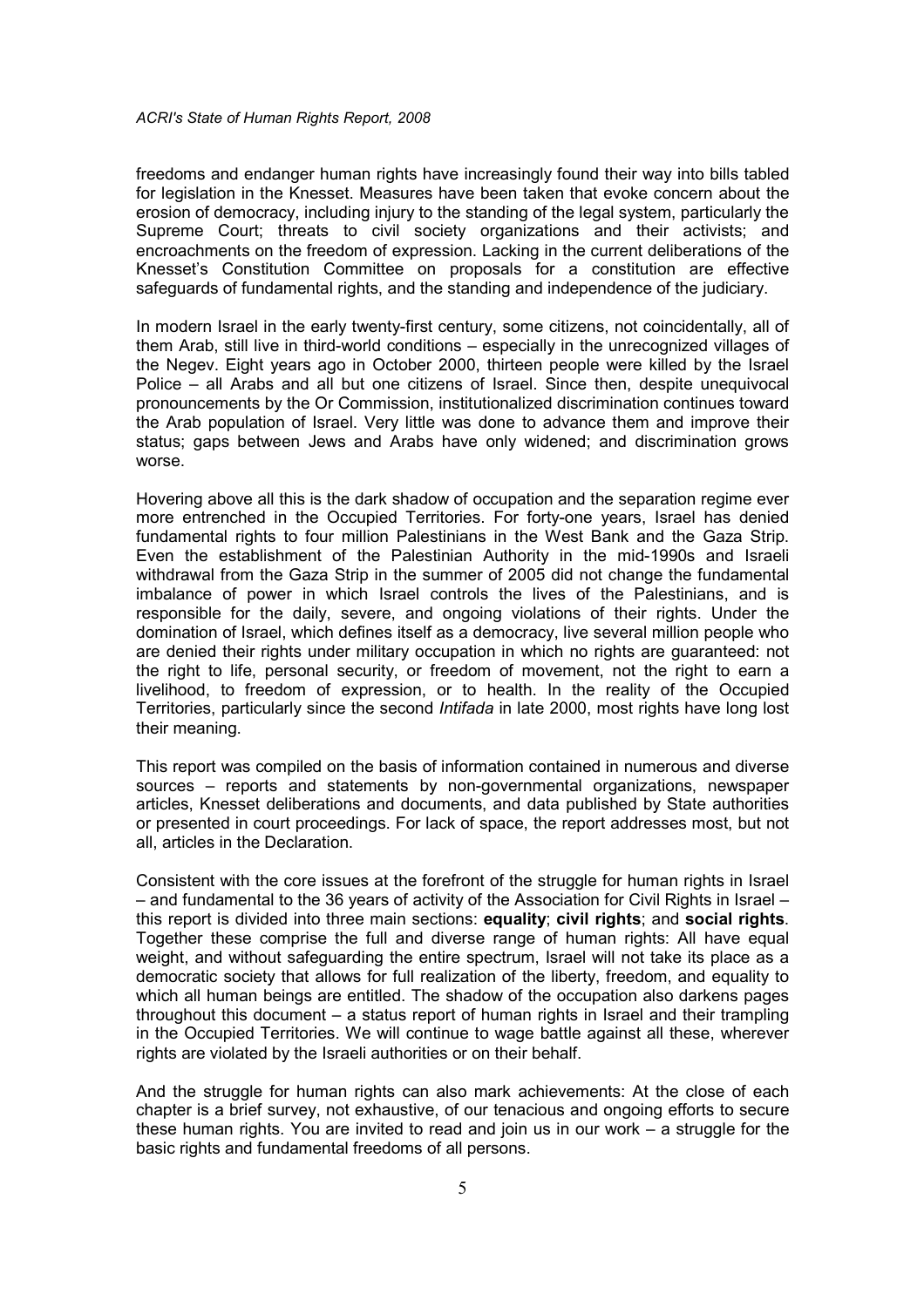freedoms and endanger human rights have increasingly found their way into bills tabled for legislation in the Knesset. Measures have been taken that evoke concern about the erosion of democracy, including injury to the standing of the legal system, particularly the Supreme Court; threats to civil society organizations and their activists; and encroachments on the freedom of expression. Lacking in the current deliberations of the Knesset's Constitution Committee on proposals for a constitution are effective safeguards of fundamental rights, and the standing and independence of the judiciary.

In modern Israel in the early twenty-first century, some citizens, not coincidentally, all of them Arab, still live in third-world conditions – especially in the unrecognized villages of the Negev. Eight years ago in October 2000, thirteen people were killed by the Israel Police – all Arabs and all but one citizens of Israel. Since then, despite unequivocal pronouncements by the Or Commission, institutionalized discrimination continues toward the Arab population of Israel. Very little was done to advance them and improve their status; gaps between Jews and Arabs have only widened; and discrimination grows worse.

Hovering above all this is the dark shadow of occupation and the separation regime ever more entrenched in the Occupied Territories. For forty-one years, Israel has denied fundamental rights to four million Palestinians in the West Bank and the Gaza Strip. Even the establishment of the Palestinian Authority in the mid-1990s and Israeli withdrawal from the Gaza Strip in the summer of 2005 did not change the fundamental imbalance of power in which Israel controls the lives of the Palestinians, and is responsible for the daily, severe, and ongoing violations of their rights. Under the domination of Israel, which defines itself as a democracy, live several million people who are denied their rights under military occupation in which no rights are guaranteed: not the right to life, personal security, or freedom of movement, not the right to earn a livelihood, to freedom of expression, or to health. In the reality of the Occupied Territories, particularly since the second *Intifada* in late 2000, most rights have long lost their meaning.

This report was compiled on the basis of information contained in numerous and diverse sources – reports and statements by non-governmental organizations, newspaper articles, Knesset deliberations and documents, and data published by State authorities or presented in court proceedings. For lack of space, the report addresses most, but not all, articles in the Declaration.

Consistent with the core issues at the forefront of the struggle for human rights in Israel – and fundamental to the 36 years of activity of the Association for Civil Rights in Israel – this report is divided into three main sections: **equality**; **civil rights**; and **social rights**. Together these comprise the full and diverse range of human rights: All have equal weight, and without safeguarding the entire spectrum, Israel will not take its place as a democratic society that allows for full realization of the liberty, freedom, and equality to which all human beings are entitled. The shadow of the occupation also darkens pages throughout this document – a status report of human rights in Israel and their trampling in the Occupied Territories. We will continue to wage battle against all these, wherever rights are violated by the Israeli authorities or on their behalf.

And the struggle for human rights can also mark achievements: At the close of each chapter is a brief survey, not exhaustive, of our tenacious and ongoing efforts to secure these human rights. You are invited to read and join us in our work – a struggle for the basic rights and fundamental freedoms of all persons.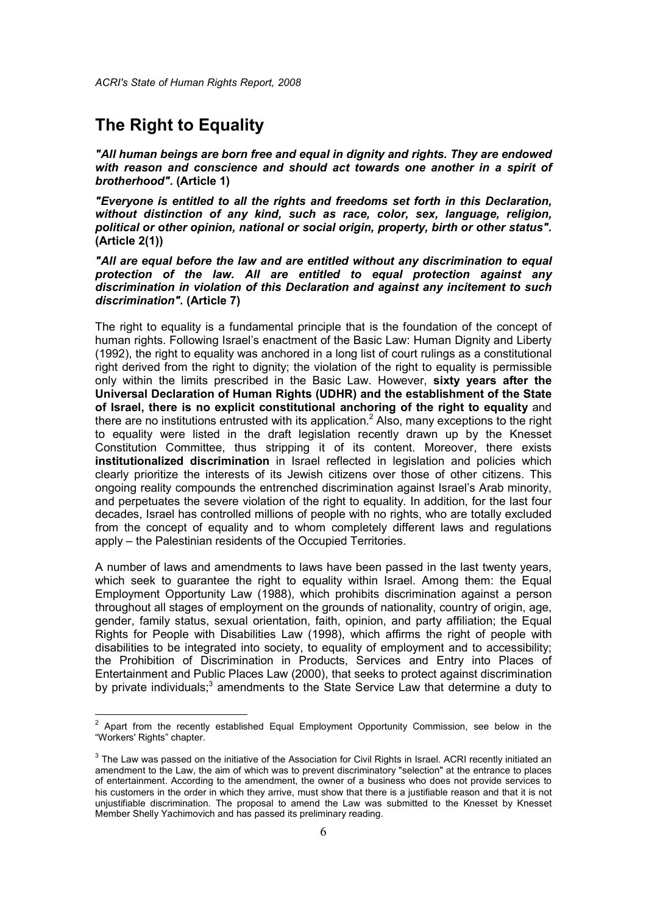# The Right to Equality

***"All human beings are born free and equal in dignity and rights. They are endowed with reason and conscience and should act towards one another in a spirit of brotherhood".* (Article 1)**

***"Everyone is entitled to all the rights and freedoms set forth in this Declaration, without distinction of any kind, such as race, color, sex, language, religion, political or other opinion, national or social origin, property, birth or other status".* (Article 2(1))**

***"All are equal before the law and are entitled without any discrimination to equal protection of the law. All are entitled to equal protection against any discrimination in violation of this Declaration and against any incitement to such discrimination".* (Article 7)**

The right to equality is a fundamental principle that is the foundation of the concept of human rights. Following Israel's enactment of the Basic Law: Human Dignity and Liberty (1992), the right to equality was anchored in a long list of court rulings as a constitutional right derived from the right to dignity; the violation of the right to equality is permissible only within the limits prescribed in the Basic Law. However, **sixty years after the Universal Declaration of Human Rights (UDHR) and the establishment of the State of Israel, there is no explicit constitutional anchoring of the right to equality** and there are no institutions entrusted with its application.[2] Also, many exceptions to the right to equality were listed in the draft legislation recently drawn up by the Knesset Constitution Committee, thus stripping it of its content. Moreover, there exists **institutionalized discrimination** in Israel reflected in legislation and policies which clearly prioritize the interests of its Jewish citizens over those of other citizens. This ongoing reality compounds the entrenched discrimination against Israel's Arab minority, and perpetuates the severe violation of the right to equality. In addition, for the last four decades, Israel has controlled millions of people with no rights, who are totally excluded from the concept of equality and to whom completely different laws and regulations apply – the Palestinian residents of the Occupied Territories.

A number of laws and amendments to laws have been passed in the last twenty years, which seek to guarantee the right to equality within Israel. Among them: the Equal Employment Opportunity Law (1988), which prohibits discrimination against a person throughout all stages of employment on the grounds of nationality, country of origin, age, gender, family status, sexual orientation, faith, opinion, and party affiliation; the Equal Rights for People with Disabilities Law (1998), which affirms the right of people with disabilities to be integrated into society, to equality of employment and to accessibility; the Prohibition of Discrimination in Products, Services and Entry into Places of Entertainment and Public Places Law (2000), that seeks to protect against discrimination by private individuals;[3] amendments to the State Service Law that determine a duty to

---

[2] Apart from the recently established Equal Employment Opportunity Commission, see below in the "Workers' Rights" chapter.

[3] The Law was passed on the initiative of the Association for Civil Rights in Israel. ACRI recently initiated an amendment to the Law, the aim of which was to prevent discriminatory "selection" at the entrance to places of entertainment. According to the amendment, the owner of a business who does not provide services to his customers in the order in which they arrive, must show that there is a justifiable reason and that it is not unjustifiable discrimination. The proposal to amend the Law was submitted to the Knesset by Knesset Member Shelly Yachimovich and has passed its preliminary reading.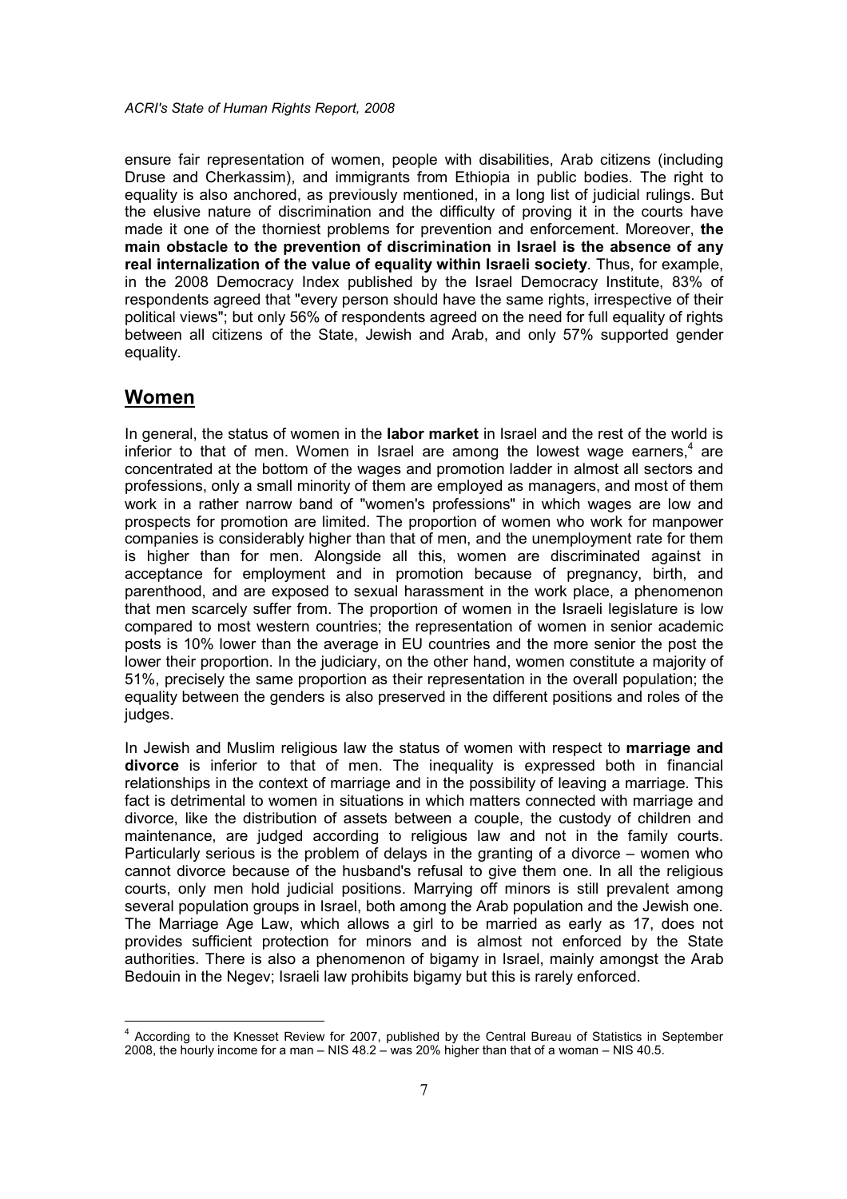ensure fair representation of women, people with disabilities, Arab citizens (including Druse and Cherkassim), and immigrants from Ethiopia in public bodies. The right to equality is also anchored, as previously mentioned, in a long list of judicial rulings. But the elusive nature of discrimination and the difficulty of proving it in the courts have made it one of the thorniest problems for prevention and enforcement. Moreover, **the main obstacle to the prevention of discrimination in Israel is the absence of any real internalization of the value of equality within Israeli society**. Thus, for example, in the 2008 Democracy Index published by the Israel Democracy Institute, 83% of respondents agreed that "every person should have the same rights, irrespective of their political views"; but only 56% of respondents agreed on the need for full equality of rights between all citizens of the State, Jewish and Arab, and only 57% supported gender equality.

## Women

In general, the status of women in the **labor market** in Israel and the rest of the world is inferior to that of men. Women in Israel are among the lowest wage earners,[4] are concentrated at the bottom of the wages and promotion ladder in almost all sectors and professions, only a small minority of them are employed as managers, and most of them work in a rather narrow band of "women's professions" in which wages are low and prospects for promotion are limited. The proportion of women who work for manpower companies is considerably higher than that of men, and the unemployment rate for them is higher than for men. Alongside all this, women are discriminated against in acceptance for employment and in promotion because of pregnancy, birth, and parenthood, and are exposed to sexual harassment in the work place, a phenomenon that men scarcely suffer from. The proportion of women in the Israeli legislature is low compared to most western countries; the representation of women in senior academic posts is 10% lower than the average in EU countries and the more senior the post the lower their proportion. In the judiciary, on the other hand, women constitute a majority of 51%, precisely the same proportion as their representation in the overall population; the equality between the genders is also preserved in the different positions and roles of the judges.

In Jewish and Muslim religious law the status of women with respect to **marriage and divorce** is inferior to that of men. The inequality is expressed both in financial relationships in the context of marriage and in the possibility of leaving a marriage. This fact is detrimental to women in situations in which matters connected with marriage and divorce, like the distribution of assets between a couple, the custody of children and maintenance, are judged according to religious law and not in the family courts. Particularly serious is the problem of delays in the granting of a divorce – women who cannot divorce because of the husband's refusal to give them one. In all the religious courts, only men hold judicial positions. Marrying off minors is still prevalent among several population groups in Israel, both among the Arab population and the Jewish one. The Marriage Age Law, which allows a girl to be married as early as 17, does not provides sufficient protection for minors and is almost not enforced by the State authorities. There is also a phenomenon of bigamy in Israel, mainly amongst the Arab Bedouin in the Negev; Israeli law prohibits bigamy but this is rarely enforced.

---

[4] According to the Knesset Review for 2007, published by the Central Bureau of Statistics in September 2008, the hourly income for a man – NIS 48.2 – was 20% higher than that of a woman – NIS 40.5.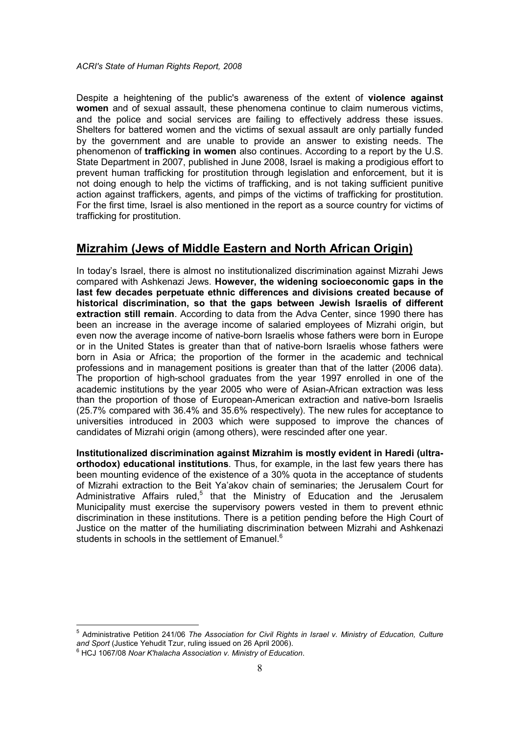Despite a heightening of the public's awareness of the extent of **violence against women** and of sexual assault, these phenomena continue to claim numerous victims, and the police and social services are failing to effectively address these issues. Shelters for battered women and the victims of sexual assault are only partially funded by the government and are unable to provide an answer to existing needs. The phenomenon of **trafficking in women** also continues. According to a report by the U.S. State Department in 2007, published in June 2008, Israel is making a prodigious effort to prevent human trafficking for prostitution through legislation and enforcement, but it is not doing enough to help the victims of trafficking, and is not taking sufficient punitive action against traffickers, agents, and pimps of the victims of trafficking for prostitution. For the first time, Israel is also mentioned in the report as a source country for victims of trafficking for prostitution.

## Mizrahim (Jews of Middle Eastern and North African Origin)

In today's Israel, there is almost no institutionalized discrimination against Mizrahi Jews compared with Ashkenazi Jews. **However, the widening socioeconomic gaps in the last few decades perpetuate ethnic differences and divisions created because of historical discrimination, so that the gaps between Jewish Israelis of different extraction still remain**. According to data from the Adva Center, since 1990 there has been an increase in the average income of salaried employees of Mizrahi origin, but even now the average income of native-born Israelis whose fathers were born in Europe or in the United States is greater than that of native-born Israelis whose fathers were born in Asia or Africa; the proportion of the former in the academic and technical professions and in management positions is greater than that of the latter (2006 data). The proportion of high-school graduates from the year 1997 enrolled in one of the academic institutions by the year 2005 who were of Asian-African extraction was less than the proportion of those of European-American extraction and native-born Israelis (25.7% compared with 36.4% and 35.6% respectively). The new rules for acceptance to universities introduced in 2003 which were supposed to improve the chances of candidates of Mizrahi origin (among others), were rescinded after one year.

**Institutionalized discrimination against Mizrahim is mostly evident in Haredi (ultra-orthodox) educational institutions**. Thus, for example, in the last few years there has been mounting evidence of the existence of a 30% quota in the acceptance of students of Mizrahi extraction to the Beit Ya'akov chain of seminaries; the Jerusalem Court for Administrative Affairs ruled,[5] that the Ministry of Education and the Jerusalem Municipality must exercise the supervisory powers vested in them to prevent ethnic discrimination in these institutions. There is a petition pending before the High Court of Justice on the matter of the humiliating discrimination between Mizrahi and Ashkenazi students in schools in the settlement of Emanuel.[6]

---

[5] Administrative Petition 241/06 *The Association for Civil Rights in Israel v. Ministry of Education, Culture and Sport* (Justice Yehudit Tzur, ruling issued on 26 April 2006).

[6] HCJ 1067/08 *Noar K'halacha Association v. Ministry of Education*.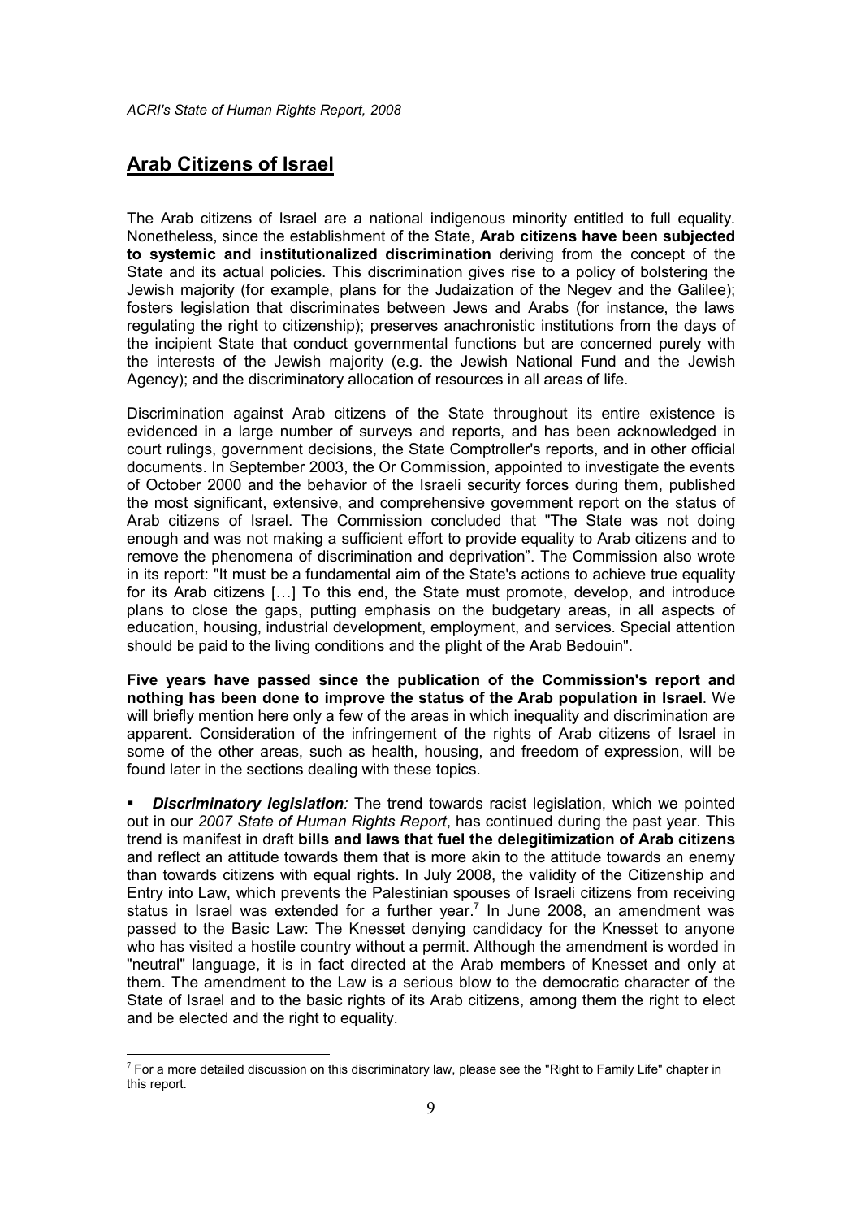## Arab Citizens of Israel

The Arab citizens of Israel are a national indigenous minority entitled to full equality. Nonetheless, since the establishment of the State, **Arab citizens have been subjected to systemic and institutionalized discrimination** deriving from the concept of the State and its actual policies. This discrimination gives rise to a policy of bolstering the Jewish majority (for example, plans for the Judaization of the Negev and the Galilee); fosters legislation that discriminates between Jews and Arabs (for instance, the laws regulating the right to citizenship); preserves anachronistic institutions from the days of the incipient State that conduct governmental functions but are concerned purely with the interests of the Jewish majority (e.g. the Jewish National Fund and the Jewish Agency); and the discriminatory allocation of resources in all areas of life.

Discrimination against Arab citizens of the State throughout its entire existence is evidenced in a large number of surveys and reports, and has been acknowledged in court rulings, government decisions, the State Comptroller's reports, and in other official documents. In September 2003, the Or Commission, appointed to investigate the events of October 2000 and the behavior of the Israeli security forces during them, published the most significant, extensive, and comprehensive government report on the status of Arab citizens of Israel. The Commission concluded that "The State was not doing enough and was not making a sufficient effort to provide equality to Arab citizens and to remove the phenomena of discrimination and deprivation". The Commission also wrote in its report: "It must be a fundamental aim of the State's actions to achieve true equality for its Arab citizens […] To this end, the State must promote, develop, and introduce plans to close the gaps, putting emphasis on the budgetary areas, in all aspects of education, housing, industrial development, employment, and services. Special attention should be paid to the living conditions and the plight of the Arab Bedouin".

**Five years have passed since the publication of the Commission's report and nothing has been done to improve the status of the Arab population in Israel**. We will briefly mention here only a few of the areas in which inequality and discrimination are apparent. Consideration of the infringement of the rights of Arab citizens of Israel in some of the other areas, such as health, housing, and freedom of expression, will be found later in the sections dealing with these topics.

- ***Discriminatory legislation****:* The trend towards racist legislation, which we pointed out in our *2007 State of Human Rights Report*, has continued during the past year. This trend is manifest in draft **bills and laws that fuel the delegitimization of Arab citizens** and reflect an attitude towards them that is more akin to the attitude towards an enemy than towards citizens with equal rights. In July 2008, the validity of the Citizenship and Entry into Law, which prevents the Palestinian spouses of Israeli citizens from receiving status in Israel was extended for a further year.[7] In June 2008, an amendment was passed to the Basic Law: The Knesset denying candidacy for the Knesset to anyone who has visited a hostile country without a permit. Although the amendment is worded in "neutral" language, it is in fact directed at the Arab members of Knesset and only at them. The amendment to the Law is a serious blow to the democratic character of the State of Israel and to the basic rights of its Arab citizens, among them the right to elect and be elected and the right to equality.

[7] For a more detailed discussion on this discriminatory law, please see the "Right to Family Life" chapter in this report.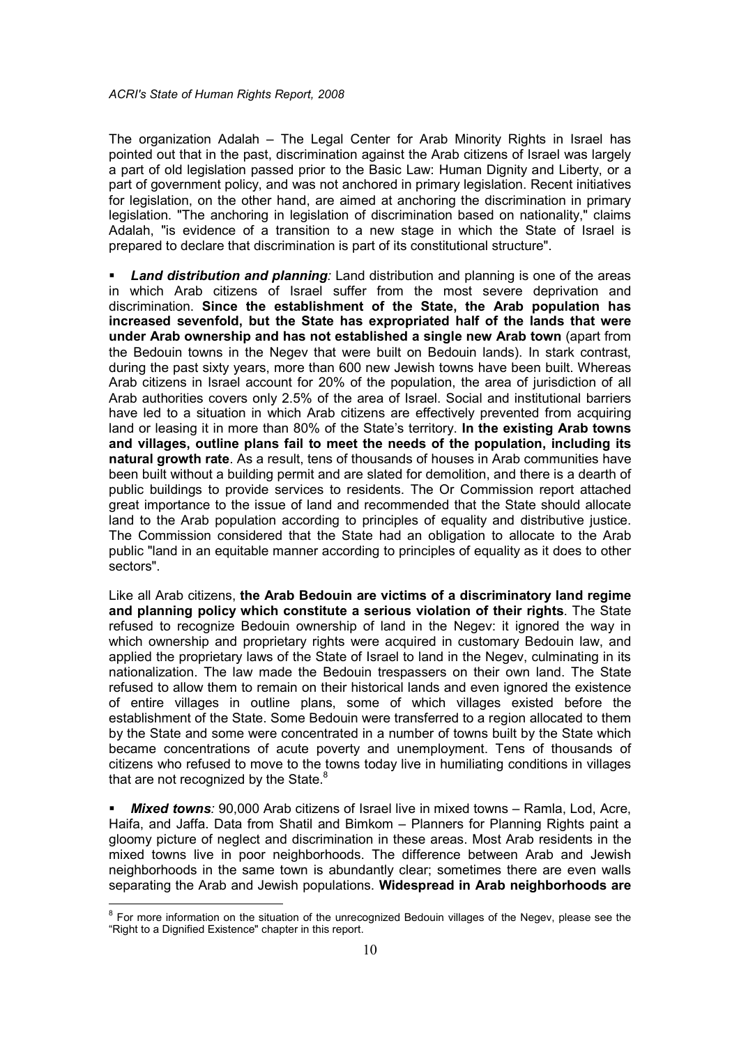The organization Adalah – The Legal Center for Arab Minority Rights in Israel has pointed out that in the past, discrimination against the Arab citizens of Israel was largely a part of old legislation passed prior to the Basic Law: Human Dignity and Liberty, or a part of government policy, and was not anchored in primary legislation. Recent initiatives for legislation, on the other hand, are aimed at anchoring the discrimination in primary legislation. "The anchoring in legislation of discrimination based on nationality," claims Adalah, "is evidence of a transition to a new stage in which the State of Israel is prepared to declare that discrimination is part of its constitutional structure".

- ***Land distribution and planning**:* Land distribution and planning is one of the areas in which Arab citizens of Israel suffer from the most severe deprivation and discrimination. **Since the establishment of the State, the Arab population has increased sevenfold, but the State has expropriated half of the lands that were under Arab ownership and has not established a single new Arab town** (apart from the Bedouin towns in the Negev that were built on Bedouin lands). In stark contrast, during the past sixty years, more than 600 new Jewish towns have been built. Whereas Arab citizens in Israel account for 20% of the population, the area of jurisdiction of all Arab authorities covers only 2.5% of the area of Israel. Social and institutional barriers have led to a situation in which Arab citizens are effectively prevented from acquiring land or leasing it in more than 80% of the State's territory. **In the existing Arab towns and villages, outline plans fail to meet the needs of the population, including its natural growth rate**. As a result, tens of thousands of houses in Arab communities have been built without a building permit and are slated for demolition, and there is a dearth of public buildings to provide services to residents. The Or Commission report attached great importance to the issue of land and recommended that the State should allocate land to the Arab population according to principles of equality and distributive justice. The Commission considered that the State had an obligation to allocate to the Arab public "land in an equitable manner according to principles of equality as it does to other sectors".

Like all Arab citizens, **the Arab Bedouin are victims of a discriminatory land regime and planning policy which constitute a serious violation of their rights**. The State refused to recognize Bedouin ownership of land in the Negev: it ignored the way in which ownership and proprietary rights were acquired in customary Bedouin law, and applied the proprietary laws of the State of Israel to land in the Negev, culminating in its nationalization. The law made the Bedouin trespassers on their own land. The State refused to allow them to remain on their historical lands and even ignored the existence of entire villages in outline plans, some of which villages existed before the establishment of the State. Some Bedouin were transferred to a region allocated to them by the State and some were concentrated in a number of towns built by the State which became concentrations of acute poverty and unemployment. Tens of thousands of citizens who refused to move to the towns today live in humiliating conditions in villages that are not recognized by the State.[8]

- ***Mixed towns**:* 90,000 Arab citizens of Israel live in mixed towns – Ramla, Lod, Acre, Haifa, and Jaffa. Data from Shatil and Bimkom – Planners for Planning Rights paint a gloomy picture of neglect and discrimination in these areas. Most Arab residents in the mixed towns live in poor neighborhoods. The difference between Arab and Jewish neighborhoods in the same town is abundantly clear; sometimes there are even walls separating the Arab and Jewish populations. **Widespread in Arab neighborhoods are**

---

[8] For more information on the situation of the unrecognized Bedouin villages of the Negev, please see the "Right to a Dignified Existence" chapter in this report.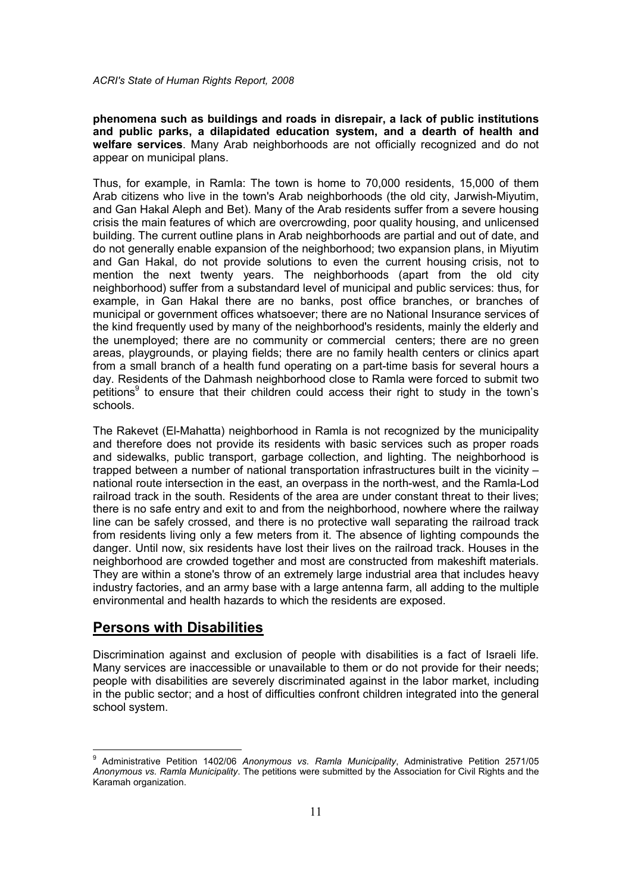**phenomena such as buildings and roads in disrepair, a lack of public institutions and public parks, a dilapidated education system, and a dearth of health and welfare services**. Many Arab neighborhoods are not officially recognized and do not appear on municipal plans.

Thus, for example, in Ramla: The town is home to 70,000 residents, 15,000 of them Arab citizens who live in the town's Arab neighborhoods (the old city, Jarwish-Miyutim, and Gan Hakal Aleph and Bet). Many of the Arab residents suffer from a severe housing crisis the main features of which are overcrowding, poor quality housing, and unlicensed building. The current outline plans in Arab neighborhoods are partial and out of date, and do not generally enable expansion of the neighborhood; two expansion plans, in Miyutim and Gan Hakal, do not provide solutions to even the current housing crisis, not to mention the next twenty years. The neighborhoods (apart from the old city neighborhood) suffer from a substandard level of municipal and public services: thus, for example, in Gan Hakal there are no banks, post office branches, or branches of municipal or government offices whatsoever; there are no National Insurance services of the kind frequently used by many of the neighborhood's residents, mainly the elderly and the unemployed; there are no community or commercial centers; there are no green areas, playgrounds, or playing fields; there are no family health centers or clinics apart from a small branch of a health fund operating on a part-time basis for several hours a day. Residents of the Dahmash neighborhood close to Ramla were forced to submit two petitions[9] to ensure that their children could access their right to study in the town's schools.

The Rakevet (El-Mahatta) neighborhood in Ramla is not recognized by the municipality and therefore does not provide its residents with basic services such as proper roads and sidewalks, public transport, garbage collection, and lighting. The neighborhood is trapped between a number of national transportation infrastructures built in the vicinity – national route intersection in the east, an overpass in the north-west, and the Ramla-Lod railroad track in the south. Residents of the area are under constant threat to their lives; there is no safe entry and exit to and from the neighborhood, nowhere where the railway line can be safely crossed, and there is no protective wall separating the railroad track from residents living only a few meters from it. The absence of lighting compounds the danger. Until now, six residents have lost their lives on the railroad track. Houses in the neighborhood are crowded together and most are constructed from makeshift materials. They are within a stone's throw of an extremely large industrial area that includes heavy industry factories, and an army base with a large antenna farm, all adding to the multiple environmental and health hazards to which the residents are exposed.

## Persons with Disabilities

Discrimination against and exclusion of people with disabilities is a fact of Israeli life. Many services are inaccessible or unavailable to them or do not provide for their needs; people with disabilities are severely discriminated against in the labor market, including in the public sector; and a host of difficulties confront children integrated into the general school system.

---

[9] Administrative Petition 1402/06 *Anonymous vs. Ramla Municipality*, Administrative Petition 2571/05 *Anonymous vs. Ramla Municipality*. The petitions were submitted by the Association for Civil Rights and the Karamah organization.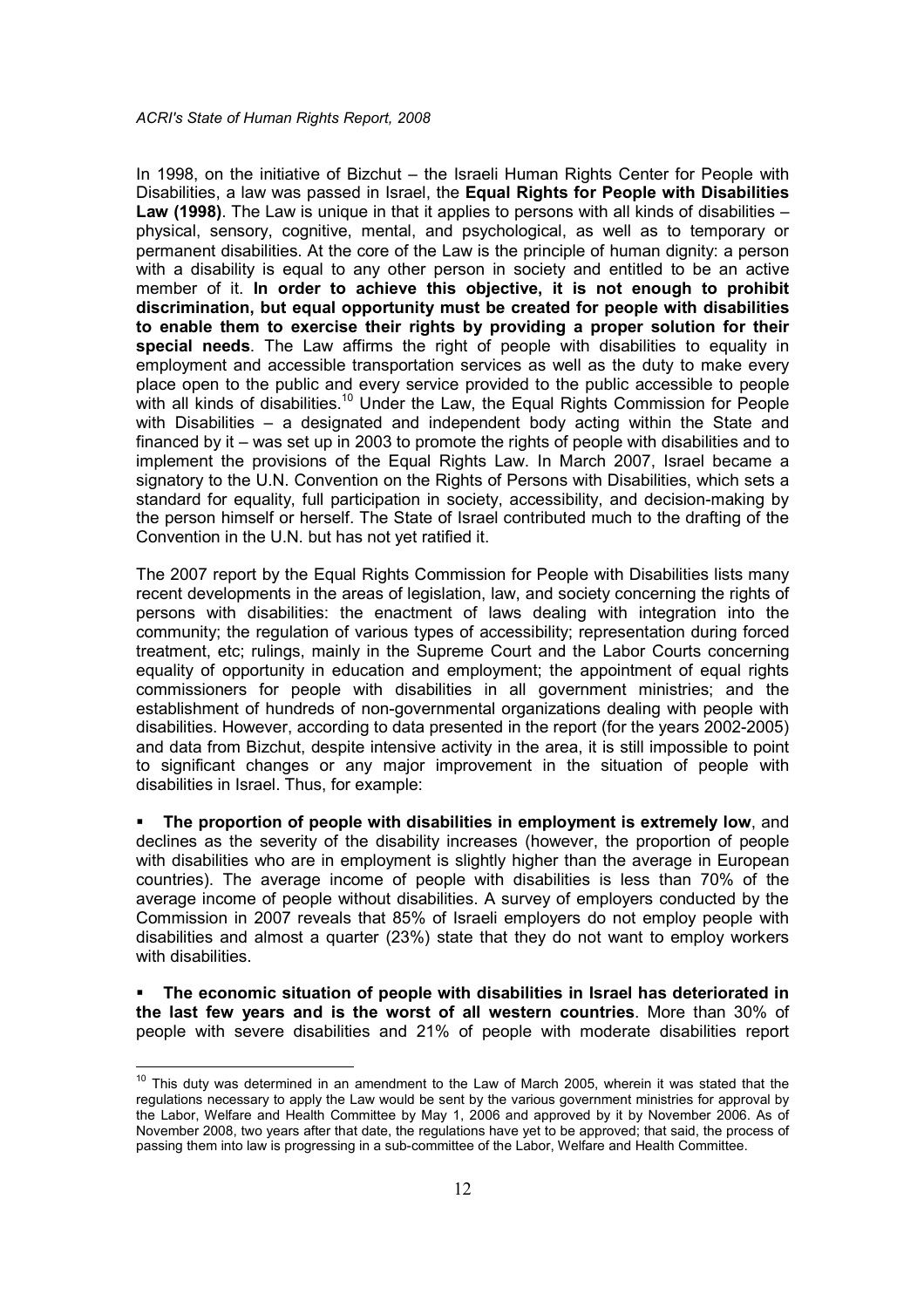In 1998, on the initiative of Bizchut – the Israeli Human Rights Center for People with Disabilities, a law was passed in Israel, the **Equal Rights for People with Disabilities Law (1998)**. The Law is unique in that it applies to persons with all kinds of disabilities – physical, sensory, cognitive, mental, and psychological, as well as to temporary or permanent disabilities. At the core of the Law is the principle of human dignity: a person with a disability is equal to any other person in society and entitled to be an active member of it. **In order to achieve this objective, it is not enough to prohibit discrimination, but equal opportunity must be created for people with disabilities to enable them to exercise their rights by providing a proper solution for their special needs**. The Law affirms the right of people with disabilities to equality in employment and accessible transportation services as well as the duty to make every place open to the public and every service provided to the public accessible to people with all kinds of disabilities.[10] Under the Law, the Equal Rights Commission for People with Disabilities – a designated and independent body acting within the State and financed by it – was set up in 2003 to promote the rights of people with disabilities and to implement the provisions of the Equal Rights Law. In March 2007, Israel became a signatory to the U.N. Convention on the Rights of Persons with Disabilities, which sets a standard for equality, full participation in society, accessibility, and decision-making by the person himself or herself. The State of Israel contributed much to the drafting of the Convention in the U.N. but has not yet ratified it.

The 2007 report by the Equal Rights Commission for People with Disabilities lists many recent developments in the areas of legislation, law, and society concerning the rights of persons with disabilities: the enactment of laws dealing with integration into the community; the regulation of various types of accessibility; representation during forced treatment, etc; rulings, mainly in the Supreme Court and the Labor Courts concerning equality of opportunity in education and employment; the appointment of equal rights commissioners for people with disabilities in all government ministries; and the establishment of hundreds of non-governmental organizations dealing with people with disabilities. However, according to data presented in the report (for the years 2002-2005) and data from Bizchut, despite intensive activity in the area, it is still impossible to point to significant changes or any major improvement in the situation of people with disabilities in Israel. Thus, for example:

- **The proportion of people with disabilities in employment is extremely low**, and declines as the severity of the disability increases (however, the proportion of people with disabilities who are in employment is slightly higher than the average in European countries). The average income of people with disabilities is less than 70% of the average income of people without disabilities. A survey of employers conducted by the Commission in 2007 reveals that 85% of Israeli employers do not employ people with disabilities and almost a quarter (23%) state that they do not want to employ workers with disabilities.

- **The economic situation of people with disabilities in Israel has deteriorated in the last few years and is the worst of all western countries**. More than 30% of people with severe disabilities and 21% of people with moderate disabilities report

---

[10] This duty was determined in an amendment to the Law of March 2005, wherein it was stated that the regulations necessary to apply the Law would be sent by the various government ministries for approval by the Labor, Welfare and Health Committee by May 1, 2006 and approved by it by November 2006. As of November 2008, two years after that date, the regulations have yet to be approved; that said, the process of passing them into law is progressing in a sub-committee of the Labor, Welfare and Health Committee.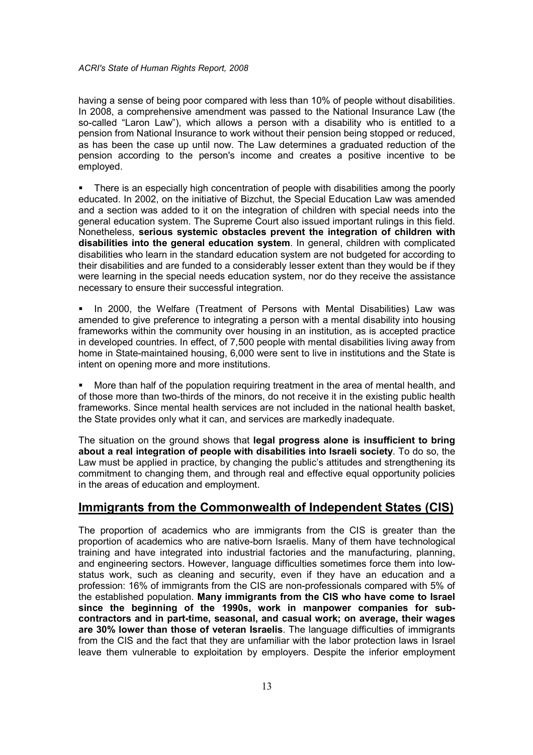having a sense of being poor compared with less than 10% of people without disabilities. In 2008, a comprehensive amendment was passed to the National Insurance Law (the so-called "Laron Law"), which allows a person with a disability who is entitled to a pension from National Insurance to work without their pension being stopped or reduced, as has been the case up until now. The Law determines a graduated reduction of the pension according to the person's income and creates a positive incentive to be employed.

- There is an especially high concentration of people with disabilities among the poorly educated. In 2002, on the initiative of Bizchut, the Special Education Law was amended and a section was added to it on the integration of children with special needs into the general education system. The Supreme Court also issued important rulings in this field. Nonetheless, **serious systemic obstacles prevent the integration of children with disabilities into the general education system**. In general, children with complicated disabilities who learn in the standard education system are not budgeted for according to their disabilities and are funded to a considerably lesser extent than they would be if they were learning in the special needs education system, nor do they receive the assistance necessary to ensure their successful integration.

- In 2000, the Welfare (Treatment of Persons with Mental Disabilities) Law was amended to give preference to integrating a person with a mental disability into housing frameworks within the community over housing in an institution, as is accepted practice in developed countries. In effect, of 7,500 people with mental disabilities living away from home in State-maintained housing, 6,000 were sent to live in institutions and the State is intent on opening more and more institutions.

- More than half of the population requiring treatment in the area of mental health, and of those more than two-thirds of the minors, do not receive it in the existing public health frameworks. Since mental health services are not included in the national health basket, the State provides only what it can, and services are markedly inadequate.

The situation on the ground shows that **legal progress alone is insufficient to bring about a real integration of people with disabilities into Israeli society**. To do so, the Law must be applied in practice, by changing the public's attitudes and strengthening its commitment to changing them, and through real and effective equal opportunity policies in the areas of education and employment.

## Immigrants from the Commonwealth of Independent States (CIS)

The proportion of academics who are immigrants from the CIS is greater than the proportion of academics who are native-born Israelis. Many of them have technological training and have integrated into industrial factories and the manufacturing, planning, and engineering sectors. However, language difficulties sometimes force them into low-status work, such as cleaning and security, even if they have an education and a profession: 16% of immigrants from the CIS are non-professionals compared with 5% of the established population. **Many immigrants from the CIS who have come to Israel since the beginning of the 1990s, work in manpower companies for sub-contractors and in part-time, seasonal, and casual work; on average, their wages are 30% lower than those of veteran Israelis**. The language difficulties of immigrants from the CIS and the fact that they are unfamiliar with the labor protection laws in Israel leave them vulnerable to exploitation by employers. Despite the inferior employment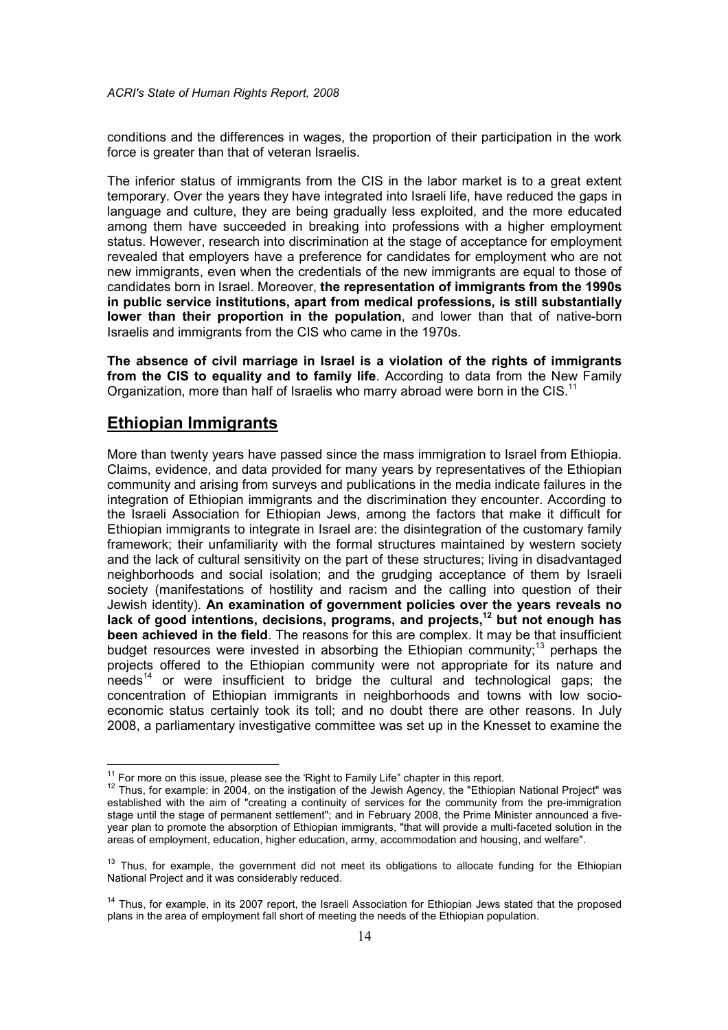conditions and the differences in wages, the proportion of their participation in the work force is greater than that of veteran Israelis.

The inferior status of immigrants from the CIS in the labor market is to a great extent temporary. Over the years they have integrated into Israeli life, have reduced the gaps in language and culture, they are being gradually less exploited, and the more educated among them have succeeded in breaking into professions with a higher employment status. However, research into discrimination at the stage of acceptance for employment revealed that employers have a preference for candidates for employment who are not new immigrants, even when the credentials of the new immigrants are equal to those of candidates born in Israel. Moreover, **the representation of immigrants from the 1990s in public service institutions, apart from medical professions, is still substantially lower than their proportion in the population**, and lower than that of native-born Israelis and immigrants from the CIS who came in the 1970s.

**The absence of civil marriage in Israel is a violation of the rights of immigrants from the CIS to equality and to family life**. According to data from the New Family Organization, more than half of Israelis who marry abroad were born in the CIS.[11]

## Ethiopian Immigrants

More than twenty years have passed since the mass immigration to Israel from Ethiopia. Claims, evidence, and data provided for many years by representatives of the Ethiopian community and arising from surveys and publications in the media indicate failures in the integration of Ethiopian immigrants and the discrimination they encounter. According to the Israeli Association for Ethiopian Jews, among the factors that make it difficult for Ethiopian immigrants to integrate in Israel are: the disintegration of the customary family framework; their unfamiliarity with the formal structures maintained by western society and the lack of cultural sensitivity on the part of these structures; living in disadvantaged neighborhoods and social isolation; and the grudging acceptance of them by Israeli society (manifestations of hostility and racism and the calling into question of their Jewish identity). **An examination of government policies over the years reveals no lack of good intentions, decisions, programs, and projects,[12] but not enough has been achieved in the field**. The reasons for this are complex. It may be that insufficient budget resources were invested in absorbing the Ethiopian community;[13] perhaps the projects offered to the Ethiopian community were not appropriate for its nature and needs[14] or were insufficient to bridge the cultural and technological gaps; the concentration of Ethiopian immigrants in neighborhoods and towns with low socio-economic status certainly took its toll; and no doubt there are other reasons. In July 2008, a parliamentary investigative committee was set up in the Knesset to examine the

---

[11] For more on this issue, please see the 'Right to Family Life" chapter in this report.

[12] Thus, for example: in 2004, on the instigation of the Jewish Agency, the "Ethiopian National Project" was established with the aim of "creating a continuity of services for the community from the pre-immigration stage until the stage of permanent settlement"; and in February 2008, the Prime Minister announced a five-year plan to promote the absorption of Ethiopian immigrants, "that will provide a multi-faceted solution in the areas of employment, education, higher education, army, accommodation and housing, and welfare".

[13] Thus, for example, the government did not meet its obligations to allocate funding for the Ethiopian National Project and it was considerably reduced.

[14] Thus, for example, in its 2007 report, the Israeli Association for Ethiopian Jews stated that the proposed plans in the area of employment fall short of meeting the needs of the Ethiopian population.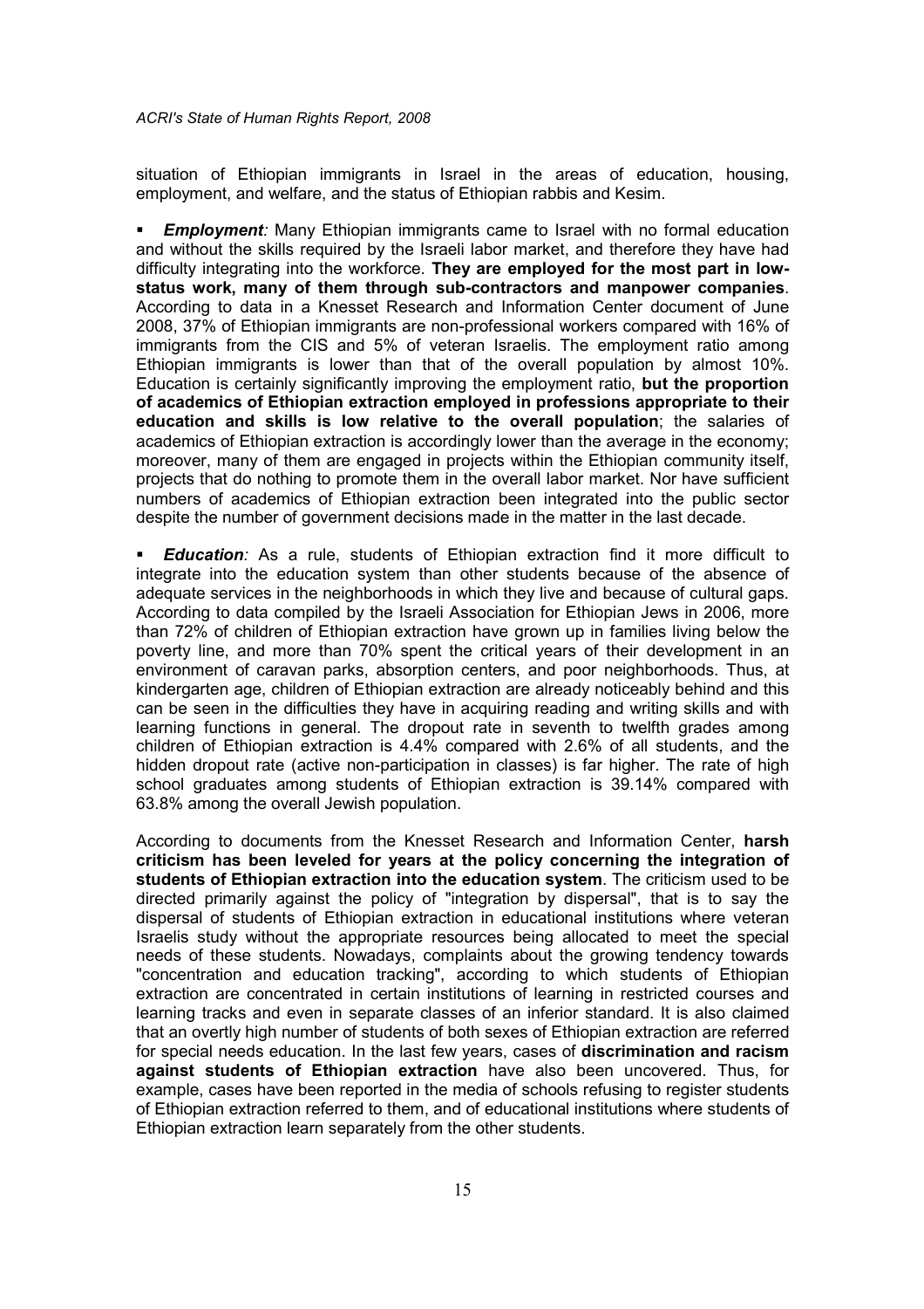situation of Ethiopian immigrants in Israel in the areas of education, housing, employment, and welfare, and the status of Ethiopian rabbis and Kesim.

- ***Employment:*** Many Ethiopian immigrants came to Israel with no formal education and without the skills required by the Israeli labor market, and therefore they have had difficulty integrating into the workforce. **They are employed for the most part in low-status work, many of them through sub-contractors and manpower companies**. According to data in a Knesset Research and Information Center document of June 2008, 37% of Ethiopian immigrants are non-professional workers compared with 16% of immigrants from the CIS and 5% of veteran Israelis. The employment ratio among Ethiopian immigrants is lower than that of the overall population by almost 10%. Education is certainly significantly improving the employment ratio, **but the proportion of academics of Ethiopian extraction employed in professions appropriate to their education and skills is low relative to the overall population**; the salaries of academics of Ethiopian extraction is accordingly lower than the average in the economy; moreover, many of them are engaged in projects within the Ethiopian community itself, projects that do nothing to promote them in the overall labor market. Nor have sufficient numbers of academics of Ethiopian extraction been integrated into the public sector despite the number of government decisions made in the matter in the last decade.

- ***Education:*** As a rule, students of Ethiopian extraction find it more difficult to integrate into the education system than other students because of the absence of adequate services in the neighborhoods in which they live and because of cultural gaps. According to data compiled by the Israeli Association for Ethiopian Jews in 2006, more than 72% of children of Ethiopian extraction have grown up in families living below the poverty line, and more than 70% spent the critical years of their development in an environment of caravan parks, absorption centers, and poor neighborhoods. Thus, at kindergarten age, children of Ethiopian extraction are already noticeably behind and this can be seen in the difficulties they have in acquiring reading and writing skills and with learning functions in general. The dropout rate in seventh to twelfth grades among children of Ethiopian extraction is 4.4% compared with 2.6% of all students, and the hidden dropout rate (active non-participation in classes) is far higher. The rate of high school graduates among students of Ethiopian extraction is 39.14% compared with 63.8% among the overall Jewish population.

According to documents from the Knesset Research and Information Center, **harsh criticism has been leveled for years at the policy concerning the integration of students of Ethiopian extraction into the education system**. The criticism used to be directed primarily against the policy of "integration by dispersal", that is to say the dispersal of students of Ethiopian extraction in educational institutions where veteran Israelis study without the appropriate resources being allocated to meet the special needs of these students. Nowadays, complaints about the growing tendency towards "concentration and education tracking", according to which students of Ethiopian extraction are concentrated in certain institutions of learning in restricted courses and learning tracks and even in separate classes of an inferior standard. It is also claimed that an overtly high number of students of both sexes of Ethiopian extraction are referred for special needs education. In the last few years, cases of **discrimination and racism against students of Ethiopian extraction** have also been uncovered. Thus, for example, cases have been reported in the media of schools refusing to register students of Ethiopian extraction referred to them, and of educational institutions where students of Ethiopian extraction learn separately from the other students.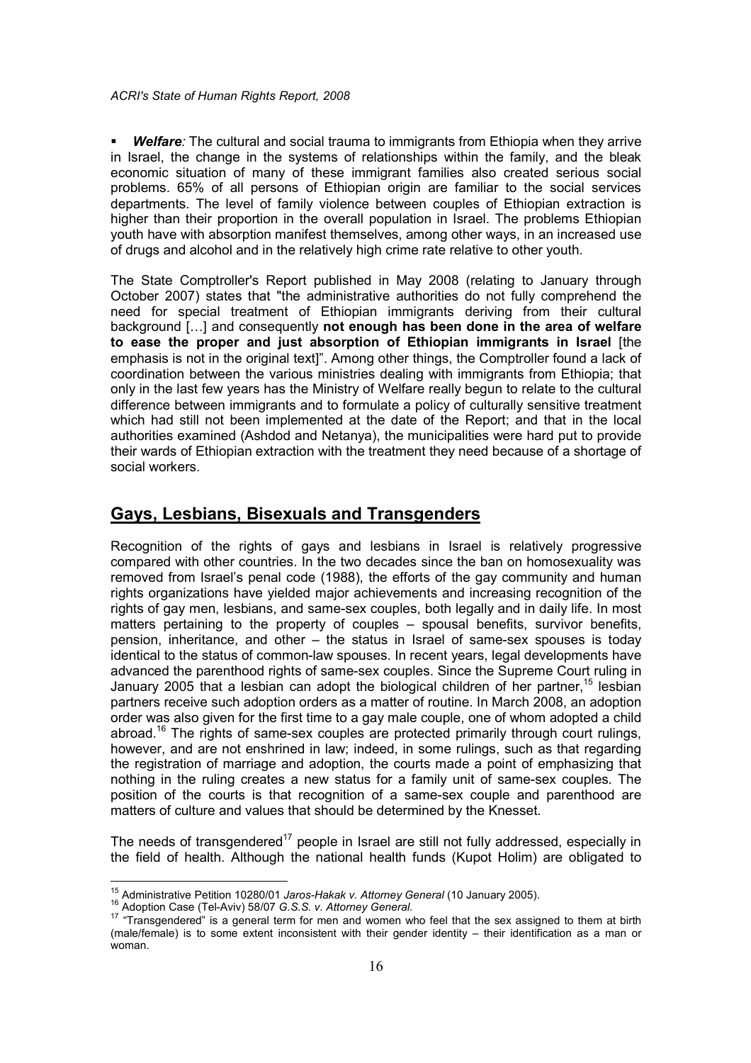- ***Welfare**:* The cultural and social trauma to immigrants from Ethiopia when they arrive in Israel, the change in the systems of relationships within the family, and the bleak economic situation of many of these immigrant families also created serious social problems. 65% of all persons of Ethiopian origin are familiar to the social services departments. The level of family violence between couples of Ethiopian extraction is higher than their proportion in the overall population in Israel. The problems Ethiopian youth have with absorption manifest themselves, among other ways, in an increased use of drugs and alcohol and in the relatively high crime rate relative to other youth.

The State Comptroller's Report published in May 2008 (relating to January through October 2007) states that "the administrative authorities do not fully comprehend the need for special treatment of Ethiopian immigrants deriving from their cultural background […] and consequently **not enough has been done in the area of welfare to ease the proper and just absorption of Ethiopian immigrants in Israel** [the emphasis is not in the original text]". Among other things, the Comptroller found a lack of coordination between the various ministries dealing with immigrants from Ethiopia; that only in the last few years has the Ministry of Welfare really begun to relate to the cultural difference between immigrants and to formulate a policy of culturally sensitive treatment which had still not been implemented at the date of the Report; and that in the local authorities examined (Ashdod and Netanya), the municipalities were hard put to provide their wards of Ethiopian extraction with the treatment they need because of a shortage of social workers.

## Gays, Lesbians, Bisexuals and Transgenders

Recognition of the rights of gays and lesbians in Israel is relatively progressive compared with other countries. In the two decades since the ban on homosexuality was removed from Israel's penal code (1988), the efforts of the gay community and human rights organizations have yielded major achievements and increasing recognition of the rights of gay men, lesbians, and same-sex couples, both legally and in daily life. In most matters pertaining to the property of couples – spousal benefits, survivor benefits, pension, inheritance, and other – the status in Israel of same-sex spouses is today identical to the status of common-law spouses. In recent years, legal developments have advanced the parenthood rights of same-sex couples. Since the Supreme Court ruling in January 2005 that a lesbian can adopt the biological children of her partner,[15] lesbian partners receive such adoption orders as a matter of routine. In March 2008, an adoption order was also given for the first time to a gay male couple, one of whom adopted a child abroad.[16] The rights of same-sex couples are protected primarily through court rulings, however, and are not enshrined in law; indeed, in some rulings, such as that regarding the registration of marriage and adoption, the courts made a point of emphasizing that nothing in the ruling creates a new status for a family unit of same-sex couples. The position of the courts is that recognition of a same-sex couple and parenthood are matters of culture and values that should be determined by the Knesset.

The needs of transgendered[17] people in Israel are still not fully addressed, especially in the field of health. Although the national health funds (Kupot Holim) are obligated to

---

[15] Administrative Petition 10280/01 *Jaros-Hakak v. Attorney General* (10 January 2005).

[16] Adoption Case (Tel-Aviv) 58/07 *G.S.S. v. Attorney General.*

[17] "Transgendered" is a general term for men and women who feel that the sex assigned to them at birth (male/female) is to some extent inconsistent with their gender identity – their identification as a man or woman.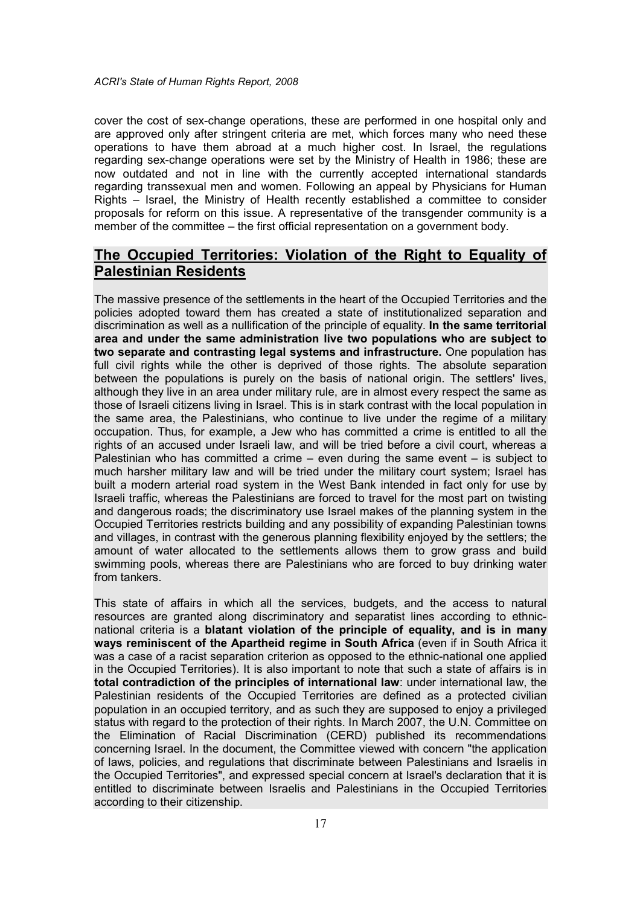cover the cost of sex-change operations, these are performed in one hospital only and are approved only after stringent criteria are met, which forces many who need these operations to have them abroad at a much higher cost. In Israel, the regulations regarding sex-change operations were set by the Ministry of Health in 1986; these are now outdated and not in line with the currently accepted international standards regarding transsexual men and women. Following an appeal by Physicians for Human Rights – Israel, the Ministry of Health recently established a committee to consider proposals for reform on this issue. A representative of the transgender community is a member of the committee – the first official representation on a government body.

## The Occupied Territories: Violation of the Right to Equality of Palestinian Residents

The massive presence of the settlements in the heart of the Occupied Territories and the policies adopted toward them has created a state of institutionalized separation and discrimination as well as a nullification of the principle of equality. **In the same territorial area and under the same administration live two populations who are subject to two separate and contrasting legal systems and infrastructure.** One population has full civil rights while the other is deprived of those rights. The absolute separation between the populations is purely on the basis of national origin. The settlers' lives, although they live in an area under military rule, are in almost every respect the same as those of Israeli citizens living in Israel. This is in stark contrast with the local population in the same area, the Palestinians, who continue to live under the regime of a military occupation. Thus, for example, a Jew who has committed a crime is entitled to all the rights of an accused under Israeli law, and will be tried before a civil court, whereas a Palestinian who has committed a crime – even during the same event – is subject to much harsher military law and will be tried under the military court system; Israel has built a modern arterial road system in the West Bank intended in fact only for use by Israeli traffic, whereas the Palestinians are forced to travel for the most part on twisting and dangerous roads; the discriminatory use Israel makes of the planning system in the Occupied Territories restricts building and any possibility of expanding Palestinian towns and villages, in contrast with the generous planning flexibility enjoyed by the settlers; the amount of water allocated to the settlements allows them to grow grass and build swimming pools, whereas there are Palestinians who are forced to buy drinking water from tankers.

This state of affairs in which all the services, budgets, and the access to natural resources are granted along discriminatory and separatist lines according to ethnic-national criteria is a **blatant violation of the principle of equality, and is in many ways reminiscent of the Apartheid regime in South Africa** (even if in South Africa it was a case of a racist separation criterion as opposed to the ethnic-national one applied in the Occupied Territories). It is also important to note that such a state of affairs is in **total contradiction of the principles of international law**: under international law, the Palestinian residents of the Occupied Territories are defined as a protected civilian population in an occupied territory, and as such they are supposed to enjoy a privileged status with regard to the protection of their rights. In March 2007, the U.N. Committee on the Elimination of Racial Discrimination (CERD) published its recommendations concerning Israel. In the document, the Committee viewed with concern "the application of laws, policies, and regulations that discriminate between Palestinians and Israelis in the Occupied Territories", and expressed special concern at Israel's declaration that it is entitled to discriminate between Israelis and Palestinians in the Occupied Territories according to their citizenship.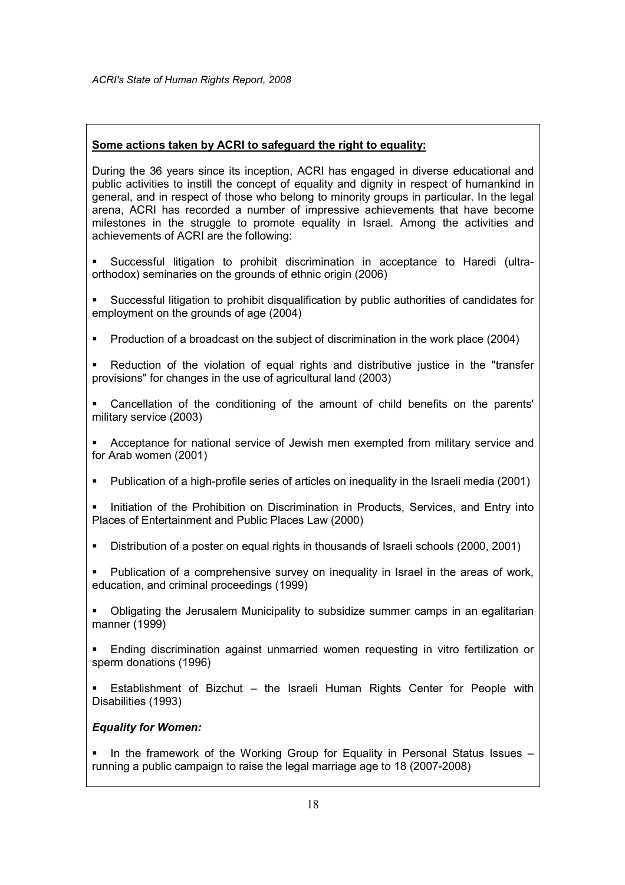**Some actions taken by ACRI to safeguard the right to equality:**

During the 36 years since its inception, ACRI has engaged in diverse educational and public activities to instill the concept of equality and dignity in respect of humankind in general, and in respect of those who belong to minority groups in particular. In the legal arena, ACRI has recorded a number of impressive achievements that have become milestones in the struggle to promote equality in Israel. Among the activities and achievements of ACRI are the following:

- Successful litigation to prohibit discrimination in acceptance to Haredi (ultra-orthodox) seminaries on the grounds of ethnic origin (2006)
- Successful litigation to prohibit disqualification by public authorities of candidates for employment on the grounds of age (2004)
- Production of a broadcast on the subject of discrimination in the work place (2004)
- Reduction of the violation of equal rights and distributive justice in the "transfer provisions" for changes in the use of agricultural land (2003)
- Cancellation of the conditioning of the amount of child benefits on the parents' military service (2003)
- Acceptance for national service of Jewish men exempted from military service and for Arab women (2001)
- Publication of a high-profile series of articles on inequality in the Israeli media (2001)
- Initiation of the Prohibition on Discrimination in Products, Services, and Entry into Places of Entertainment and Public Places Law (2000)
- Distribution of a poster on equal rights in thousands of Israeli schools (2000, 2001)
- Publication of a comprehensive survey on inequality in Israel in the areas of work, education, and criminal proceedings (1999)
- Obligating the Jerusalem Municipality to subsidize summer camps in an egalitarian manner (1999)
- Ending discrimination against unmarried women requesting in vitro fertilization or sperm donations (1996)
- Establishment of Bizchut – the Israeli Human Rights Center for People with Disabilities (1993)

***Equality for Women:***

- In the framework of the Working Group for Equality in Personal Status Issues – running a public campaign to raise the legal marriage age to 18 (2007-2008)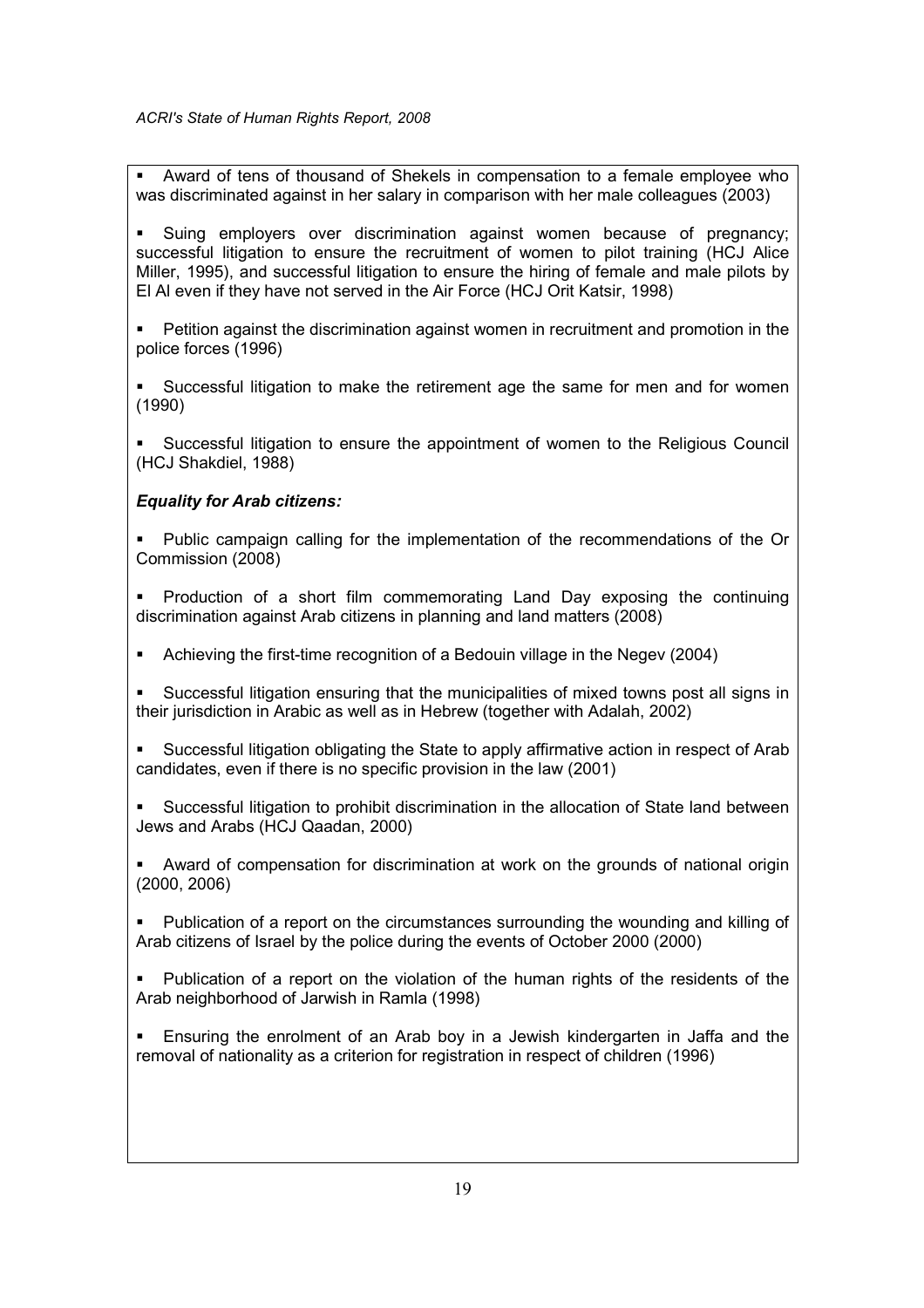- Award of tens of thousand of Shekels in compensation to a female employee who was discriminated against in her salary in comparison with her male colleagues (2003)

- Suing employers over discrimination against women because of pregnancy; successful litigation to ensure the recruitment of women to pilot training (HCJ Alice Miller, 1995), and successful litigation to ensure the hiring of female and male pilots by El Al even if they have not served in the Air Force (HCJ Orit Katsir, 1998)

- Petition against the discrimination against women in recruitment and promotion in the police forces (1996)

- Successful litigation to make the retirement age the same for men and for women (1990)

- Successful litigation to ensure the appointment of women to the Religious Council (HCJ Shakdiel, 1988)

***Equality for Arab citizens:***

- Public campaign calling for the implementation of the recommendations of the Or Commission (2008)

- Production of a short film commemorating Land Day exposing the continuing discrimination against Arab citizens in planning and land matters (2008)

- Achieving the first-time recognition of a Bedouin village in the Negev (2004)

- Successful litigation ensuring that the municipalities of mixed towns post all signs in their jurisdiction in Arabic as well as in Hebrew (together with Adalah, 2002)

- Successful litigation obligating the State to apply affirmative action in respect of Arab candidates, even if there is no specific provision in the law (2001)

- Successful litigation to prohibit discrimination in the allocation of State land between Jews and Arabs (HCJ Qaadan, 2000)

- Award of compensation for discrimination at work on the grounds of national origin (2000, 2006)

- Publication of a report on the circumstances surrounding the wounding and killing of Arab citizens of Israel by the police during the events of October 2000 (2000)

- Publication of a report on the violation of the human rights of the residents of the Arab neighborhood of Jarwish in Ramla (1998)

- Ensuring the enrolment of an Arab boy in a Jewish kindergarten in Jaffa and the removal of nationality as a criterion for registration in respect of children (1996)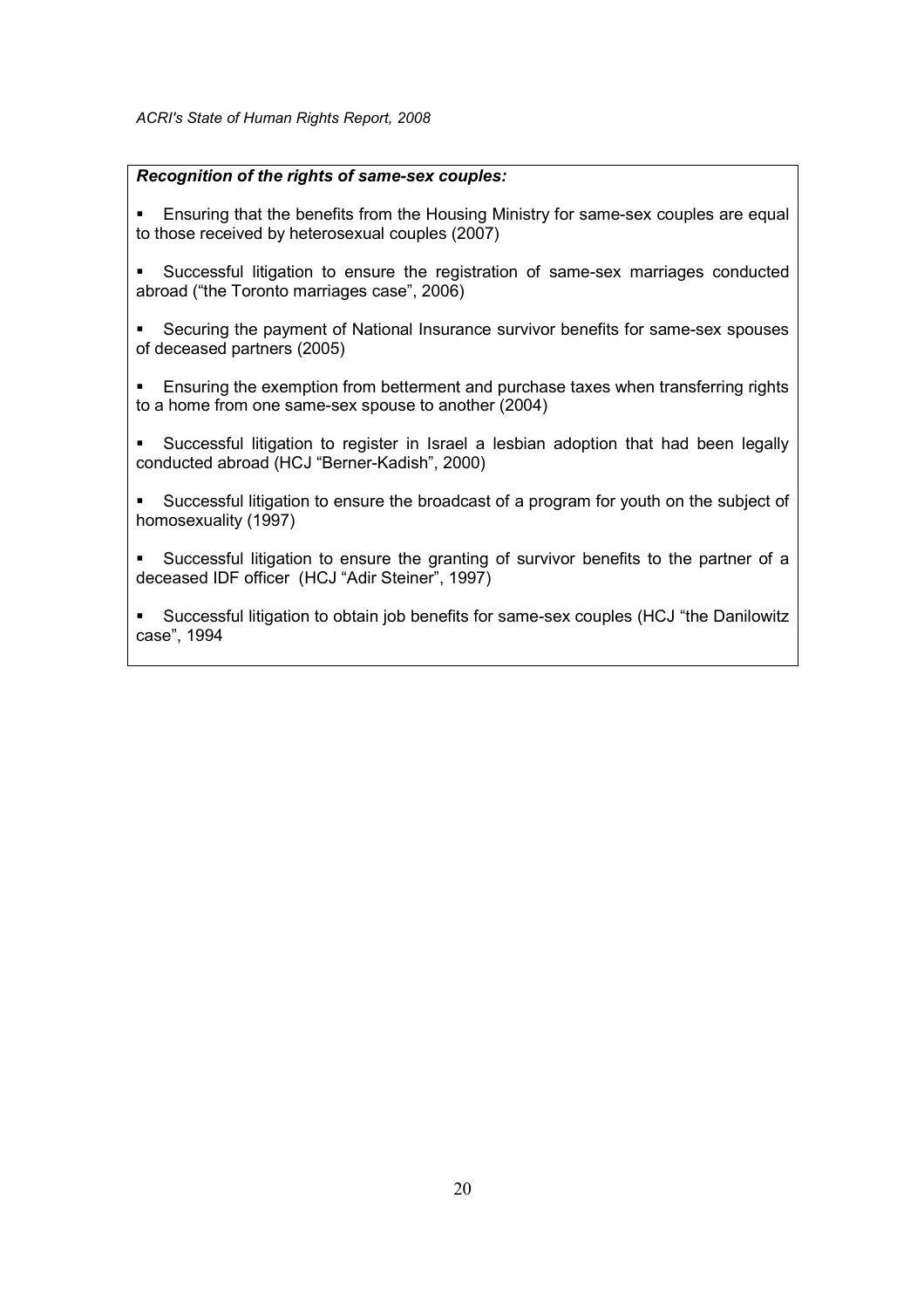***Recognition of the rights of same-sex couples:***

- Ensuring that the benefits from the Housing Ministry for same-sex couples are equal to those received by heterosexual couples (2007)
- Successful litigation to ensure the registration of same-sex marriages conducted abroad ("the Toronto marriages case", 2006)
- Securing the payment of National Insurance survivor benefits for same-sex spouses of deceased partners (2005)
- Ensuring the exemption from betterment and purchase taxes when transferring rights to a home from one same-sex spouse to another (2004)
- Successful litigation to register in Israel a lesbian adoption that had been legally conducted abroad (HCJ "Berner-Kadish", 2000)
- Successful litigation to ensure the broadcast of a program for youth on the subject of homosexuality (1997)
- Successful litigation to ensure the granting of survivor benefits to the partner of a deceased IDF officer (HCJ "Adir Steiner", 1997)
- Successful litigation to obtain job benefits for same-sex couples (HCJ "the Danilowitz case", 1994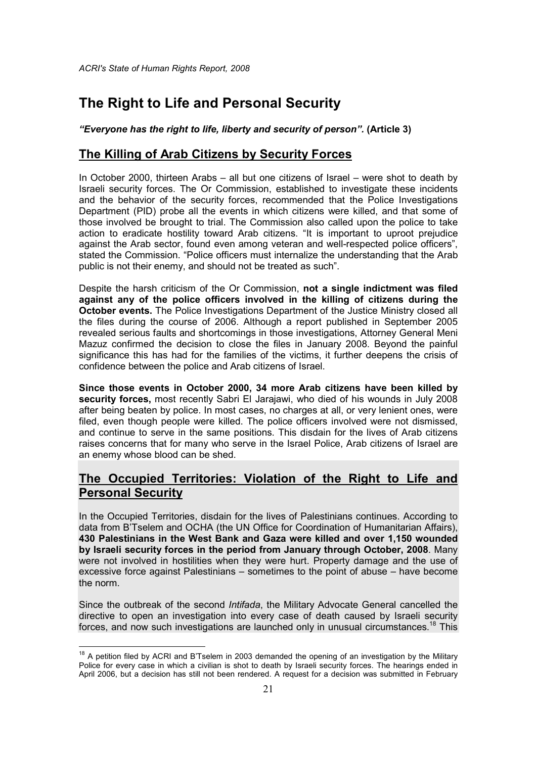# The Right to Life and Personal Security

***"Everyone has the right to life, liberty and security of person".* (Article 3)**

## The Killing of Arab Citizens by Security Forces

In October 2000, thirteen Arabs – all but one citizens of Israel – were shot to death by Israeli security forces. The Or Commission, established to investigate these incidents and the behavior of the security forces, recommended that the Police Investigations Department (PID) probe all the events in which citizens were killed, and that some of those involved be brought to trial. The Commission also called upon the police to take action to eradicate hostility toward Arab citizens. "It is important to uproot prejudice against the Arab sector, found even among veteran and well-respected police officers", stated the Commission. "Police officers must internalize the understanding that the Arab public is not their enemy, and should not be treated as such".

Despite the harsh criticism of the Or Commission, **not a single indictment was filed against any of the police officers involved in the killing of citizens during the October events.** The Police Investigations Department of the Justice Ministry closed all the files during the course of 2006. Although a report published in September 2005 revealed serious faults and shortcomings in those investigations, Attorney General Meni Mazuz confirmed the decision to close the files in January 2008. Beyond the painful significance this has had for the families of the victims, it further deepens the crisis of confidence between the police and Arab citizens of Israel.

**Since those events in October 2000, 34 more Arab citizens have been killed by security forces,** most recently Sabri El Jarajawi, who died of his wounds in July 2008 after being beaten by police. In most cases, no charges at all, or very lenient ones, were filed, even though people were killed. The police officers involved were not dismissed, and continue to serve in the same positions. This disdain for the lives of Arab citizens raises concerns that for many who serve in the Israel Police, Arab citizens of Israel are an enemy whose blood can be shed.

## The Occupied Territories: Violation of the Right to Life and Personal Security

In the Occupied Territories, disdain for the lives of Palestinians continues. According to data from B'Tselem and OCHA (the UN Office for Coordination of Humanitarian Affairs), **430 Palestinians in the West Bank and Gaza were killed and over 1,150 wounded by Israeli security forces in the period from January through October, 2008**. Many were not involved in hostilities when they were hurt. Property damage and the use of excessive force against Palestinians – sometimes to the point of abuse – have become the norm.

Since the outbreak of the second *Intifada*, the Military Advocate General cancelled the directive to open an investigation into every case of death caused by Israeli security forces, and now such investigations are launched only in unusual circumstances.[18] This

[18] A petition filed by ACRI and B'Tselem in 2003 demanded the opening of an investigation by the Military Police for every case in which a civilian is shot to death by Israeli security forces. The hearings ended in April 2006, but a decision has still not been rendered. A request for a decision was submitted in February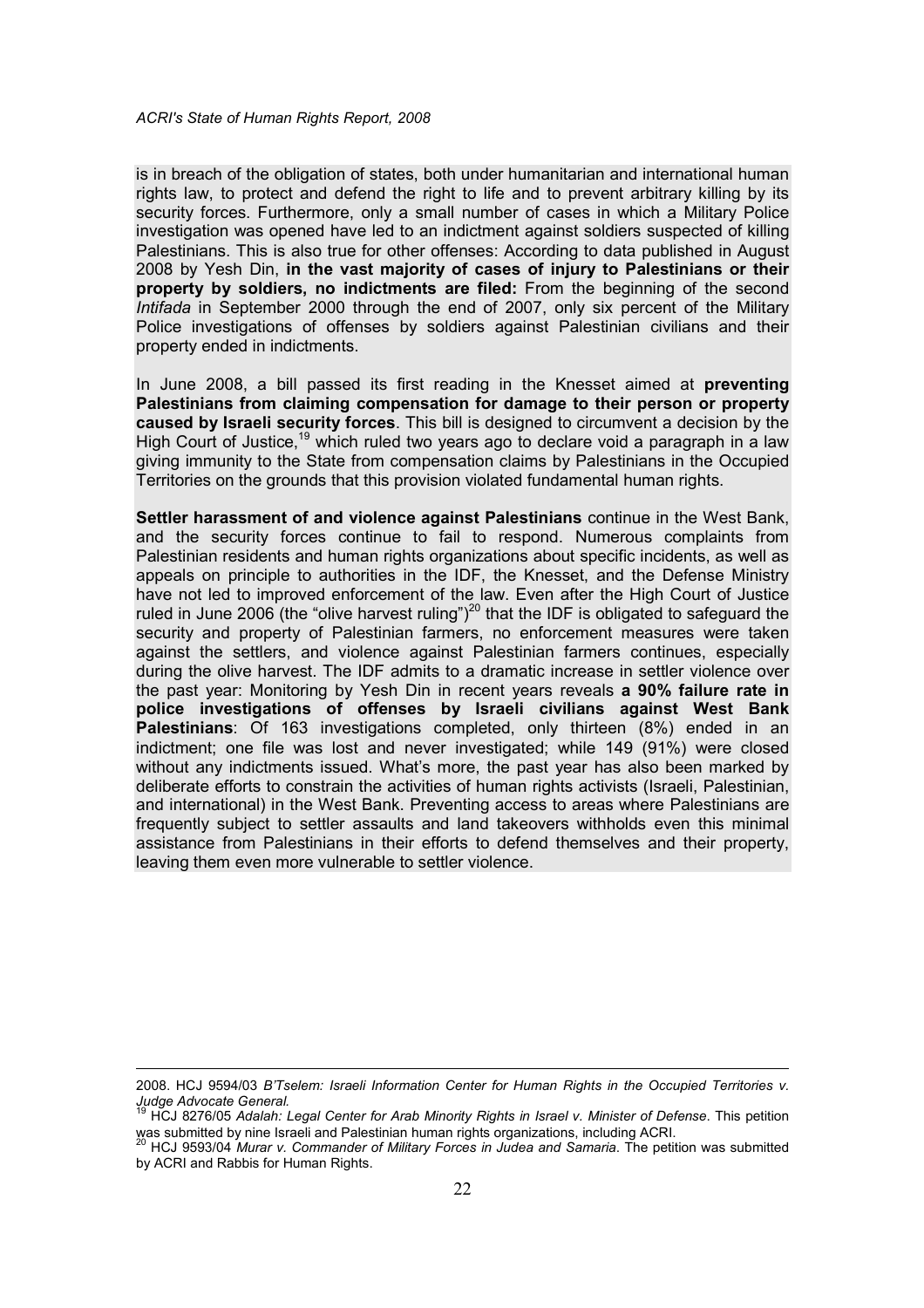is in breach of the obligation of states, both under humanitarian and international human rights law, to protect and defend the right to life and to prevent arbitrary killing by its security forces. Furthermore, only a small number of cases in which a Military Police investigation was opened have led to an indictment against soldiers suspected of killing Palestinians. This is also true for other offenses: According to data published in August 2008 by Yesh Din, **in the vast majority of cases of injury to Palestinians or their property by soldiers, no indictments are filed:** From the beginning of the second *Intifada* in September 2000 through the end of 2007, only six percent of the Military Police investigations of offenses by soldiers against Palestinian civilians and their property ended in indictments.

In June 2008, a bill passed its first reading in the Knesset aimed at **preventing Palestinians from claiming compensation for damage to their person or property caused by Israeli security forces**. This bill is designed to circumvent a decision by the High Court of Justice,[19] which ruled two years ago to declare void a paragraph in a law giving immunity to the State from compensation claims by Palestinians in the Occupied Territories on the grounds that this provision violated fundamental human rights.

**Settler harassment of and violence against Palestinians** continue in the West Bank, and the security forces continue to fail to respond. Numerous complaints from Palestinian residents and human rights organizations about specific incidents, as well as appeals on principle to authorities in the IDF, the Knesset, and the Defense Ministry have not led to improved enforcement of the law. Even after the High Court of Justice ruled in June 2006 (the "olive harvest ruling")[20] that the IDF is obligated to safeguard the security and property of Palestinian farmers, no enforcement measures were taken against the settlers, and violence against Palestinian farmers continues, especially during the olive harvest. The IDF admits to a dramatic increase in settler violence over the past year: Monitoring by Yesh Din in recent years reveals **a 90% failure rate in police investigations of offenses by Israeli civilians against West Bank Palestinians**: Of 163 investigations completed, only thirteen (8%) ended in an indictment; one file was lost and never investigated; while 149 (91%) were closed without any indictments issued. What's more, the past year has also been marked by deliberate efforts to constrain the activities of human rights activists (Israeli, Palestinian, and international) in the West Bank. Preventing access to areas where Palestinians are frequently subject to settler assaults and land takeovers withholds even this minimal assistance from Palestinians in their efforts to defend themselves and their property, leaving them even more vulnerable to settler violence.

---

2008. HCJ 9594/03 *B'Tselem: Israeli Information Center for Human Rights in the Occupied Territories v. Judge Advocate General.*

[19] HCJ 8276/05 *Adalah: Legal Center for Arab Minority Rights in Israel v. Minister of Defense*. This petition was submitted by nine Israeli and Palestinian human rights organizations, including ACRI.

[20] HCJ 9593/04 *Murar v. Commander of Military Forces in Judea and Samaria*. The petition was submitted by ACRI and Rabbis for Human Rights.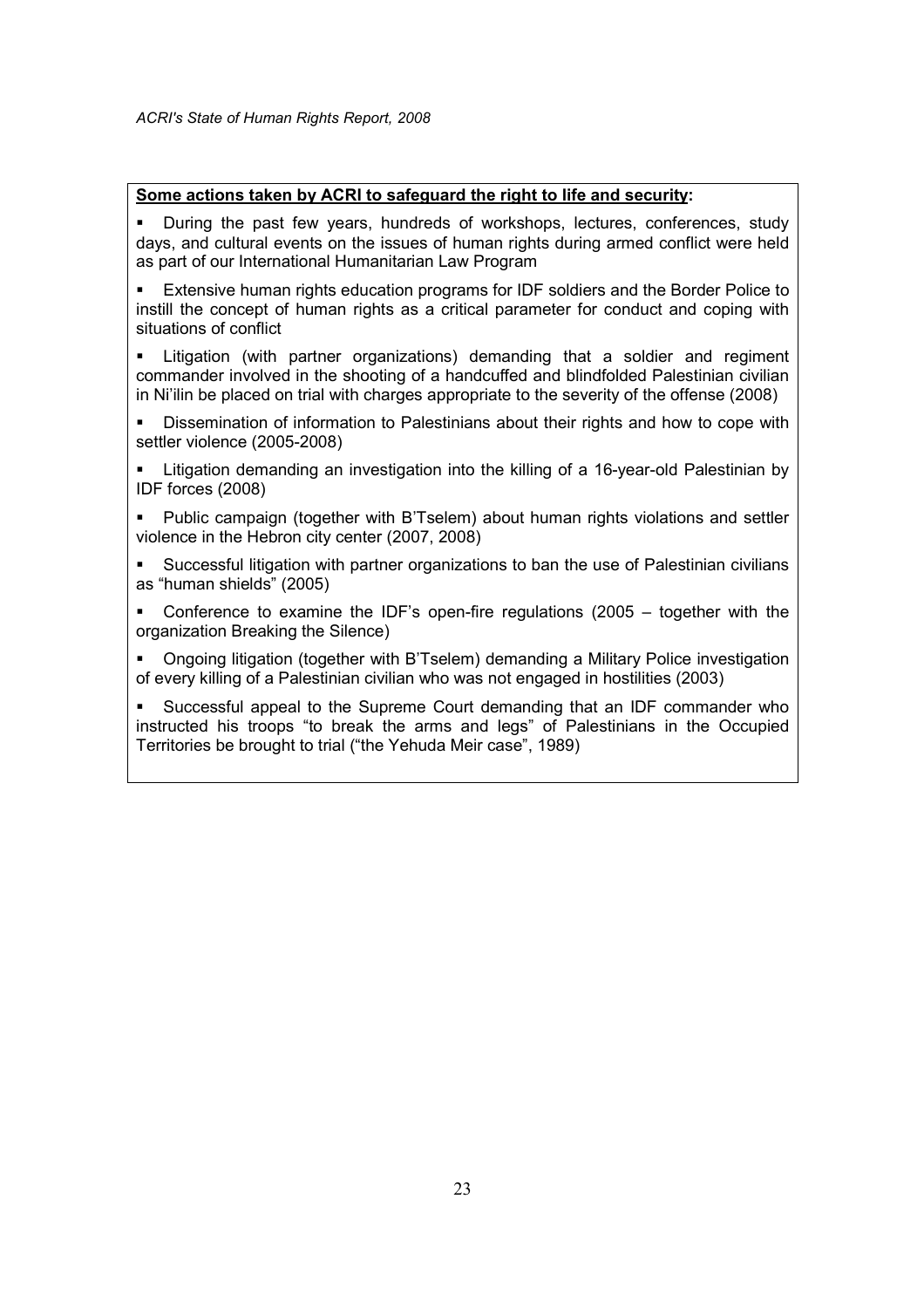**Some actions taken by ACRI to safeguard the right to life and security:**

- During the past few years, hundreds of workshops, lectures, conferences, study days, and cultural events on the issues of human rights during armed conflict were held as part of our International Humanitarian Law Program
- Extensive human rights education programs for IDF soldiers and the Border Police to instill the concept of human rights as a critical parameter for conduct and coping with situations of conflict
- Litigation (with partner organizations) demanding that a soldier and regiment commander involved in the shooting of a handcuffed and blindfolded Palestinian civilian in Ni'ilin be placed on trial with charges appropriate to the severity of the offense (2008)
- Dissemination of information to Palestinians about their rights and how to cope with settler violence (2005-2008)
- Litigation demanding an investigation into the killing of a 16-year-old Palestinian by IDF forces (2008)
- Public campaign (together with B'Tselem) about human rights violations and settler violence in the Hebron city center (2007, 2008)
- Successful litigation with partner organizations to ban the use of Palestinian civilians as "human shields" (2005)
- Conference to examine the IDF's open-fire regulations (2005 – together with the organization Breaking the Silence)
- Ongoing litigation (together with B'Tselem) demanding a Military Police investigation of every killing of a Palestinian civilian who was not engaged in hostilities (2003)
- Successful appeal to the Supreme Court demanding that an IDF commander who instructed his troops "to break the arms and legs" of Palestinians in the Occupied Territories be brought to trial ("the Yehuda Meir case", 1989)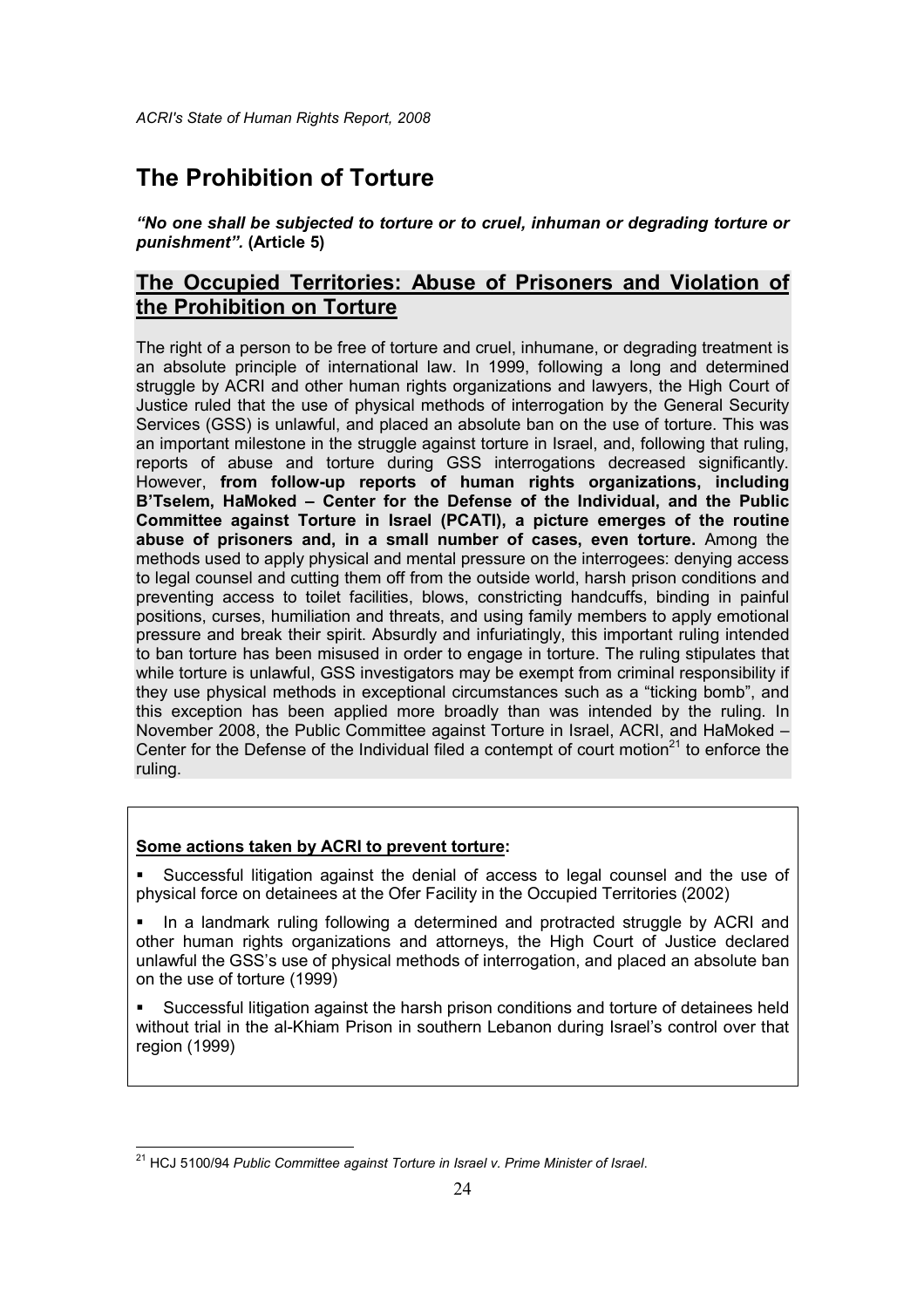# The Prohibition of Torture

***"No one shall be subjected to torture or to cruel, inhuman or degrading torture or punishment".*** **(Article 5)**

## The Occupied Territories: Abuse of Prisoners and Violation of the Prohibition on Torture

The right of a person to be free of torture and cruel, inhumane, or degrading treatment is an absolute principle of international law. In 1999, following a long and determined struggle by ACRI and other human rights organizations and lawyers, the High Court of Justice ruled that the use of physical methods of interrogation by the General Security Services (GSS) is unlawful, and placed an absolute ban on the use of torture. This was an important milestone in the struggle against torture in Israel, and, following that ruling, reports of abuse and torture during GSS interrogations decreased significantly. However, **from follow-up reports of human rights organizations, including B'Tselem, HaMoked – Center for the Defense of the Individual, and the Public Committee against Torture in Israel (PCATI), a picture emerges of the routine abuse of prisoners and, in a small number of cases, even torture.** Among the methods used to apply physical and mental pressure on the interrogees: denying access to legal counsel and cutting them off from the outside world, harsh prison conditions and preventing access to toilet facilities, blows, constricting handcuffs, binding in painful positions, curses, humiliation and threats, and using family members to apply emotional pressure and break their spirit. Absurdly and infuriatingly, this important ruling intended to ban torture has been misused in order to engage in torture. The ruling stipulates that while torture is unlawful, GSS investigators may be exempt from criminal responsibility if they use physical methods in exceptional circumstances such as a "ticking bomb", and this exception has been applied more broadly than was intended by the ruling. In November 2008, the Public Committee against Torture in Israel, ACRI, and HaMoked – Center for the Defense of the Individual filed a contempt of court motion[21] to enforce the ruling.

**Some actions taken by ACRI to prevent torture:**

- Successful litigation against the denial of access to legal counsel and the use of physical force on detainees at the Ofer Facility in the Occupied Territories (2002)
- In a landmark ruling following a determined and protracted struggle by ACRI and other human rights organizations and attorneys, the High Court of Justice declared unlawful the GSS's use of physical methods of interrogation, and placed an absolute ban on the use of torture (1999)
- Successful litigation against the harsh prison conditions and torture of detainees held without trial in the al-Khiam Prison in southern Lebanon during Israel's control over that region (1999)

[21] HCJ 5100/94 *Public Committee against Torture in Israel v. Prime Minister of Israel*.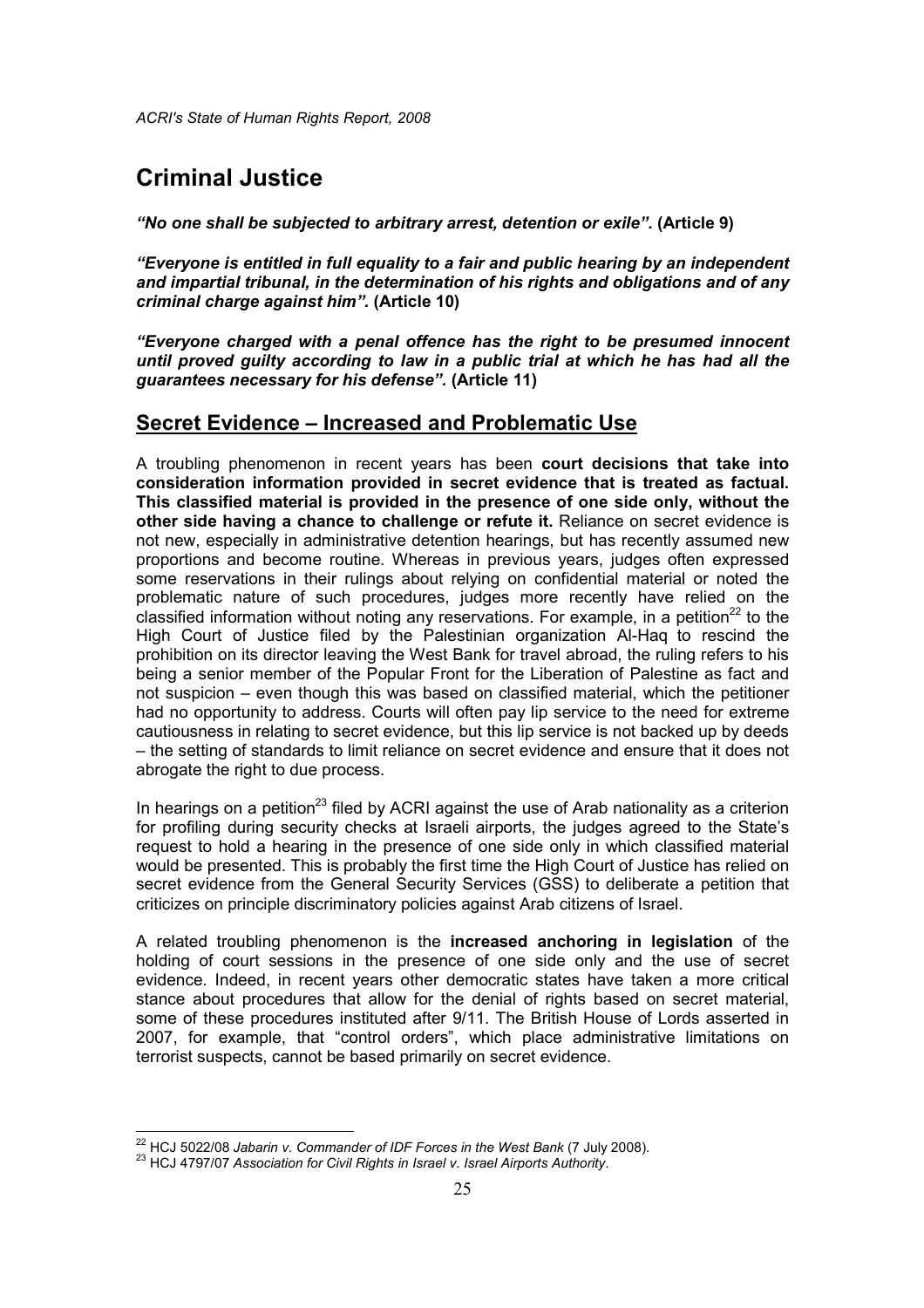# Criminal Justice

***"No one shall be subjected to arbitrary arrest, detention or exile".*** **(Article 9)**

***"Everyone is entitled in full equality to a fair and public hearing by an independent and impartial tribunal, in the determination of his rights and obligations and of any criminal charge against him".*** **(Article 10)**

***"Everyone charged with a penal offence has the right to be presumed innocent until proved guilty according to law in a public trial at which he has had all the guarantees necessary for his defense".*** **(Article 11)**

## Secret Evidence – Increased and Problematic Use

A troubling phenomenon in recent years has been **court decisions that take into consideration information provided in secret evidence that is treated as factual. This classified material is provided in the presence of one side only, without the other side having a chance to challenge or refute it.** Reliance on secret evidence is not new, especially in administrative detention hearings, but has recently assumed new proportions and become routine. Whereas in previous years, judges often expressed some reservations in their rulings about relying on confidential material or noted the problematic nature of such procedures, judges more recently have relied on the classified information without noting any reservations. For example, in a petition[22] to the High Court of Justice filed by the Palestinian organization Al-Haq to rescind the prohibition on its director leaving the West Bank for travel abroad, the ruling refers to his being a senior member of the Popular Front for the Liberation of Palestine as fact and not suspicion – even though this was based on classified material, which the petitioner had no opportunity to address. Courts will often pay lip service to the need for extreme cautiousness in relating to secret evidence, but this lip service is not backed up by deeds – the setting of standards to limit reliance on secret evidence and ensure that it does not abrogate the right to due process.

In hearings on a petition[23] filed by ACRI against the use of Arab nationality as a criterion for profiling during security checks at Israeli airports, the judges agreed to the State's request to hold a hearing in the presence of one side only in which classified material would be presented. This is probably the first time the High Court of Justice has relied on secret evidence from the General Security Services (GSS) to deliberate a petition that criticizes on principle discriminatory policies against Arab citizens of Israel.

A related troubling phenomenon is the **increased anchoring in legislation** of the holding of court sessions in the presence of one side only and the use of secret evidence. Indeed, in recent years other democratic states have taken a more critical stance about procedures that allow for the denial of rights based on secret material, some of these procedures instituted after 9/11. The British House of Lords asserted in 2007, for example, that "control orders", which place administrative limitations on terrorist suspects, cannot be based primarily on secret evidence.

---

[22] HCJ 5022/08 *Jabarin v. Commander of IDF Forces in the West Bank* (7 July 2008).

[23] HCJ 4797/07 *Association for Civil Rights in Israel v. Israel Airports Authority*.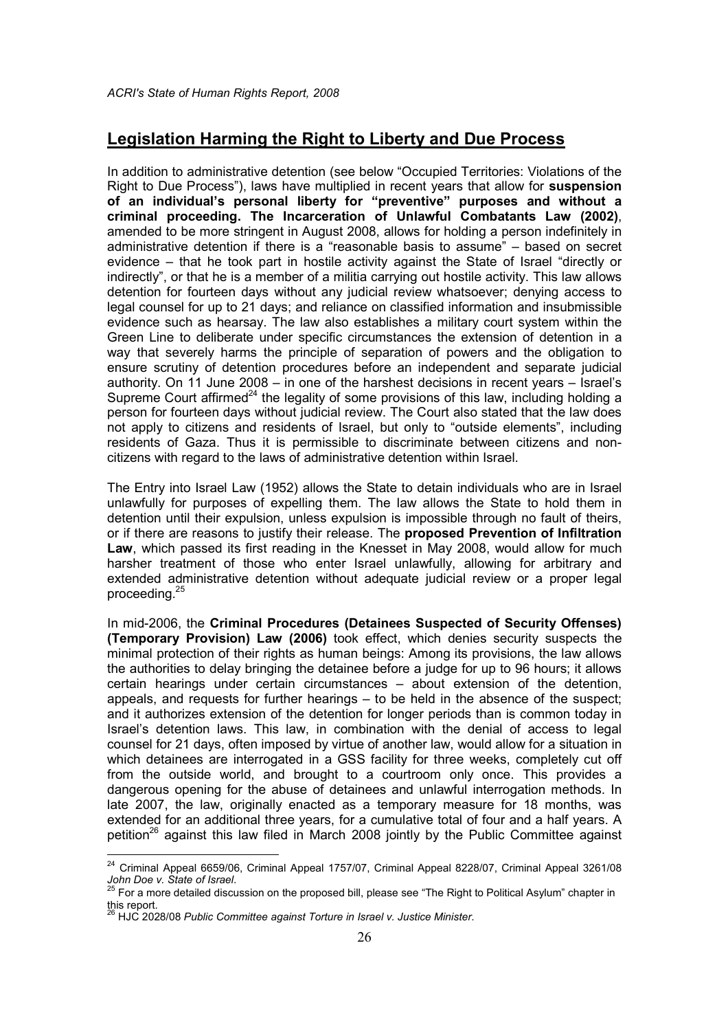## Legislation Harming the Right to Liberty and Due Process

In addition to administrative detention (see below "Occupied Territories: Violations of the Right to Due Process"), laws have multiplied in recent years that allow for **suspension of an individual's personal liberty for "preventive" purposes and without a criminal proceeding. The Incarceration of Unlawful Combatants Law (2002)**, amended to be more stringent in August 2008, allows for holding a person indefinitely in administrative detention if there is a "reasonable basis to assume" – based on secret evidence – that he took part in hostile activity against the State of Israel "directly or indirectly", or that he is a member of a militia carrying out hostile activity. This law allows detention for fourteen days without any judicial review whatsoever; denying access to legal counsel for up to 21 days; and reliance on classified information and insubmissible evidence such as hearsay. The law also establishes a military court system within the Green Line to deliberate under specific circumstances the extension of detention in a way that severely harms the principle of separation of powers and the obligation to ensure scrutiny of detention procedures before an independent and separate judicial authority. On 11 June 2008 – in one of the harshest decisions in recent years – Israel's Supreme Court affirmed[24] the legality of some provisions of this law, including holding a person for fourteen days without judicial review. The Court also stated that the law does not apply to citizens and residents of Israel, but only to "outside elements", including residents of Gaza. Thus it is permissible to discriminate between citizens and non-citizens with regard to the laws of administrative detention within Israel.

The Entry into Israel Law (1952) allows the State to detain individuals who are in Israel unlawfully for purposes of expelling them. The law allows the State to hold them in detention until their expulsion, unless expulsion is impossible through no fault of theirs, or if there are reasons to justify their release. The **proposed Prevention of Infiltration Law**, which passed its first reading in the Knesset in May 2008, would allow for much harsher treatment of those who enter Israel unlawfully, allowing for arbitrary and extended administrative detention without adequate judicial review or a proper legal proceeding.[25]

In mid-2006, the **Criminal Procedures (Detainees Suspected of Security Offenses) (Temporary Provision) Law (2006)** took effect, which denies security suspects the minimal protection of their rights as human beings: Among its provisions, the law allows the authorities to delay bringing the detainee before a judge for up to 96 hours; it allows certain hearings under certain circumstances – about extension of the detention, appeals, and requests for further hearings – to be held in the absence of the suspect; and it authorizes extension of the detention for longer periods than is common today in Israel's detention laws. This law, in combination with the denial of access to legal counsel for 21 days, often imposed by virtue of another law, would allow for a situation in which detainees are interrogated in a GSS facility for three weeks, completely cut off from the outside world, and brought to a courtroom only once. This provides a dangerous opening for the abuse of detainees and unlawful interrogation methods. In late 2007, the law, originally enacted as a temporary measure for 18 months, was extended for an additional three years, for a cumulative total of four and a half years. A petition[26] against this law filed in March 2008 jointly by the Public Committee against

---

[24] Criminal Appeal 6659/06, Criminal Appeal 1757/07, Criminal Appeal 8228/07, Criminal Appeal 3261/08 *John Doe v. State of Israel*.

[25] For a more detailed discussion on the proposed bill, please see "The Right to Political Asylum" chapter in this report.

[26] HJC 2028/08 *Public Committee against Torture in Israel v. Justice Minister*.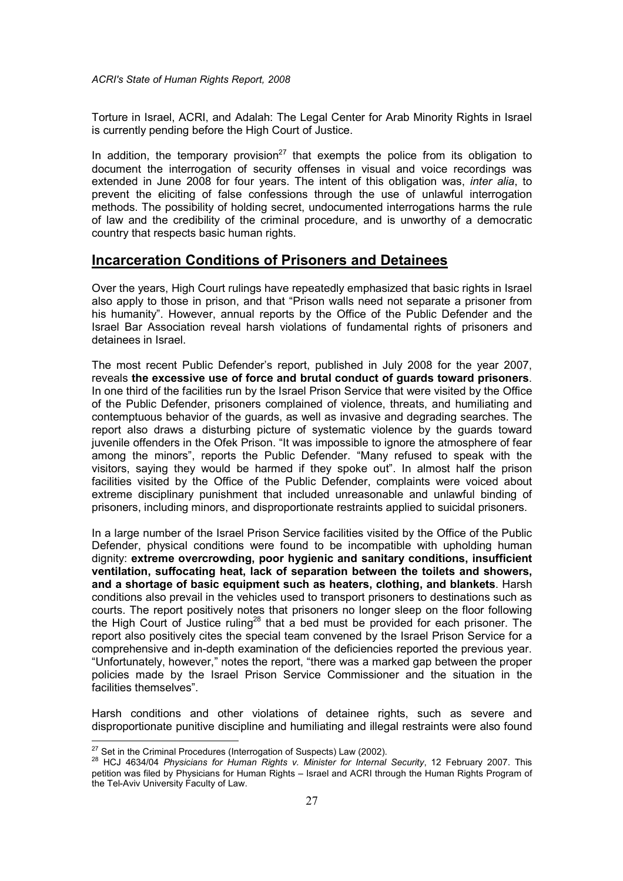Torture in Israel, ACRI, and Adalah: The Legal Center for Arab Minority Rights in Israel is currently pending before the High Court of Justice.

In addition, the temporary provision[27] that exempts the police from its obligation to document the interrogation of security offenses in visual and voice recordings was extended in June 2008 for four years. The intent of this obligation was, *inter alia*, to prevent the eliciting of false confessions through the use of unlawful interrogation methods. The possibility of holding secret, undocumented interrogations harms the rule of law and the credibility of the criminal procedure, and is unworthy of a democratic country that respects basic human rights.

## Incarceration Conditions of Prisoners and Detainees

Over the years, High Court rulings have repeatedly emphasized that basic rights in Israel also apply to those in prison, and that "Prison walls need not separate a prisoner from his humanity". However, annual reports by the Office of the Public Defender and the Israel Bar Association reveal harsh violations of fundamental rights of prisoners and detainees in Israel.

The most recent Public Defender's report, published in July 2008 for the year 2007, reveals **the excessive use of force and brutal conduct of guards toward prisoners**. In one third of the facilities run by the Israel Prison Service that were visited by the Office of the Public Defender, prisoners complained of violence, threats, and humiliating and contemptuous behavior of the guards, as well as invasive and degrading searches. The report also draws a disturbing picture of systematic violence by the guards toward juvenile offenders in the Ofek Prison. "It was impossible to ignore the atmosphere of fear among the minors", reports the Public Defender. "Many refused to speak with the visitors, saying they would be harmed if they spoke out". In almost half the prison facilities visited by the Office of the Public Defender, complaints were voiced about extreme disciplinary punishment that included unreasonable and unlawful binding of prisoners, including minors, and disproportionate restraints applied to suicidal prisoners.

In a large number of the Israel Prison Service facilities visited by the Office of the Public Defender, physical conditions were found to be incompatible with upholding human dignity: **extreme overcrowding, poor hygienic and sanitary conditions, insufficient ventilation, suffocating heat, lack of separation between the toilets and showers, and a shortage of basic equipment such as heaters, clothing, and blankets**. Harsh conditions also prevail in the vehicles used to transport prisoners to destinations such as courts. The report positively notes that prisoners no longer sleep on the floor following the High Court of Justice ruling[28] that a bed must be provided for each prisoner. The report also positively cites the special team convened by the Israel Prison Service for a comprehensive and in-depth examination of the deficiencies reported the previous year. "Unfortunately, however," notes the report, "there was a marked gap between the proper policies made by the Israel Prison Service Commissioner and the situation in the facilities themselves".

Harsh conditions and other violations of detainee rights, such as severe and disproportionate punitive discipline and humiliating and illegal restraints were also found

---

[27] Set in the Criminal Procedures (Interrogation of Suspects) Law (2002).

[28] HCJ 4634/04 *Physicians for Human Rights v. Minister for Internal Security*, 12 February 2007. This petition was filed by Physicians for Human Rights – Israel and ACRI through the Human Rights Program of the Tel-Aviv University Faculty of Law.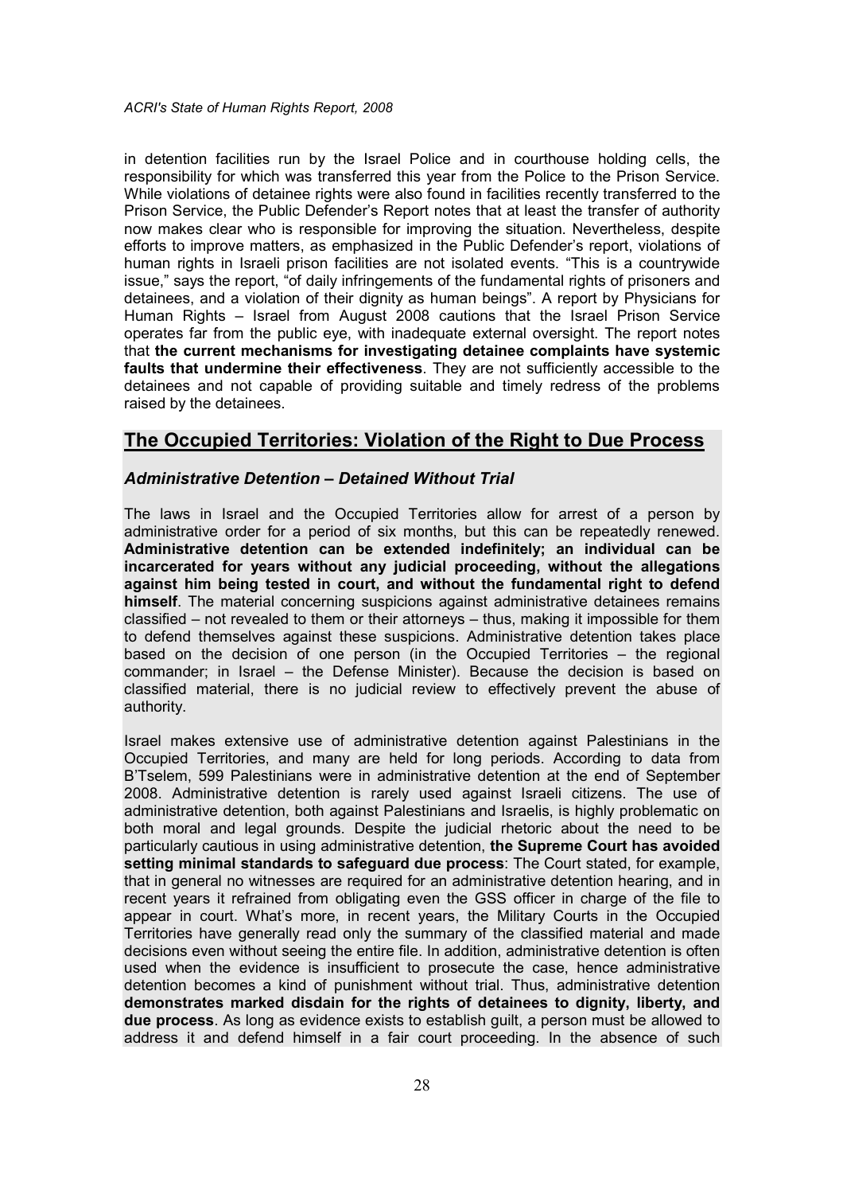in detention facilities run by the Israel Police and in courthouse holding cells, the responsibility for which was transferred this year from the Police to the Prison Service. While violations of detainee rights were also found in facilities recently transferred to the Prison Service, the Public Defender's Report notes that at least the transfer of authority now makes clear who is responsible for improving the situation. Nevertheless, despite efforts to improve matters, as emphasized in the Public Defender's report, violations of human rights in Israeli prison facilities are not isolated events. "This is a countrywide issue," says the report, "of daily infringements of the fundamental rights of prisoners and detainees, and a violation of their dignity as human beings". A report by Physicians for Human Rights – Israel from August 2008 cautions that the Israel Prison Service operates far from the public eye, with inadequate external oversight. The report notes that **the current mechanisms for investigating detainee complaints have systemic faults that undermine their effectiveness**. They are not sufficiently accessible to the detainees and not capable of providing suitable and timely redress of the problems raised by the detainees.

## The Occupied Territories: Violation of the Right to Due Process

### *Administrative Detention – Detained Without Trial*

The laws in Israel and the Occupied Territories allow for arrest of a person by administrative order for a period of six months, but this can be repeatedly renewed. **Administrative detention can be extended indefinitely; an individual can be incarcerated for years without any judicial proceeding, without the allegations against him being tested in court, and without the fundamental right to defend himself**. The material concerning suspicions against administrative detainees remains classified – not revealed to them or their attorneys – thus, making it impossible for them to defend themselves against these suspicions. Administrative detention takes place based on the decision of one person (in the Occupied Territories – the regional commander; in Israel – the Defense Minister). Because the decision is based on classified material, there is no judicial review to effectively prevent the abuse of authority.

Israel makes extensive use of administrative detention against Palestinians in the Occupied Territories, and many are held for long periods. According to data from B'Tselem, 599 Palestinians were in administrative detention at the end of September 2008. Administrative detention is rarely used against Israeli citizens. The use of administrative detention, both against Palestinians and Israelis, is highly problematic on both moral and legal grounds. Despite the judicial rhetoric about the need to be particularly cautious in using administrative detention, **the Supreme Court has avoided setting minimal standards to safeguard due process**: The Court stated, for example, that in general no witnesses are required for an administrative detention hearing, and in recent years it refrained from obligating even the GSS officer in charge of the file to appear in court. What's more, in recent years, the Military Courts in the Occupied Territories have generally read only the summary of the classified material and made decisions even without seeing the entire file. In addition, administrative detention is often used when the evidence is insufficient to prosecute the case, hence administrative detention becomes a kind of punishment without trial. Thus, administrative detention **demonstrates marked disdain for the rights of detainees to dignity, liberty, and due process**. As long as evidence exists to establish guilt, a person must be allowed to address it and defend himself in a fair court proceeding. In the absence of such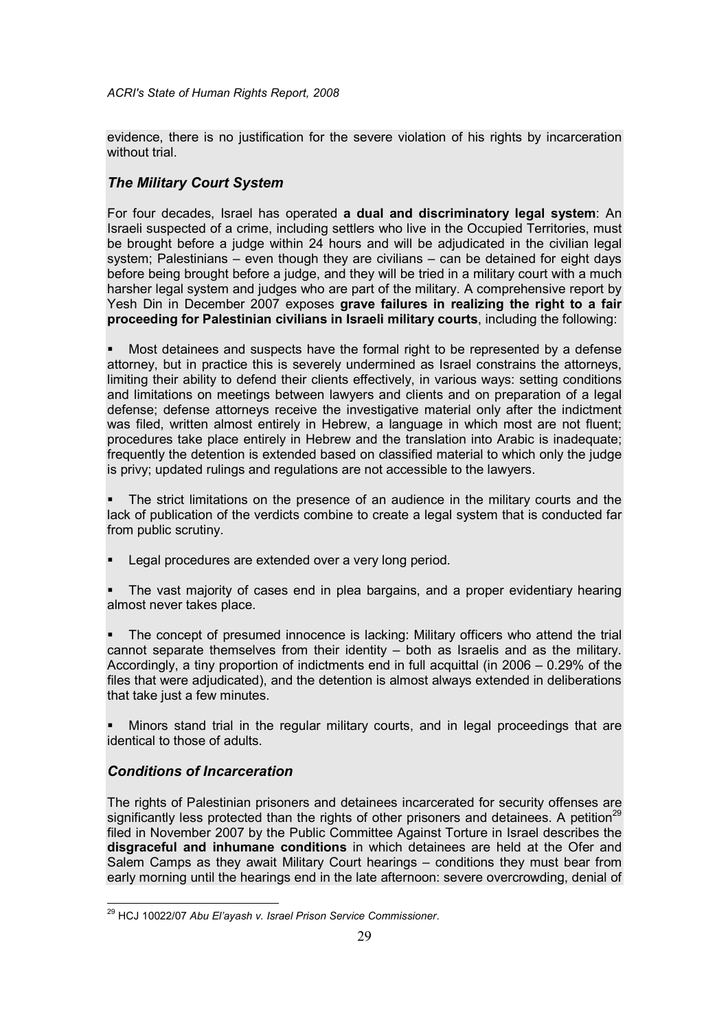evidence, there is no justification for the severe violation of his rights by incarceration without trial.

### *The Military Court System*

For four decades, Israel has operated **a dual and discriminatory legal system**: An Israeli suspected of a crime, including settlers who live in the Occupied Territories, must be brought before a judge within 24 hours and will be adjudicated in the civilian legal system; Palestinians – even though they are civilians – can be detained for eight days before being brought before a judge, and they will be tried in a military court with a much harsher legal system and judges who are part of the military. A comprehensive report by Yesh Din in December 2007 exposes **grave failures in realizing the right to a fair proceeding for Palestinian civilians in Israeli military courts**, including the following:

- Most detainees and suspects have the formal right to be represented by a defense attorney, but in practice this is severely undermined as Israel constrains the attorneys, limiting their ability to defend their clients effectively, in various ways: setting conditions and limitations on meetings between lawyers and clients and on preparation of a legal defense; defense attorneys receive the investigative material only after the indictment was filed, written almost entirely in Hebrew, a language in which most are not fluent; procedures take place entirely in Hebrew and the translation into Arabic is inadequate; frequently the detention is extended based on classified material to which only the judge is privy; updated rulings and regulations are not accessible to the lawyers.

- The strict limitations on the presence of an audience in the military courts and the lack of publication of the verdicts combine to create a legal system that is conducted far from public scrutiny.

- Legal procedures are extended over a very long period.

- The vast majority of cases end in plea bargains, and a proper evidentiary hearing almost never takes place.

- The concept of presumed innocence is lacking: Military officers who attend the trial cannot separate themselves from their identity – both as Israelis and as the military. Accordingly, a tiny proportion of indictments end in full acquittal (in 2006 – 0.29% of the files that were adjudicated), and the detention is almost always extended in deliberations that take just a few minutes.

- Minors stand trial in the regular military courts, and in legal proceedings that are identical to those of adults.

### *Conditions of Incarceration*

The rights of Palestinian prisoners and detainees incarcerated for security offenses are significantly less protected than the rights of other prisoners and detainees. A petition[29] filed in November 2007 by the Public Committee Against Torture in Israel describes the **disgraceful and inhumane conditions** in which detainees are held at the Ofer and Salem Camps as they await Military Court hearings – conditions they must bear from early morning until the hearings end in the late afternoon: severe overcrowding, denial of

[29] HCJ 10022/07 *Abu El'ayash v. Israel Prison Service Commissioner*.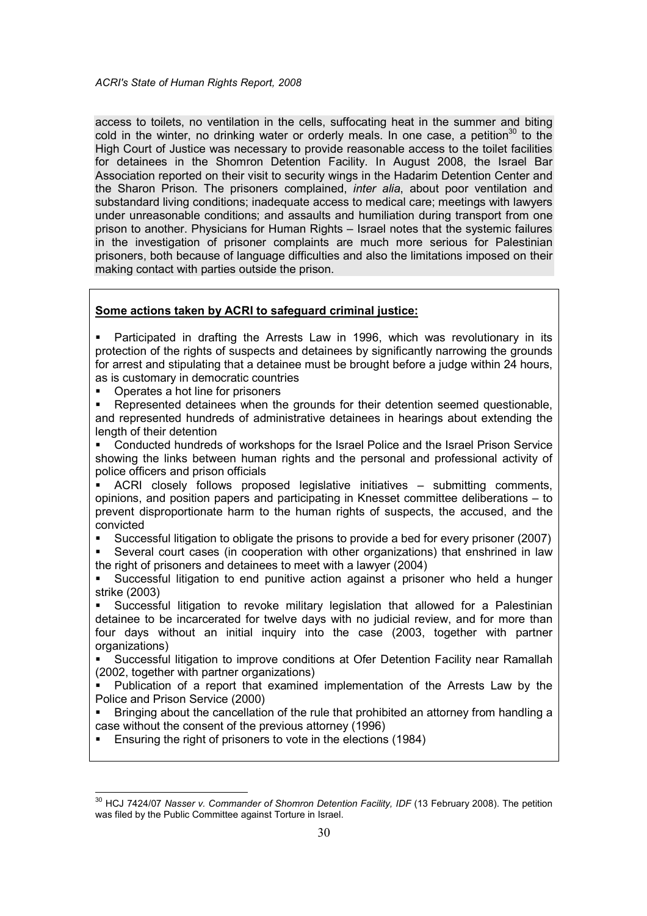access to toilets, no ventilation in the cells, suffocating heat in the summer and biting cold in the winter, no drinking water or orderly meals. In one case, a petition[30] to the High Court of Justice was necessary to provide reasonable access to the toilet facilities for detainees in the Shomron Detention Facility. In August 2008, the Israel Bar Association reported on their visit to security wings in the Hadarim Detention Center and the Sharon Prison. The prisoners complained, *inter alia*, about poor ventilation and substandard living conditions; inadequate access to medical care; meetings with lawyers under unreasonable conditions; and assaults and humiliation during transport from one prison to another. Physicians for Human Rights – Israel notes that the systemic failures in the investigation of prisoner complaints are much more serious for Palestinian prisoners, both because of language difficulties and also the limitations imposed on their making contact with parties outside the prison.

**Some actions taken by ACRI to safeguard criminal justice:**

- Participated in drafting the Arrests Law in 1996, which was revolutionary in its protection of the rights of suspects and detainees by significantly narrowing the grounds for arrest and stipulating that a detainee must be brought before a judge within 24 hours, as is customary in democratic countries
- Operates a hot line for prisoners
- Represented detainees when the grounds for their detention seemed questionable, and represented hundreds of administrative detainees in hearings about extending the length of their detention
- Conducted hundreds of workshops for the Israel Police and the Israel Prison Service showing the links between human rights and the personal and professional activity of police officers and prison officials
- ACRI closely follows proposed legislative initiatives – submitting comments, opinions, and position papers and participating in Knesset committee deliberations – to prevent disproportionate harm to the human rights of suspects, the accused, and the convicted
- Successful litigation to obligate the prisons to provide a bed for every prisoner (2007)
- Several court cases (in cooperation with other organizations) that enshrined in law the right of prisoners and detainees to meet with a lawyer (2004)
- Successful litigation to end punitive action against a prisoner who held a hunger strike (2003)
- Successful litigation to revoke military legislation that allowed for a Palestinian detainee to be incarcerated for twelve days with no judicial review, and for more than four days without an initial inquiry into the case (2003, together with partner organizations)
- Successful litigation to improve conditions at Ofer Detention Facility near Ramallah (2002, together with partner organizations)
- Publication of a report that examined implementation of the Arrests Law by the Police and Prison Service (2000)
- Bringing about the cancellation of the rule that prohibited an attorney from handling a case without the consent of the previous attorney (1996)
- Ensuring the right of prisoners to vote in the elections (1984)

---

[30] HCJ 7424/07 *Nasser v. Commander of Shomron Detention Facility, IDF* (13 February 2008). The petition was filed by the Public Committee against Torture in Israel.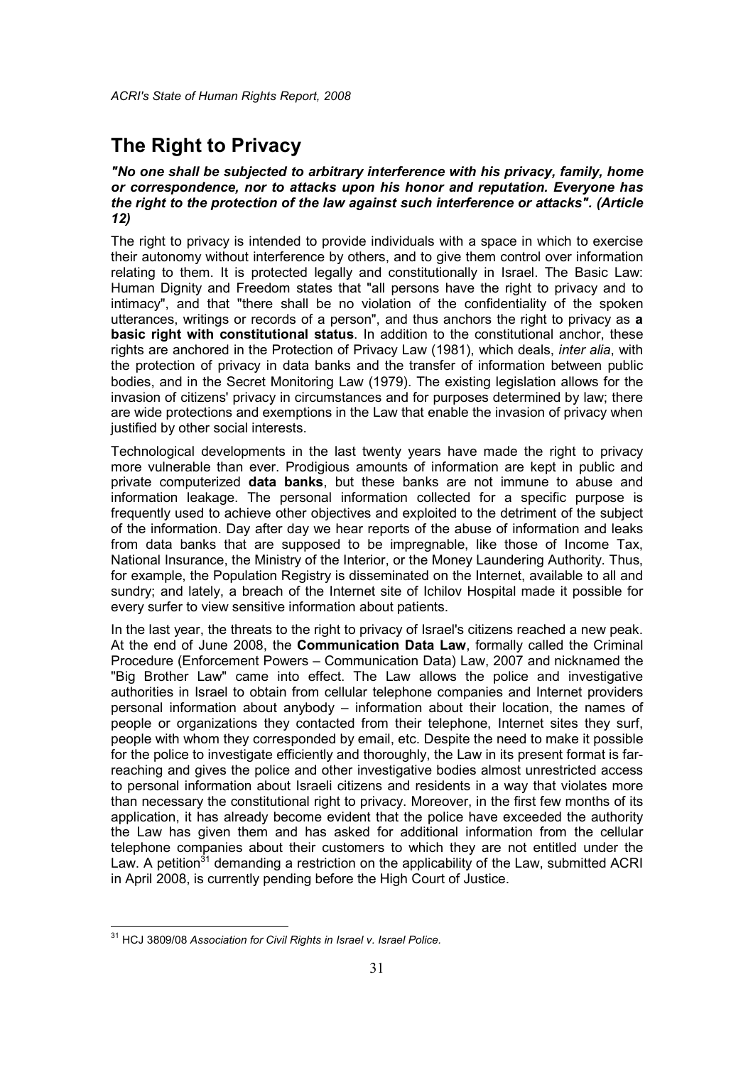# The Right to Privacy

***"No one shall be subjected to arbitrary interference with his privacy, family, home or correspondence, nor to attacks upon his honor and reputation. Everyone has the right to the protection of the law against such interference or attacks". (Article 12)***

The right to privacy is intended to provide individuals with a space in which to exercise their autonomy without interference by others, and to give them control over information relating to them. It is protected legally and constitutionally in Israel. The Basic Law: Human Dignity and Freedom states that "all persons have the right to privacy and to intimacy", and that "there shall be no violation of the confidentiality of the spoken utterances, writings or records of a person", and thus anchors the right to privacy as **a basic right with constitutional status**. In addition to the constitutional anchor, these rights are anchored in the Protection of Privacy Law (1981), which deals, *inter alia*, with the protection of privacy in data banks and the transfer of information between public bodies, and in the Secret Monitoring Law (1979). The existing legislation allows for the invasion of citizens' privacy in circumstances and for purposes determined by law; there are wide protections and exemptions in the Law that enable the invasion of privacy when justified by other social interests.

Technological developments in the last twenty years have made the right to privacy more vulnerable than ever. Prodigious amounts of information are kept in public and private computerized **data banks**, but these banks are not immune to abuse and information leakage. The personal information collected for a specific purpose is frequently used to achieve other objectives and exploited to the detriment of the subject of the information. Day after day we hear reports of the abuse of information and leaks from data banks that are supposed to be impregnable, like those of Income Tax, National Insurance, the Ministry of the Interior, or the Money Laundering Authority. Thus, for example, the Population Registry is disseminated on the Internet, available to all and sundry; and lately, a breach of the Internet site of Ichilov Hospital made it possible for every surfer to view sensitive information about patients.

In the last year, the threats to the right to privacy of Israel's citizens reached a new peak. At the end of June 2008, the **Communication Data Law**, formally called the Criminal Procedure (Enforcement Powers – Communication Data) Law, 2007 and nicknamed the "Big Brother Law" came into effect. The Law allows the police and investigative authorities in Israel to obtain from cellular telephone companies and Internet providers personal information about anybody – information about their location, the names of people or organizations they contacted from their telephone, Internet sites they surf, people with whom they corresponded by email, etc. Despite the need to make it possible for the police to investigate efficiently and thoroughly, the Law in its present format is far-reaching and gives the police and other investigative bodies almost unrestricted access to personal information about Israeli citizens and residents in a way that violates more than necessary the constitutional right to privacy. Moreover, in the first few months of its application, it has already become evident that the police have exceeded the authority the Law has given them and has asked for additional information from the cellular telephone companies about their customers to which they are not entitled under the Law. A petition[31] demanding a restriction on the applicability of the Law, submitted ACRI in April 2008, is currently pending before the High Court of Justice.

---

[31] HCJ 3809/08 *Association for Civil Rights in Israel v. Israel Police.*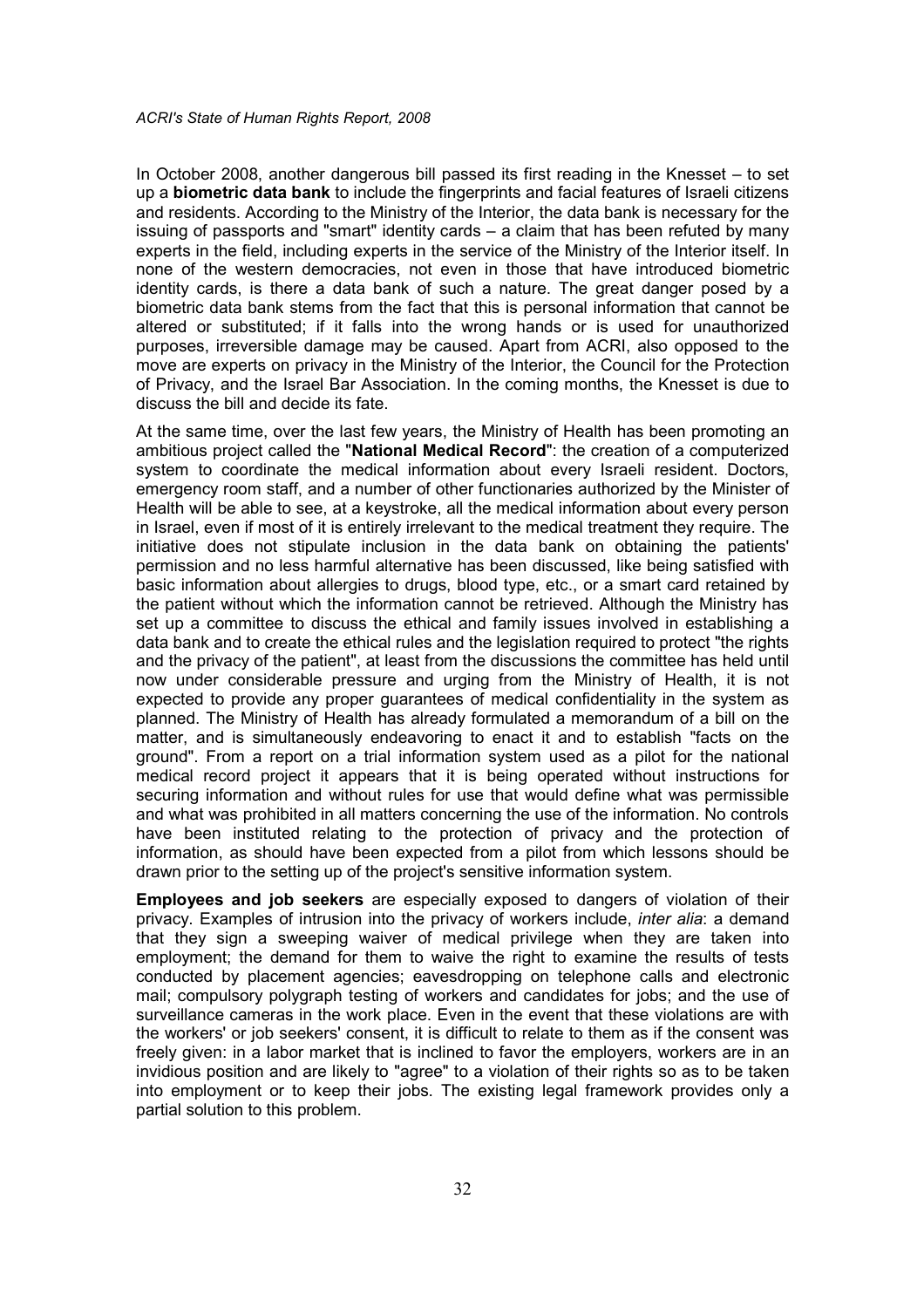In October 2008, another dangerous bill passed its first reading in the Knesset – to set up a **biometric data bank** to include the fingerprints and facial features of Israeli citizens and residents. According to the Ministry of the Interior, the data bank is necessary for the issuing of passports and "smart" identity cards – a claim that has been refuted by many experts in the field, including experts in the service of the Ministry of the Interior itself. In none of the western democracies, not even in those that have introduced biometric identity cards, is there a data bank of such a nature. The great danger posed by a biometric data bank stems from the fact that this is personal information that cannot be altered or substituted; if it falls into the wrong hands or is used for unauthorized purposes, irreversible damage may be caused. Apart from ACRI, also opposed to the move are experts on privacy in the Ministry of the Interior, the Council for the Protection of Privacy, and the Israel Bar Association. In the coming months, the Knesset is due to discuss the bill and decide its fate.

At the same time, over the last few years, the Ministry of Health has been promoting an ambitious project called the "**National Medical Record**": the creation of a computerized system to coordinate the medical information about every Israeli resident. Doctors, emergency room staff, and a number of other functionaries authorized by the Minister of Health will be able to see, at a keystroke, all the medical information about every person in Israel, even if most of it is entirely irrelevant to the medical treatment they require. The initiative does not stipulate inclusion in the data bank on obtaining the patients' permission and no less harmful alternative has been discussed, like being satisfied with basic information about allergies to drugs, blood type, etc., or a smart card retained by the patient without which the information cannot be retrieved. Although the Ministry has set up a committee to discuss the ethical and family issues involved in establishing a data bank and to create the ethical rules and the legislation required to protect "the rights and the privacy of the patient", at least from the discussions the committee has held until now under considerable pressure and urging from the Ministry of Health, it is not expected to provide any proper guarantees of medical confidentiality in the system as planned. The Ministry of Health has already formulated a memorandum of a bill on the matter, and is simultaneously endeavoring to enact it and to establish "facts on the ground". From a report on a trial information system used as a pilot for the national medical record project it appears that it is being operated without instructions for securing information and without rules for use that would define what was permissible and what was prohibited in all matters concerning the use of the information. No controls have been instituted relating to the protection of privacy and the protection of information, as should have been expected from a pilot from which lessons should be drawn prior to the setting up of the project's sensitive information system.

**Employees and job seekers** are especially exposed to dangers of violation of their privacy. Examples of intrusion into the privacy of workers include, *inter alia*: a demand that they sign a sweeping waiver of medical privilege when they are taken into employment; the demand for them to waive the right to examine the results of tests conducted by placement agencies; eavesdropping on telephone calls and electronic mail; compulsory polygraph testing of workers and candidates for jobs; and the use of surveillance cameras in the work place. Even in the event that these violations are with the workers' or job seekers' consent, it is difficult to relate to them as if the consent was freely given: in a labor market that is inclined to favor the employers, workers are in an invidious position and are likely to "agree" to a violation of their rights so as to be taken into employment or to keep their jobs. The existing legal framework provides only a partial solution to this problem.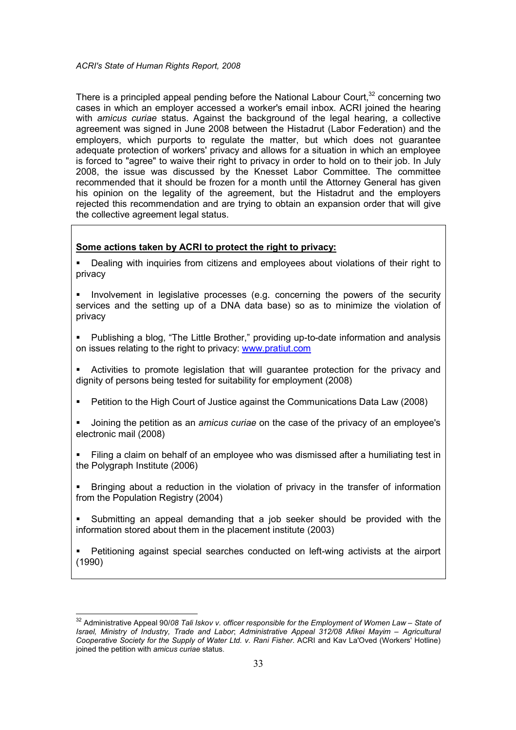There is a principled appeal pending before the National Labour Court,[32] concerning two cases in which an employer accessed a worker's email inbox. ACRI joined the hearing with *amicus curiae* status. Against the background of the legal hearing, a collective agreement was signed in June 2008 between the Histadrut (Labor Federation) and the employers, which purports to regulate the matter, but which does not guarantee adequate protection of workers' privacy and allows for a situation in which an employee is forced to "agree" to waive their right to privacy in order to hold on to their job. In July 2008, the issue was discussed by the Knesset Labor Committee. The committee recommended that it should be frozen for a month until the Attorney General has given his opinion on the legality of the agreement, but the Histadrut and the employers rejected this recommendation and are trying to obtain an expansion order that will give the collective agreement legal status.

**Some actions taken by ACRI to protect the right to privacy:**

- Dealing with inquiries from citizens and employees about violations of their right to privacy
- Involvement in legislative processes (e.g. concerning the powers of the security services and the setting up of a DNA data base) so as to minimize the violation of privacy
- Publishing a blog, "The Little Brother," providing up-to-date information and analysis on issues relating to the right to privacy: www.pratiut.com
- Activities to promote legislation that will guarantee protection for the privacy and dignity of persons being tested for suitability for employment (2008)
- Petition to the High Court of Justice against the Communications Data Law (2008)
- Joining the petition as an *amicus curiae* on the case of the privacy of an employee's electronic mail (2008)
- Filing a claim on behalf of an employee who was dismissed after a humiliating test in the Polygraph Institute (2006)
- Bringing about a reduction in the violation of privacy in the transfer of information from the Population Registry (2004)
- Submitting an appeal demanding that a job seeker should be provided with the information stored about them in the placement institute (2003)
- Petitioning against special searches conducted on left-wing activists at the airport (1990)

---

[32] Administrative Appeal 90/*08 Tali Iskov v. officer responsible for the Employment of Women Law – State of Israel, Ministry of Industry, Trade and Labor*; *Administrative Appeal 312/08 Afikei Mayim – Agricultural Cooperative Society for the Supply of Water Ltd. v. Rani Fisher*. ACRI and Kav La'Oved (Workers' Hotline) joined the petition with *amicus curiae* status.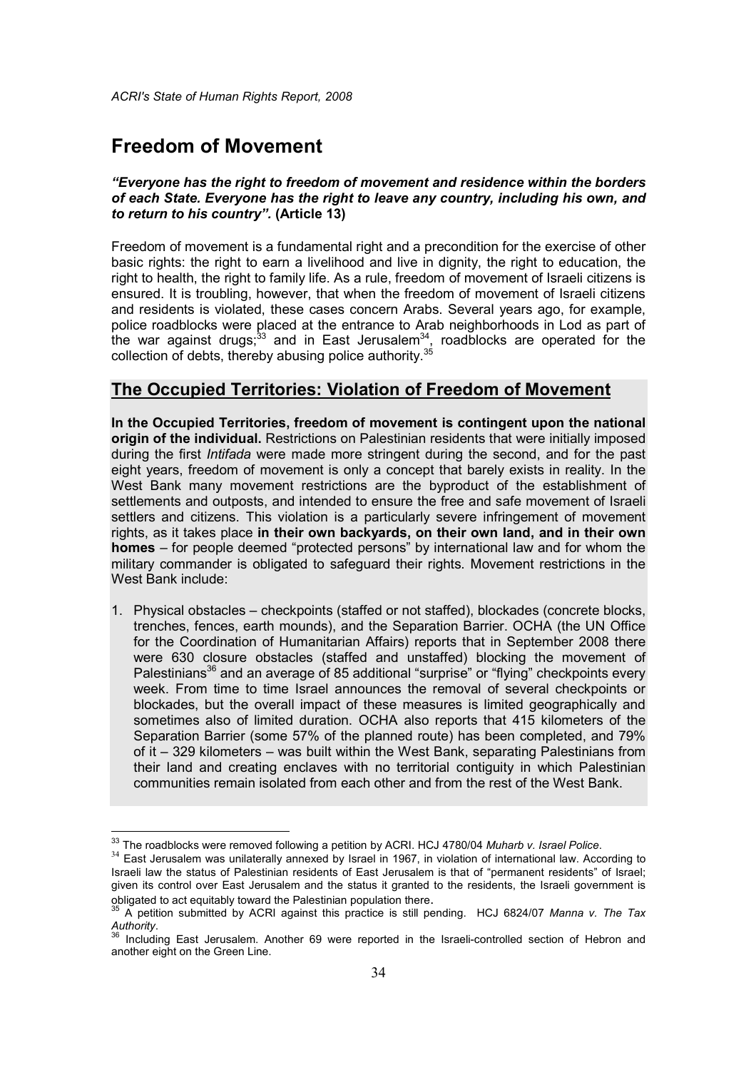# Freedom of Movement

***"Everyone has the right to freedom of movement and residence within the borders of each State. Everyone has the right to leave any country, including his own, and to return to his country".*** **(Article 13)**

Freedom of movement is a fundamental right and a precondition for the exercise of other basic rights: the right to earn a livelihood and live in dignity, the right to education, the right to health, the right to family life. As a rule, freedom of movement of Israeli citizens is ensured. It is troubling, however, that when the freedom of movement of Israeli citizens and residents is violated, these cases concern Arabs. Several years ago, for example, police roadblocks were placed at the entrance to Arab neighborhoods in Lod as part of the war against drugs;[33] and in East Jerusalem[34], roadblocks are operated for the collection of debts, thereby abusing police authority.[35]

## The Occupied Territories: Violation of Freedom of Movement

**In the Occupied Territories, freedom of movement is contingent upon the national origin of the individual.** Restrictions on Palestinian residents that were initially imposed during the first *Intifada* were made more stringent during the second, and for the past eight years, freedom of movement is only a concept that barely exists in reality. In the West Bank many movement restrictions are the byproduct of the establishment of settlements and outposts, and intended to ensure the free and safe movement of Israeli settlers and citizens. This violation is a particularly severe infringement of movement rights, as it takes place **in their own backyards, on their own land, and in their own homes** – for people deemed "protected persons" by international law and for whom the military commander is obligated to safeguard their rights. Movement restrictions in the West Bank include:

1. Physical obstacles – checkpoints (staffed or not staffed), blockades (concrete blocks, trenches, fences, earth mounds), and the Separation Barrier. OCHA (the UN Office for the Coordination of Humanitarian Affairs) reports that in September 2008 there were 630 closure obstacles (staffed and unstaffed) blocking the movement of Palestinians[36] and an average of 85 additional "surprise" or "flying" checkpoints every week. From time to time Israel announces the removal of several checkpoints or blockades, but the overall impact of these measures is limited geographically and sometimes also of limited duration. OCHA also reports that 415 kilometers of the Separation Barrier (some 57% of the planned route) has been completed, and 79% of it – 329 kilometers – was built within the West Bank, separating Palestinians from their land and creating enclaves with no territorial contiguity in which Palestinian communities remain isolated from each other and from the rest of the West Bank.

---

[33] The roadblocks were removed following a petition by ACRI. HCJ 4780/04 *Muharb v. Israel Police*.

[34] East Jerusalem was unilaterally annexed by Israel in 1967, in violation of international law. According to Israeli law the status of Palestinian residents of East Jerusalem is that of "permanent residents" of Israel; given its control over East Jerusalem and the status it granted to the residents, the Israeli government is obligated to act equitably toward the Palestinian population there.

[35] A petition submitted by ACRI against this practice is still pending. HCJ 6824/07 *Manna v. The Tax Authority*.

[36] Including East Jerusalem. Another 69 were reported in the Israeli-controlled section of Hebron and another eight on the Green Line.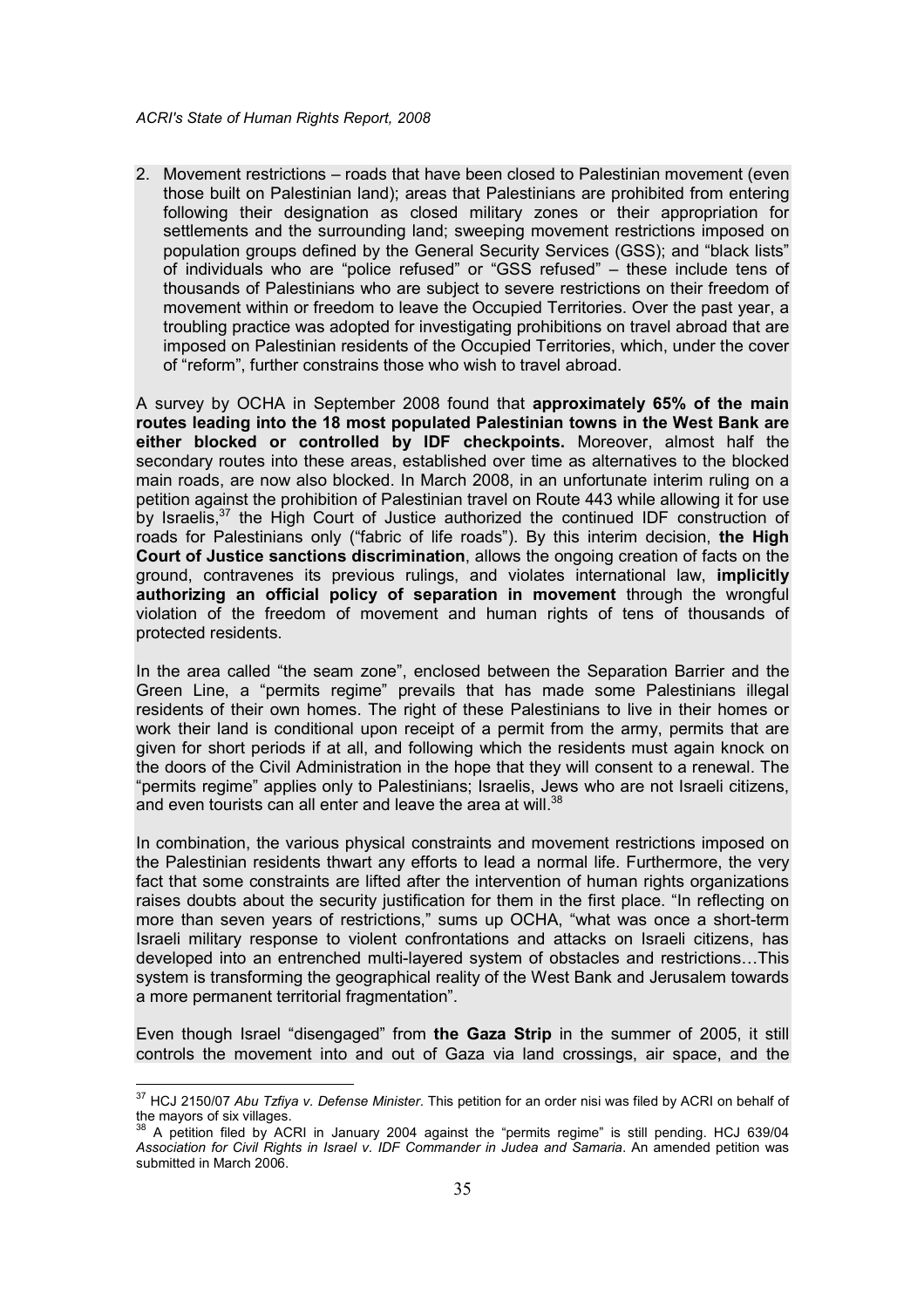2. Movement restrictions – roads that have been closed to Palestinian movement (even those built on Palestinian land); areas that Palestinians are prohibited from entering following their designation as closed military zones or their appropriation for settlements and the surrounding land; sweeping movement restrictions imposed on population groups defined by the General Security Services (GSS); and "black lists" of individuals who are "police refused" or "GSS refused" – these include tens of thousands of Palestinians who are subject to severe restrictions on their freedom of movement within or freedom to leave the Occupied Territories. Over the past year, a troubling practice was adopted for investigating prohibitions on travel abroad that are imposed on Palestinian residents of the Occupied Territories, which, under the cover of "reform", further constrains those who wish to travel abroad.

A survey by OCHA in September 2008 found that **approximately 65% of the main routes leading into the 18 most populated Palestinian towns in the West Bank are either blocked or controlled by IDF checkpoints.** Moreover, almost half the secondary routes into these areas, established over time as alternatives to the blocked main roads, are now also blocked. In March 2008, in an unfortunate interim ruling on a petition against the prohibition of Palestinian travel on Route 443 while allowing it for use by Israelis,[37] the High Court of Justice authorized the continued IDF construction of roads for Palestinians only ("fabric of life roads"). By this interim decision, **the High Court of Justice sanctions discrimination**, allows the ongoing creation of facts on the ground, contravenes its previous rulings, and violates international law, **implicitly authorizing an official policy of separation in movement** through the wrongful violation of the freedom of movement and human rights of tens of thousands of protected residents.

In the area called "the seam zone", enclosed between the Separation Barrier and the Green Line, a "permits regime" prevails that has made some Palestinians illegal residents of their own homes. The right of these Palestinians to live in their homes or work their land is conditional upon receipt of a permit from the army, permits that are given for short periods if at all, and following which the residents must again knock on the doors of the Civil Administration in the hope that they will consent to a renewal. The "permits regime" applies only to Palestinians; Israelis, Jews who are not Israeli citizens, and even tourists can all enter and leave the area at will.[38]

In combination, the various physical constraints and movement restrictions imposed on the Palestinian residents thwart any efforts to lead a normal life. Furthermore, the very fact that some constraints are lifted after the intervention of human rights organizations raises doubts about the security justification for them in the first place. "In reflecting on more than seven years of restrictions," sums up OCHA, "what was once a short-term Israeli military response to violent confrontations and attacks on Israeli citizens, has developed into an entrenched multi-layered system of obstacles and restrictions…This system is transforming the geographical reality of the West Bank and Jerusalem towards a more permanent territorial fragmentation".

Even though Israel "disengaged" from **the Gaza Strip** in the summer of 2005, it still controls the movement into and out of Gaza via land crossings, air space, and the

---

[37] HCJ 2150/07 *Abu Tzfiya v. Defense Minister*. This petition for an order nisi was filed by ACRI on behalf of the mayors of six villages.

[38] A petition filed by ACRI in January 2004 against the "permits regime" is still pending. HCJ 639/04 *Association for Civil Rights in Israel v. IDF Commander in Judea and Samaria*. An amended petition was submitted in March 2006.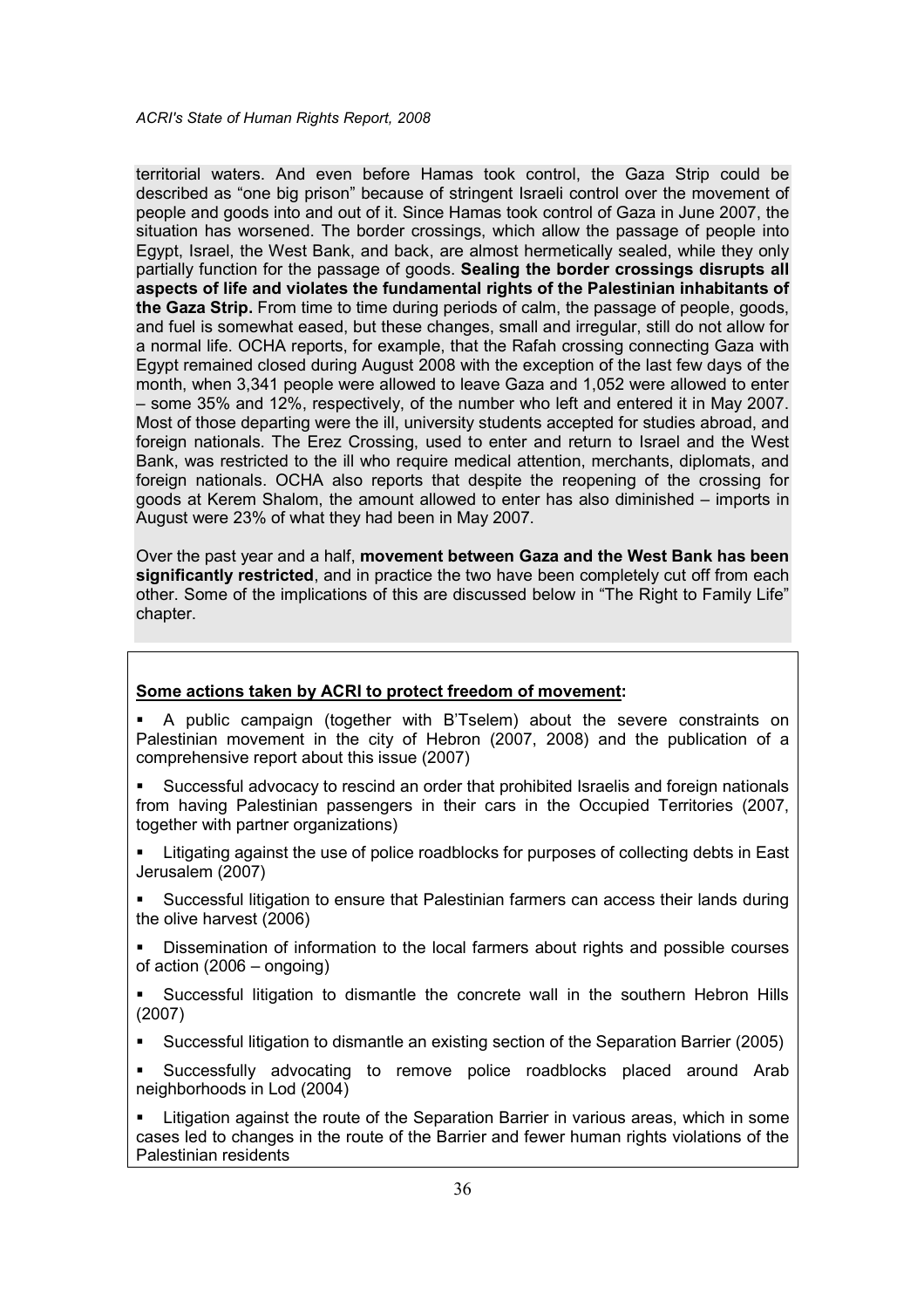territorial waters. And even before Hamas took control, the Gaza Strip could be described as "one big prison" because of stringent Israeli control over the movement of people and goods into and out of it. Since Hamas took control of Gaza in June 2007, the situation has worsened. The border crossings, which allow the passage of people into Egypt, Israel, the West Bank, and back, are almost hermetically sealed, while they only partially function for the passage of goods. **Sealing the border crossings disrupts all aspects of life and violates the fundamental rights of the Palestinian inhabitants of the Gaza Strip.** From time to time during periods of calm, the passage of people, goods, and fuel is somewhat eased, but these changes, small and irregular, still do not allow for a normal life. OCHA reports, for example, that the Rafah crossing connecting Gaza with Egypt remained closed during August 2008 with the exception of the last few days of the month, when 3,341 people were allowed to leave Gaza and 1,052 were allowed to enter – some 35% and 12%, respectively, of the number who left and entered it in May 2007. Most of those departing were the ill, university students accepted for studies abroad, and foreign nationals. The Erez Crossing, used to enter and return to Israel and the West Bank, was restricted to the ill who require medical attention, merchants, diplomats, and foreign nationals. OCHA also reports that despite the reopening of the crossing for goods at Kerem Shalom, the amount allowed to enter has also diminished – imports in August were 23% of what they had been in May 2007.

Over the past year and a half, **movement between Gaza and the West Bank has been significantly restricted**, and in practice the two have been completely cut off from each other. Some of the implications of this are discussed below in "The Right to Family Life" chapter.

**Some actions taken by ACRI to protect freedom of movement:**

- A public campaign (together with B'Tselem) about the severe constraints on Palestinian movement in the city of Hebron (2007, 2008) and the publication of a comprehensive report about this issue (2007)
- Successful advocacy to rescind an order that prohibited Israelis and foreign nationals from having Palestinian passengers in their cars in the Occupied Territories (2007, together with partner organizations)
- Litigating against the use of police roadblocks for purposes of collecting debts in East Jerusalem (2007)
- Successful litigation to ensure that Palestinian farmers can access their lands during the olive harvest (2006)
- Dissemination of information to the local farmers about rights and possible courses of action (2006 – ongoing)
- Successful litigation to dismantle the concrete wall in the southern Hebron Hills (2007)
- Successful litigation to dismantle an existing section of the Separation Barrier (2005)
- Successfully advocating to remove police roadblocks placed around Arab neighborhoods in Lod (2004)
- Litigation against the route of the Separation Barrier in various areas, which in some cases led to changes in the route of the Barrier and fewer human rights violations of the Palestinian residents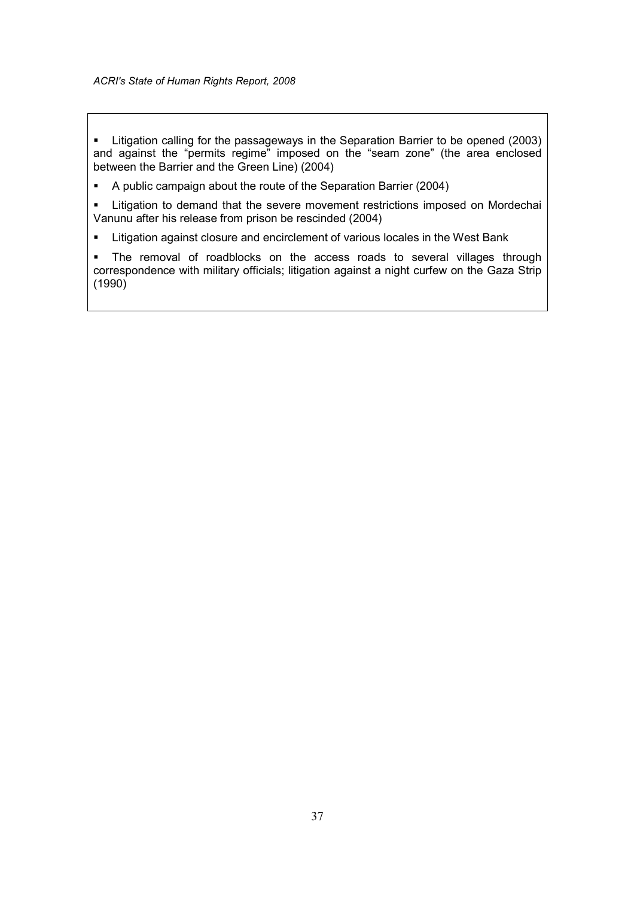- Litigation calling for the passageways in the Separation Barrier to be opened (2003) and against the "permits regime" imposed on the "seam zone" (the area enclosed between the Barrier and the Green Line) (2004)
- A public campaign about the route of the Separation Barrier (2004)
- Litigation to demand that the severe movement restrictions imposed on Mordechai Vanunu after his release from prison be rescinded (2004)
- Litigation against closure and encirclement of various locales in the West Bank
- The removal of roadblocks on the access roads to several villages through correspondence with military officials; litigation against a night curfew on the Gaza Strip (1990)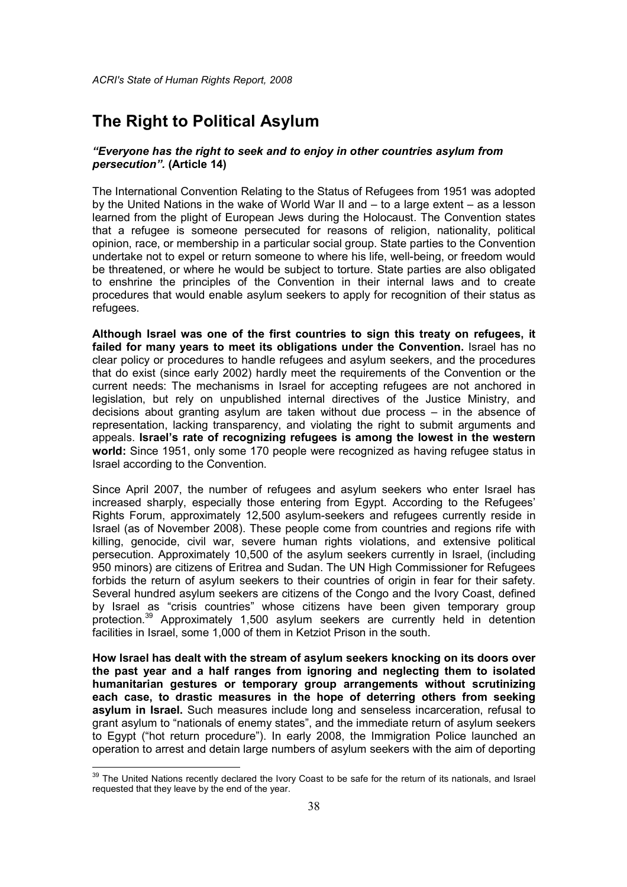# The Right to Political Asylum

***"Everyone has the right to seek and to enjoy in other countries asylum from persecution".* (Article 14)**

The International Convention Relating to the Status of Refugees from 1951 was adopted by the United Nations in the wake of World War II and – to a large extent – as a lesson learned from the plight of European Jews during the Holocaust. The Convention states that a refugee is someone persecuted for reasons of religion, nationality, political opinion, race, or membership in a particular social group. State parties to the Convention undertake not to expel or return someone to where his life, well-being, or freedom would be threatened, or where he would be subject to torture. State parties are also obligated to enshrine the principles of the Convention in their internal laws and to create procedures that would enable asylum seekers to apply for recognition of their status as refugees.

**Although Israel was one of the first countries to sign this treaty on refugees, it failed for many years to meet its obligations under the Convention.** Israel has no clear policy or procedures to handle refugees and asylum seekers, and the procedures that do exist (since early 2002) hardly meet the requirements of the Convention or the current needs: The mechanisms in Israel for accepting refugees are not anchored in legislation, but rely on unpublished internal directives of the Justice Ministry, and decisions about granting asylum are taken without due process – in the absence of representation, lacking transparency, and violating the right to submit arguments and appeals. **Israel's rate of recognizing refugees is among the lowest in the western world:** Since 1951, only some 170 people were recognized as having refugee status in Israel according to the Convention.

Since April 2007, the number of refugees and asylum seekers who enter Israel has increased sharply, especially those entering from Egypt. According to the Refugees' Rights Forum, approximately 12,500 asylum-seekers and refugees currently reside in Israel (as of November 2008). These people come from countries and regions rife with killing, genocide, civil war, severe human rights violations, and extensive political persecution. Approximately 10,500 of the asylum seekers currently in Israel, (including 950 minors) are citizens of Eritrea and Sudan. The UN High Commissioner for Refugees forbids the return of asylum seekers to their countries of origin in fear for their safety. Several hundred asylum seekers are citizens of the Congo and the Ivory Coast, defined by Israel as "crisis countries" whose citizens have been given temporary group protection.[39] Approximately 1,500 asylum seekers are currently held in detention facilities in Israel, some 1,000 of them in Ketziot Prison in the south.

**How Israel has dealt with the stream of asylum seekers knocking on its doors over the past year and a half ranges from ignoring and neglecting them to isolated humanitarian gestures or temporary group arrangements without scrutinizing each case, to drastic measures in the hope of deterring others from seeking asylum in Israel.** Such measures include long and senseless incarceration, refusal to grant asylum to "nationals of enemy states", and the immediate return of asylum seekers to Egypt ("hot return procedure"). In early 2008, the Immigration Police launched an operation to arrest and detain large numbers of asylum seekers with the aim of deporting

---

[39] The United Nations recently declared the Ivory Coast to be safe for the return of its nationals, and Israel requested that they leave by the end of the year.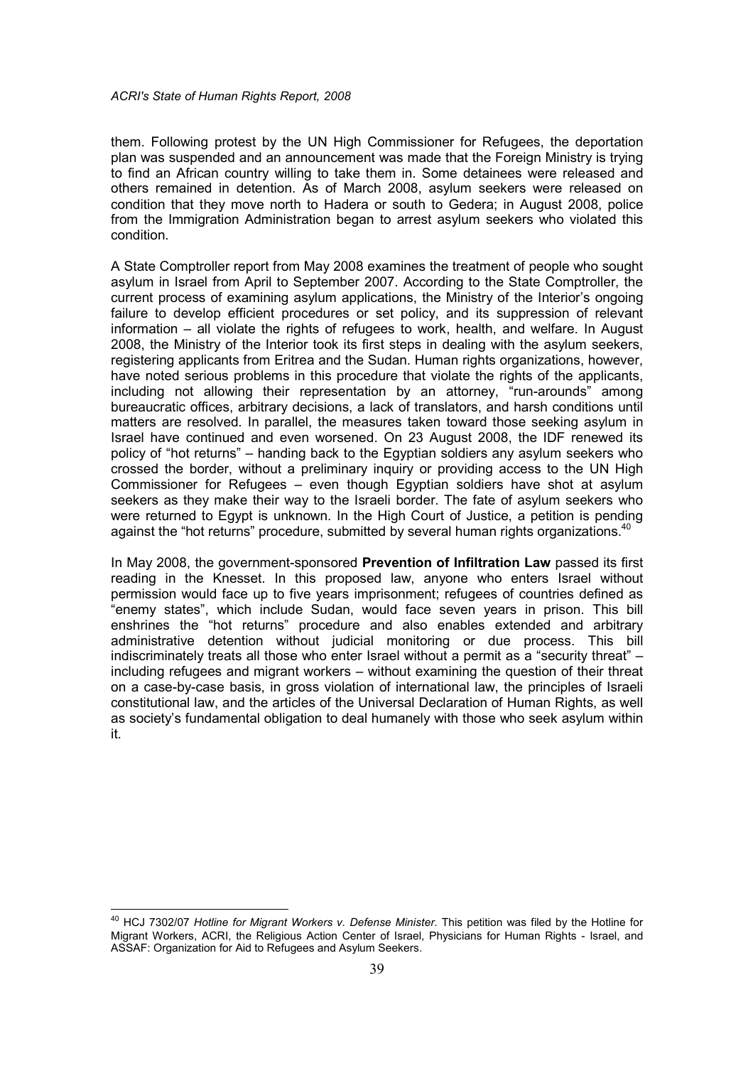them. Following protest by the UN High Commissioner for Refugees, the deportation plan was suspended and an announcement was made that the Foreign Ministry is trying to find an African country willing to take them in. Some detainees were released and others remained in detention. As of March 2008, asylum seekers were released on condition that they move north to Hadera or south to Gedera; in August 2008, police from the Immigration Administration began to arrest asylum seekers who violated this condition.

A State Comptroller report from May 2008 examines the treatment of people who sought asylum in Israel from April to September 2007. According to the State Comptroller, the current process of examining asylum applications, the Ministry of the Interior's ongoing failure to develop efficient procedures or set policy, and its suppression of relevant information – all violate the rights of refugees to work, health, and welfare. In August 2008, the Ministry of the Interior took its first steps in dealing with the asylum seekers, registering applicants from Eritrea and the Sudan. Human rights organizations, however, have noted serious problems in this procedure that violate the rights of the applicants, including not allowing their representation by an attorney, "run-arounds" among bureaucratic offices, arbitrary decisions, a lack of translators, and harsh conditions until matters are resolved. In parallel, the measures taken toward those seeking asylum in Israel have continued and even worsened. On 23 August 2008, the IDF renewed its policy of "hot returns" – handing back to the Egyptian soldiers any asylum seekers who crossed the border, without a preliminary inquiry or providing access to the UN High Commissioner for Refugees – even though Egyptian soldiers have shot at asylum seekers as they make their way to the Israeli border. The fate of asylum seekers who were returned to Egypt is unknown. In the High Court of Justice, a petition is pending against the "hot returns" procedure, submitted by several human rights organizations.[40]

In May 2008, the government-sponsored **Prevention of Infiltration Law** passed its first reading in the Knesset. In this proposed law, anyone who enters Israel without permission would face up to five years imprisonment; refugees of countries defined as "enemy states", which include Sudan, would face seven years in prison. This bill enshrines the "hot returns" procedure and also enables extended and arbitrary administrative detention without judicial monitoring or due process. This bill indiscriminately treats all those who enter Israel without a permit as a "security threat" – including refugees and migrant workers – without examining the question of their threat on a case-by-case basis, in gross violation of international law, the principles of Israeli constitutional law, and the articles of the Universal Declaration of Human Rights, as well as society's fundamental obligation to deal humanely with those who seek asylum within it.

---

[40] HCJ 7302/07 *Hotline for Migrant Workers v. Defense Minister*. This petition was filed by the Hotline for Migrant Workers, ACRI, the Religious Action Center of Israel, Physicians for Human Rights - Israel, and ASSAF: Organization for Aid to Refugees and Asylum Seekers.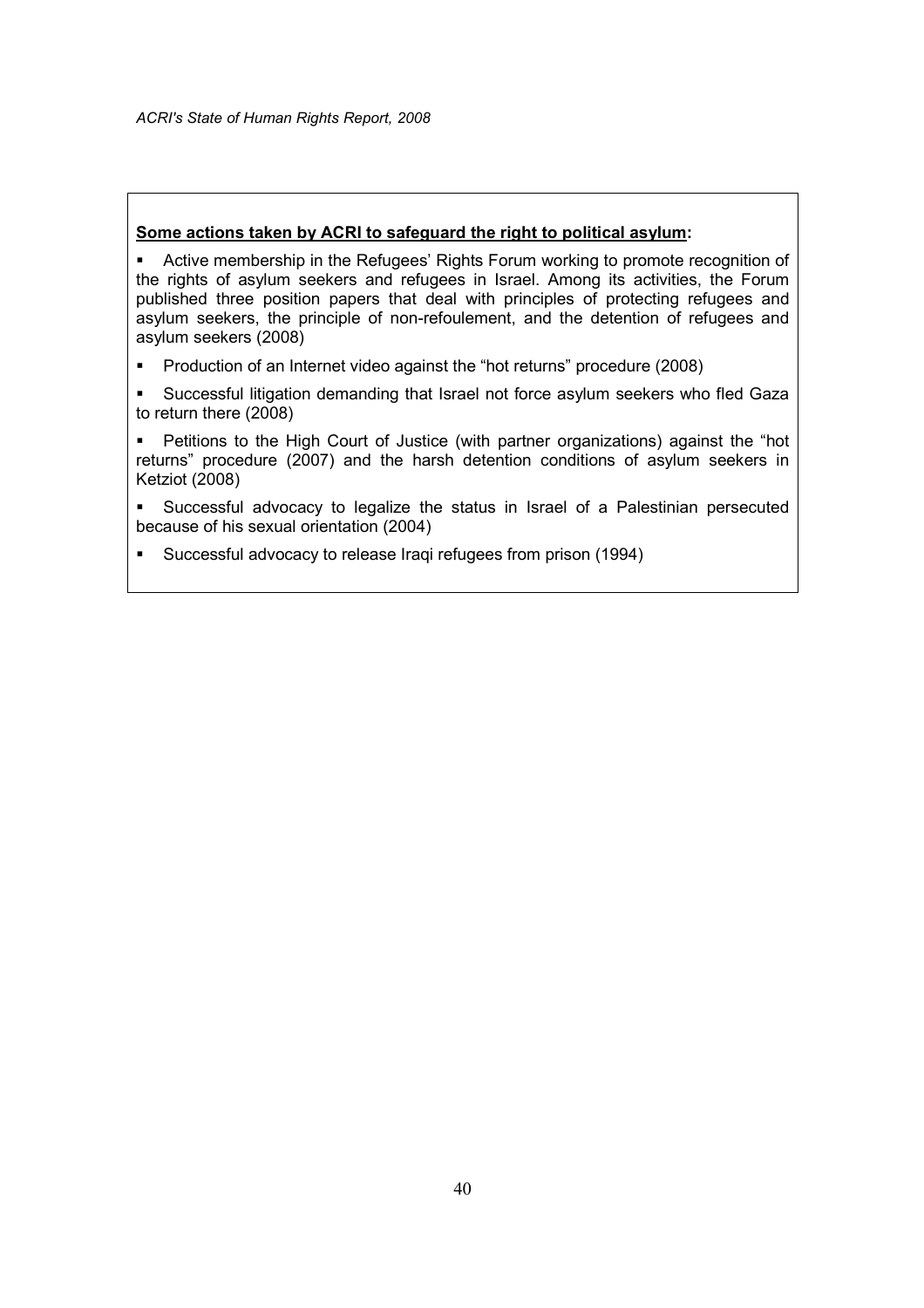**Some actions taken by ACRI to safeguard the right to political asylum:**

- Active membership in the Refugees' Rights Forum working to promote recognition of the rights of asylum seekers and refugees in Israel. Among its activities, the Forum published three position papers that deal with principles of protecting refugees and asylum seekers, the principle of non-refoulement, and the detention of refugees and asylum seekers (2008)
- Production of an Internet video against the "hot returns" procedure (2008)
- Successful litigation demanding that Israel not force asylum seekers who fled Gaza to return there (2008)
- Petitions to the High Court of Justice (with partner organizations) against the "hot returns" procedure (2007) and the harsh detention conditions of asylum seekers in Ketziot (2008)
- Successful advocacy to legalize the status in Israel of a Palestinian persecuted because of his sexual orientation (2004)
- Successful advocacy to release Iraqi refugees from prison (1994)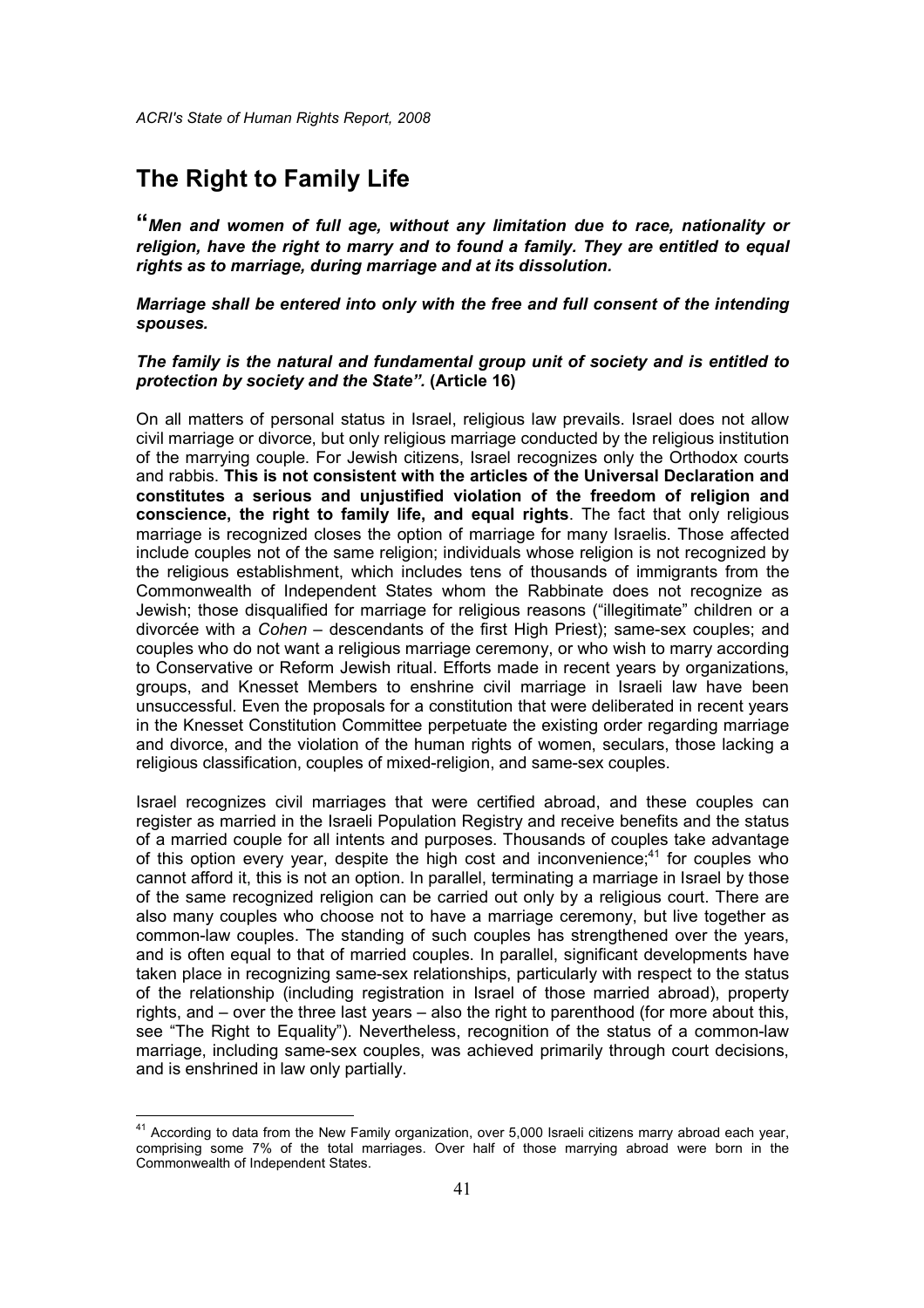# The Right to Family Life

"***Men and women of full age, without any limitation due to race, nationality or religion, have the right to marry and to found a family. They are entitled to equal rights as to marriage, during marriage and at its dissolution.***

***Marriage shall be entered into only with the free and full consent of the intending spouses.***

***The family is the natural and fundamental group unit of society and is entitled to protection by society and the State".* (Article 16)**

On all matters of personal status in Israel, religious law prevails. Israel does not allow civil marriage or divorce, but only religious marriage conducted by the religious institution of the marrying couple. For Jewish citizens, Israel recognizes only the Orthodox courts and rabbis. **This is not consistent with the articles of the Universal Declaration and constitutes a serious and unjustified violation of the freedom of religion and conscience, the right to family life, and equal rights**. The fact that only religious marriage is recognized closes the option of marriage for many Israelis. Those affected include couples not of the same religion; individuals whose religion is not recognized by the religious establishment, which includes tens of thousands of immigrants from the Commonwealth of Independent States whom the Rabbinate does not recognize as Jewish; those disqualified for marriage for religious reasons ("illegitimate" children or a divorcée with a *Cohen* – descendants of the first High Priest); same-sex couples; and couples who do not want a religious marriage ceremony, or who wish to marry according to Conservative or Reform Jewish ritual. Efforts made in recent years by organizations, groups, and Knesset Members to enshrine civil marriage in Israeli law have been unsuccessful. Even the proposals for a constitution that were deliberated in recent years in the Knesset Constitution Committee perpetuate the existing order regarding marriage and divorce, and the violation of the human rights of women, seculars, those lacking a religious classification, couples of mixed-religion, and same-sex couples.

Israel recognizes civil marriages that were certified abroad, and these couples can register as married in the Israeli Population Registry and receive benefits and the status of a married couple for all intents and purposes. Thousands of couples take advantage of this option every year, despite the high cost and inconvenience;[41] for couples who cannot afford it, this is not an option. In parallel, terminating a marriage in Israel by those of the same recognized religion can be carried out only by a religious court. There are also many couples who choose not to have a marriage ceremony, but live together as common-law couples. The standing of such couples has strengthened over the years, and is often equal to that of married couples. In parallel, significant developments have taken place in recognizing same-sex relationships, particularly with respect to the status of the relationship (including registration in Israel of those married abroad), property rights, and – over the three last years – also the right to parenthood (for more about this, see "The Right to Equality"). Nevertheless, recognition of the status of a common-law marriage, including same-sex couples, was achieved primarily through court decisions, and is enshrined in law only partially.

[41] According to data from the New Family organization, over 5,000 Israeli citizens marry abroad each year, comprising some 7% of the total marriages. Over half of those marrying abroad were born in the Commonwealth of Independent States.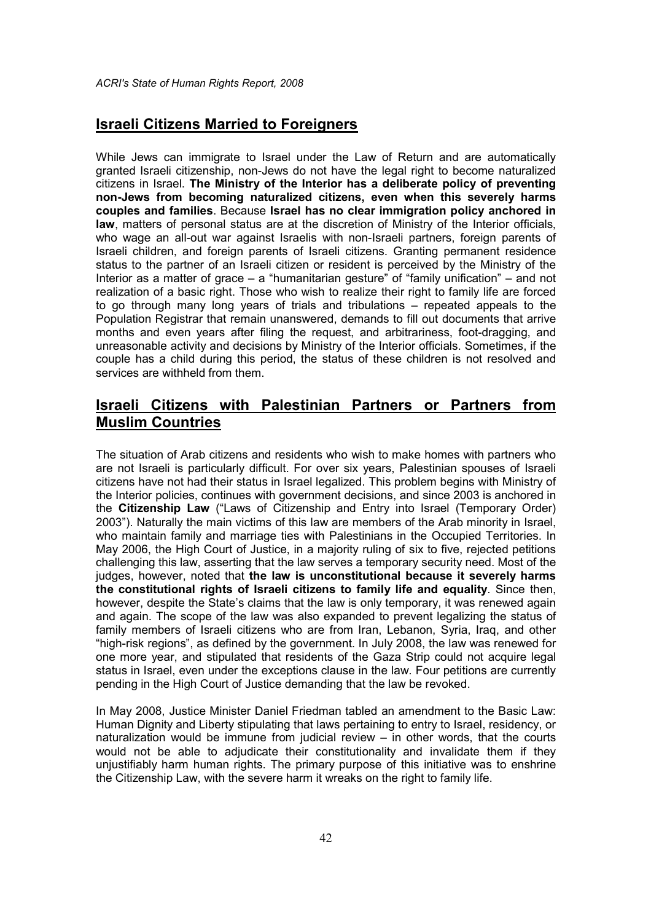## Israeli Citizens Married to Foreigners

While Jews can immigrate to Israel under the Law of Return and are automatically granted Israeli citizenship, non-Jews do not have the legal right to become naturalized citizens in Israel. **The Ministry of the Interior has a deliberate policy of preventing non-Jews from becoming naturalized citizens, even when this severely harms couples and families**. Because **Israel has no clear immigration policy anchored in law**, matters of personal status are at the discretion of Ministry of the Interior officials, who wage an all-out war against Israelis with non-Israeli partners, foreign parents of Israeli children, and foreign parents of Israeli citizens. Granting permanent residence status to the partner of an Israeli citizen or resident is perceived by the Ministry of the Interior as a matter of grace – a "humanitarian gesture" of "family unification" – and not realization of a basic right. Those who wish to realize their right to family life are forced to go through many long years of trials and tribulations – repeated appeals to the Population Registrar that remain unanswered, demands to fill out documents that arrive months and even years after filing the request, and arbitrariness, foot-dragging, and unreasonable activity and decisions by Ministry of the Interior officials. Sometimes, if the couple has a child during this period, the status of these children is not resolved and services are withheld from them.

## Israeli Citizens with Palestinian Partners or Partners from Muslim Countries

The situation of Arab citizens and residents who wish to make homes with partners who are not Israeli is particularly difficult. For over six years, Palestinian spouses of Israeli citizens have not had their status in Israel legalized. This problem begins with Ministry of the Interior policies, continues with government decisions, and since 2003 is anchored in the **Citizenship Law** ("Laws of Citizenship and Entry into Israel (Temporary Order) 2003"). Naturally the main victims of this law are members of the Arab minority in Israel, who maintain family and marriage ties with Palestinians in the Occupied Territories. In May 2006, the High Court of Justice, in a majority ruling of six to five, rejected petitions challenging this law, asserting that the law serves a temporary security need. Most of the judges, however, noted that **the law is unconstitutional because it severely harms the constitutional rights of Israeli citizens to family life and equality**. Since then, however, despite the State's claims that the law is only temporary, it was renewed again and again. The scope of the law was also expanded to prevent legalizing the status of family members of Israeli citizens who are from Iran, Lebanon, Syria, Iraq, and other "high-risk regions", as defined by the government. In July 2008, the law was renewed for one more year, and stipulated that residents of the Gaza Strip could not acquire legal status in Israel, even under the exceptions clause in the law. Four petitions are currently pending in the High Court of Justice demanding that the law be revoked.

In May 2008, Justice Minister Daniel Friedman tabled an amendment to the Basic Law: Human Dignity and Liberty stipulating that laws pertaining to entry to Israel, residency, or naturalization would be immune from judicial review – in other words, that the courts would not be able to adjudicate their constitutionality and invalidate them if they unjustifiably harm human rights. The primary purpose of this initiative was to enshrine the Citizenship Law, with the severe harm it wreaks on the right to family life.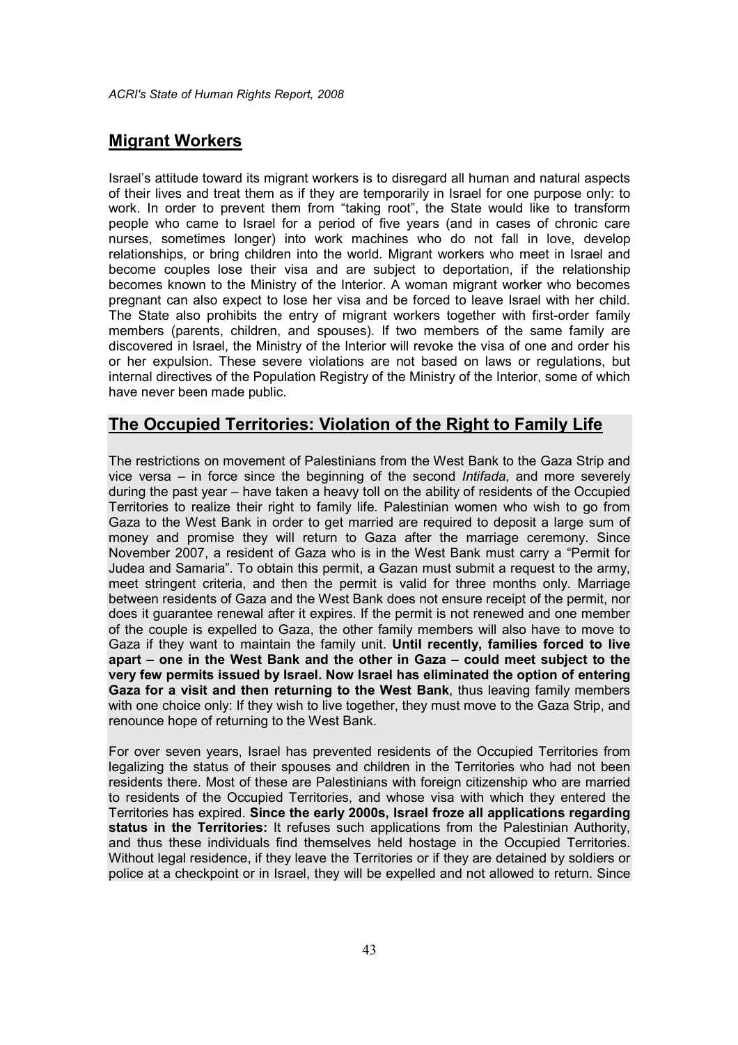## Migrant Workers

Israel's attitude toward its migrant workers is to disregard all human and natural aspects of their lives and treat them as if they are temporarily in Israel for one purpose only: to work. In order to prevent them from "taking root", the State would like to transform people who came to Israel for a period of five years (and in cases of chronic care nurses, sometimes longer) into work machines who do not fall in love, develop relationships, or bring children into the world. Migrant workers who meet in Israel and become couples lose their visa and are subject to deportation, if the relationship becomes known to the Ministry of the Interior. A woman migrant worker who becomes pregnant can also expect to lose her visa and be forced to leave Israel with her child. The State also prohibits the entry of migrant workers together with first-order family members (parents, children, and spouses). If two members of the same family are discovered in Israel, the Ministry of the Interior will revoke the visa of one and order his or her expulsion. These severe violations are not based on laws or regulations, but internal directives of the Population Registry of the Ministry of the Interior, some of which have never been made public.

## The Occupied Territories: Violation of the Right to Family Life

The restrictions on movement of Palestinians from the West Bank to the Gaza Strip and vice versa – in force since the beginning of the second *Intifada*, and more severely during the past year – have taken a heavy toll on the ability of residents of the Occupied Territories to realize their right to family life. Palestinian women who wish to go from Gaza to the West Bank in order to get married are required to deposit a large sum of money and promise they will return to Gaza after the marriage ceremony. Since November 2007, a resident of Gaza who is in the West Bank must carry a "Permit for Judea and Samaria". To obtain this permit, a Gazan must submit a request to the army, meet stringent criteria, and then the permit is valid for three months only. Marriage between residents of Gaza and the West Bank does not ensure receipt of the permit, nor does it guarantee renewal after it expires. If the permit is not renewed and one member of the couple is expelled to Gaza, the other family members will also have to move to Gaza if they want to maintain the family unit. **Until recently, families forced to live apart – one in the West Bank and the other in Gaza – could meet subject to the very few permits issued by Israel. Now Israel has eliminated the option of entering Gaza for a visit and then returning to the West Bank**, thus leaving family members with one choice only: If they wish to live together, they must move to the Gaza Strip, and renounce hope of returning to the West Bank.

For over seven years, Israel has prevented residents of the Occupied Territories from legalizing the status of their spouses and children in the Territories who had not been residents there. Most of these are Palestinians with foreign citizenship who are married to residents of the Occupied Territories, and whose visa with which they entered the Territories has expired. **Since the early 2000s, Israel froze all applications regarding status in the Territories:** It refuses such applications from the Palestinian Authority, and thus these individuals find themselves held hostage in the Occupied Territories. Without legal residence, if they leave the Territories or if they are detained by soldiers or police at a checkpoint or in Israel, they will be expelled and not allowed to return. Since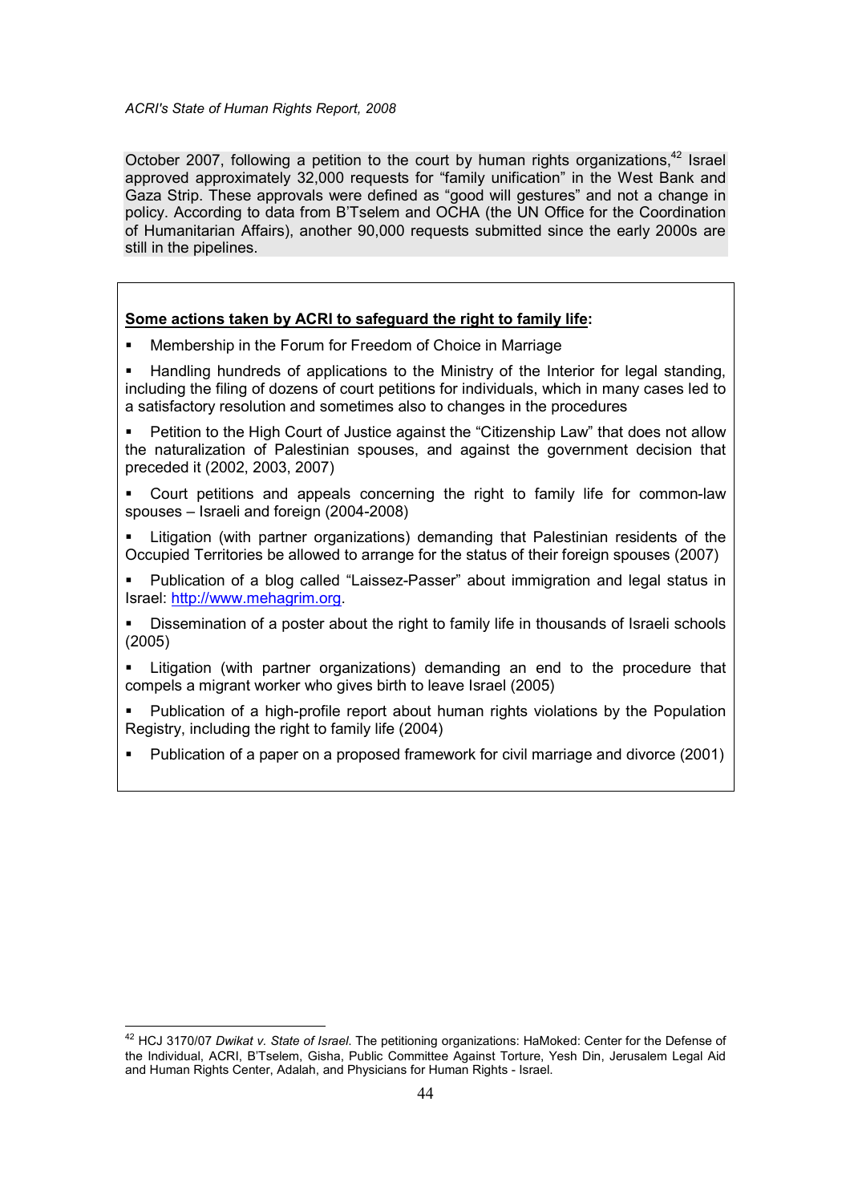October 2007, following a petition to the court by human rights organizations,[42] Israel approved approximately 32,000 requests for "family unification" in the West Bank and Gaza Strip. These approvals were defined as "good will gestures" and not a change in policy. According to data from B'Tselem and OCHA (the UN Office for the Coordination of Humanitarian Affairs), another 90,000 requests submitted since the early 2000s are still in the pipelines.

**Some actions taken by ACRI to safeguard the right to family life:**

- Membership in the Forum for Freedom of Choice in Marriage
- Handling hundreds of applications to the Ministry of the Interior for legal standing, including the filing of dozens of court petitions for individuals, which in many cases led to a satisfactory resolution and sometimes also to changes in the procedures
- Petition to the High Court of Justice against the "Citizenship Law" that does not allow the naturalization of Palestinian spouses, and against the government decision that preceded it (2002, 2003, 2007)
- Court petitions and appeals concerning the right to family life for common-law spouses – Israeli and foreign (2004-2008)
- Litigation (with partner organizations) demanding that Palestinian residents of the Occupied Territories be allowed to arrange for the status of their foreign spouses (2007)
- Publication of a blog called "Laissez-Passer" about immigration and legal status in Israel: http://www.mehagrim.org.
- Dissemination of a poster about the right to family life in thousands of Israeli schools (2005)
- Litigation (with partner organizations) demanding an end to the procedure that compels a migrant worker who gives birth to leave Israel (2005)
- Publication of a high-profile report about human rights violations by the Population Registry, including the right to family life (2004)
- Publication of a paper on a proposed framework for civil marriage and divorce (2001)

---

[42] HCJ 3170/07 *Dwikat v. State of Israel*. The petitioning organizations: HaMoked: Center for the Defense of the Individual, ACRI, B'Tselem, Gisha, Public Committee Against Torture, Yesh Din, Jerusalem Legal Aid and Human Rights Center, Adalah, and Physicians for Human Rights - Israel.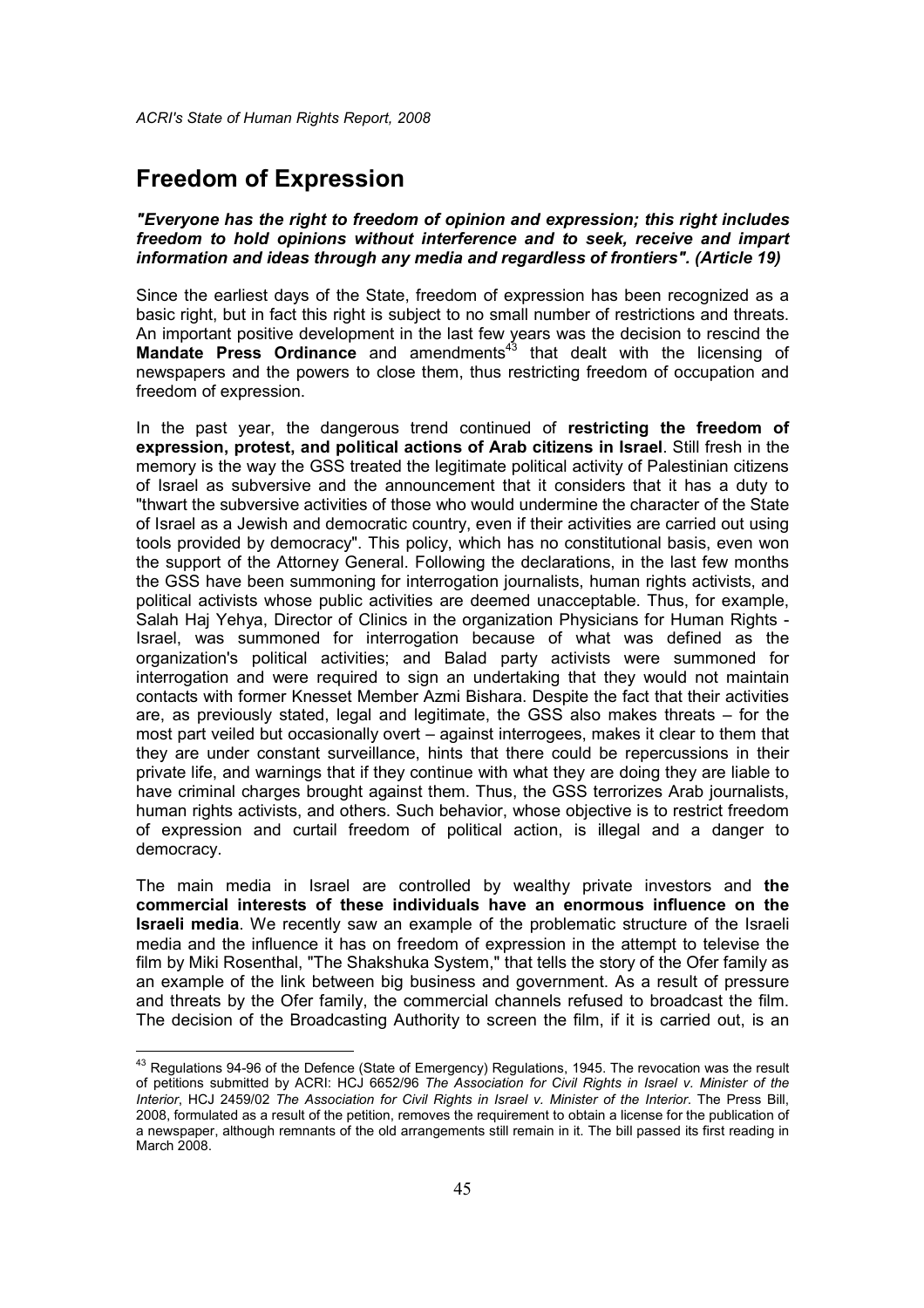# Freedom of Expression

***"Everyone has the right to freedom of opinion and expression; this right includes freedom to hold opinions without interference and to seek, receive and impart information and ideas through any media and regardless of frontiers". (Article 19)***

Since the earliest days of the State, freedom of expression has been recognized as a basic right, but in fact this right is subject to no small number of restrictions and threats. An important positive development in the last few years was the decision to rescind the **Mandate Press Ordinance** and amendments[43] that dealt with the licensing of newspapers and the powers to close them, thus restricting freedom of occupation and freedom of expression.

In the past year, the dangerous trend continued of **restricting the freedom of expression, protest, and political actions of Arab citizens in Israel**. Still fresh in the memory is the way the GSS treated the legitimate political activity of Palestinian citizens of Israel as subversive and the announcement that it considers that it has a duty to "thwart the subversive activities of those who would undermine the character of the State of Israel as a Jewish and democratic country, even if their activities are carried out using tools provided by democracy". This policy, which has no constitutional basis, even won the support of the Attorney General. Following the declarations, in the last few months the GSS have been summoning for interrogation journalists, human rights activists, and political activists whose public activities are deemed unacceptable. Thus, for example, Salah Haj Yehya, Director of Clinics in the organization Physicians for Human Rights - Israel, was summoned for interrogation because of what was defined as the organization's political activities; and Balad party activists were summoned for interrogation and were required to sign an undertaking that they would not maintain contacts with former Knesset Member Azmi Bishara. Despite the fact that their activities are, as previously stated, legal and legitimate, the GSS also makes threats – for the most part veiled but occasionally overt – against interrogees, makes it clear to them that they are under constant surveillance, hints that there could be repercussions in their private life, and warnings that if they continue with what they are doing they are liable to have criminal charges brought against them. Thus, the GSS terrorizes Arab journalists, human rights activists, and others. Such behavior, whose objective is to restrict freedom of expression and curtail freedom of political action, is illegal and a danger to democracy.

The main media in Israel are controlled by wealthy private investors and **the commercial interests of these individuals have an enormous influence on the Israeli media**. We recently saw an example of the problematic structure of the Israeli media and the influence it has on freedom of expression in the attempt to televise the film by Miki Rosenthal, "The Shakshuka System," that tells the story of the Ofer family as an example of the link between big business and government. As a result of pressure and threats by the Ofer family, the commercial channels refused to broadcast the film. The decision of the Broadcasting Authority to screen the film, if it is carried out, is an

---

[43] Regulations 94-96 of the Defence (State of Emergency) Regulations, 1945. The revocation was the result of petitions submitted by ACRI: HCJ 6652/96 *The Association for Civil Rights in Israel v. Minister of the Interior*, HCJ 2459/02 *The Association for Civil Rights in Israel v. Minister of the Interior*. The Press Bill, 2008, formulated as a result of the petition, removes the requirement to obtain a license for the publication of a newspaper, although remnants of the old arrangements still remain in it. The bill passed its first reading in March 2008.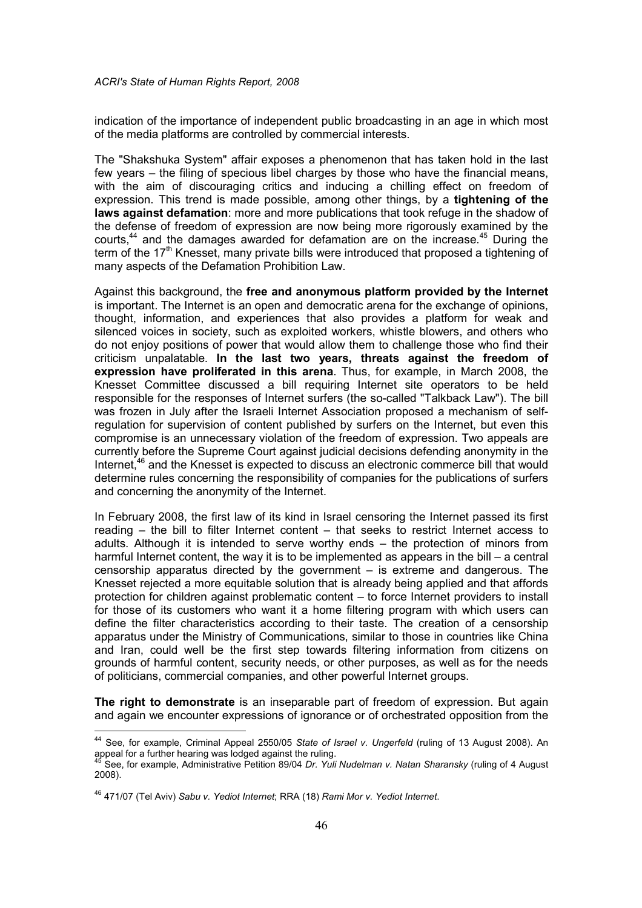indication of the importance of independent public broadcasting in an age in which most of the media platforms are controlled by commercial interests.

The "Shakshuka System" affair exposes a phenomenon that has taken hold in the last few years – the filing of specious libel charges by those who have the financial means, with the aim of discouraging critics and inducing a chilling effect on freedom of expression. This trend is made possible, among other things, by a **tightening of the laws against defamation**: more and more publications that took refuge in the shadow of the defense of freedom of expression are now being more rigorously examined by the courts,[44] and the damages awarded for defamation are on the increase.[45] During the term of the 17th Knesset, many private bills were introduced that proposed a tightening of many aspects of the Defamation Prohibition Law.

Against this background, the **free and anonymous platform provided by the Internet** is important. The Internet is an open and democratic arena for the exchange of opinions, thought, information, and experiences that also provides a platform for weak and silenced voices in society, such as exploited workers, whistle blowers, and others who do not enjoy positions of power that would allow them to challenge those who find their criticism unpalatable. **In the last two years, threats against the freedom of expression have proliferated in this arena**. Thus, for example, in March 2008, the Knesset Committee discussed a bill requiring Internet site operators to be held responsible for the responses of Internet surfers (the so-called "Talkback Law"). The bill was frozen in July after the Israeli Internet Association proposed a mechanism of self-regulation for supervision of content published by surfers on the Internet, but even this compromise is an unnecessary violation of the freedom of expression. Two appeals are currently before the Supreme Court against judicial decisions defending anonymity in the Internet,[46] and the Knesset is expected to discuss an electronic commerce bill that would determine rules concerning the responsibility of companies for the publications of surfers and concerning the anonymity of the Internet.

In February 2008, the first law of its kind in Israel censoring the Internet passed its first reading – the bill to filter Internet content – that seeks to restrict Internet access to adults. Although it is intended to serve worthy ends – the protection of minors from harmful Internet content, the way it is to be implemented as appears in the bill – a central censorship apparatus directed by the government – is extreme and dangerous. The Knesset rejected a more equitable solution that is already being applied and that affords protection for children against problematic content – to force Internet providers to install for those of its customers who want it a home filtering program with which users can define the filter characteristics according to their taste. The creation of a censorship apparatus under the Ministry of Communications, similar to those in countries like China and Iran, could well be the first step towards filtering information from citizens on grounds of harmful content, security needs, or other purposes, as well as for the needs of politicians, commercial companies, and other powerful Internet groups.

**The right to demonstrate** is an inseparable part of freedom of expression. But again and again we encounter expressions of ignorance or of orchestrated opposition from the

---

[44] See, for example, Criminal Appeal 2550/05 *State of Israel v. Ungerfeld* (ruling of 13 August 2008). An appeal for a further hearing was lodged against the ruling.

[45] See, for example, Administrative Petition 89/04 *Dr. Yuli Nudelman v. Natan Sharansky* (ruling of 4 August 2008).

[46] 471/07 (Tel Aviv) *Sabu v. Yediot Internet*; RRA (18) *Rami Mor v. Yediot Internet*.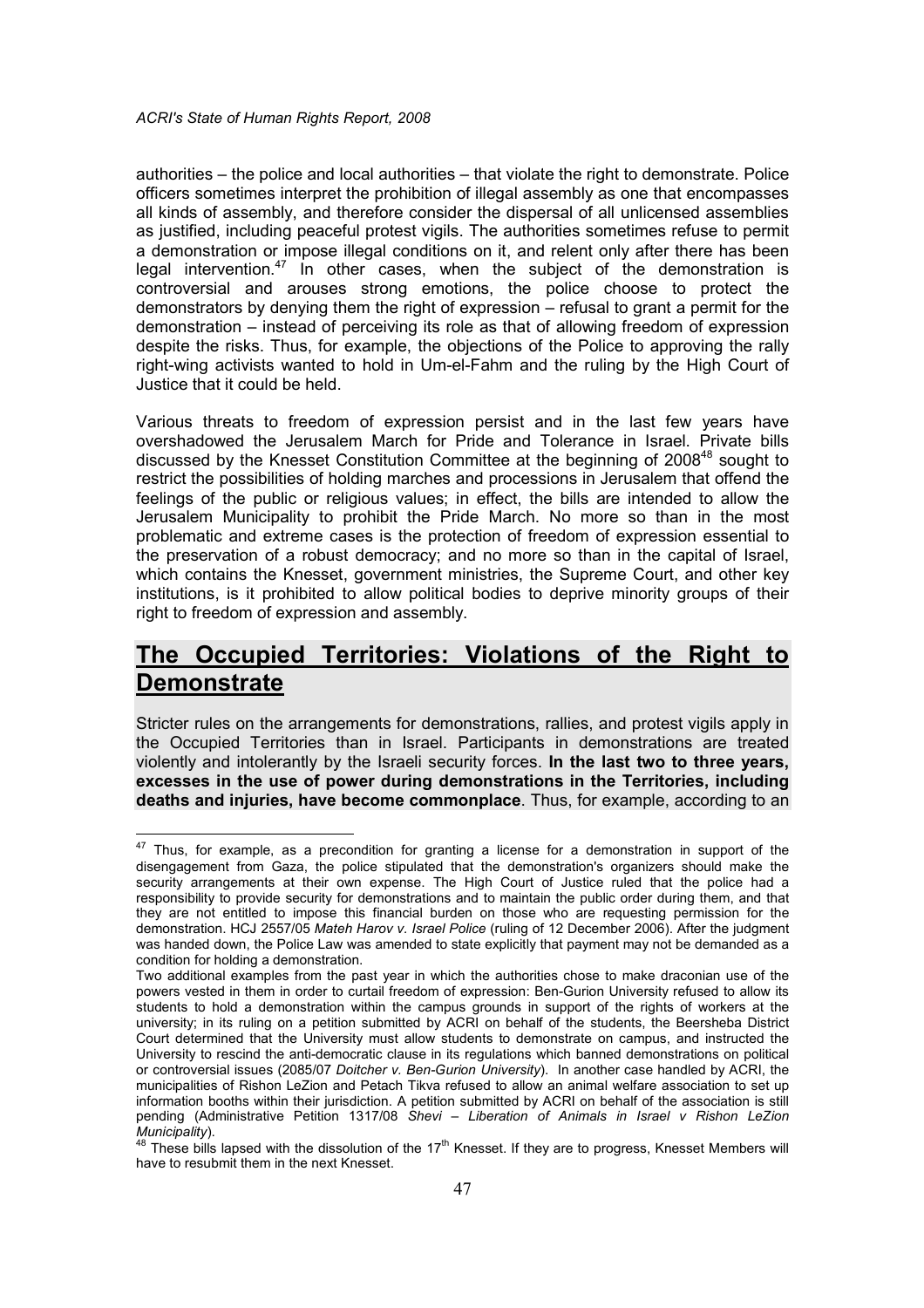authorities – the police and local authorities – that violate the right to demonstrate. Police officers sometimes interpret the prohibition of illegal assembly as one that encompasses all kinds of assembly, and therefore consider the dispersal of all unlicensed assemblies as justified, including peaceful protest vigils. The authorities sometimes refuse to permit a demonstration or impose illegal conditions on it, and relent only after there has been legal intervention.[47] In other cases, when the subject of the demonstration is controversial and arouses strong emotions, the police choose to protect the demonstrators by denying them the right of expression – refusal to grant a permit for the demonstration – instead of perceiving its role as that of allowing freedom of expression despite the risks. Thus, for example, the objections of the Police to approving the rally right-wing activists wanted to hold in Um-el-Fahm and the ruling by the High Court of Justice that it could be held.

Various threats to freedom of expression persist and in the last few years have overshadowed the Jerusalem March for Pride and Tolerance in Israel. Private bills discussed by the Knesset Constitution Committee at the beginning of 2008[48] sought to restrict the possibilities of holding marches and processions in Jerusalem that offend the feelings of the public or religious values; in effect, the bills are intended to allow the Jerusalem Municipality to prohibit the Pride March. No more so than in the most problematic and extreme cases is the protection of freedom of expression essential to the preservation of a robust democracy; and no more so than in the capital of Israel, which contains the Knesset, government ministries, the Supreme Court, and other key institutions, is it prohibited to allow political bodies to deprive minority groups of their right to freedom of expression and assembly.

## The Occupied Territories: Violations of the Right to Demonstrate

Stricter rules on the arrangements for demonstrations, rallies, and protest vigils apply in the Occupied Territories than in Israel. Participants in demonstrations are treated violently and intolerantly by the Israeli security forces. **In the last two to three years, excesses in the use of power during demonstrations in the Territories, including deaths and injuries, have become commonplace**. Thus, for example, according to an

---

[47] Thus, for example, as a precondition for granting a license for a demonstration in support of the disengagement from Gaza, the police stipulated that the demonstration's organizers should make the security arrangements at their own expense. The High Court of Justice ruled that the police had a responsibility to provide security for demonstrations and to maintain the public order during them, and that they are not entitled to impose this financial burden on those who are requesting permission for the demonstration. HCJ 2557/05 *Mateh Harov v. Israel Police* (ruling of 12 December 2006). After the judgment was handed down, the Police Law was amended to state explicitly that payment may not be demanded as a condition for holding a demonstration.

Two additional examples from the past year in which the authorities chose to make draconian use of the powers vested in them in order to curtail freedom of expression: Ben-Gurion University refused to allow its students to hold a demonstration within the campus grounds in support of the rights of workers at the university; in its ruling on a petition submitted by ACRI on behalf of the students, the Beersheba District Court determined that the University must allow students to demonstrate on campus, and instructed the University to rescind the anti-democratic clause in its regulations which banned demonstrations on political or controversial issues (2085/07 *Doitcher v. Ben-Gurion University*). In another case handled by ACRI, the municipalities of Rishon LeZion and Petach Tikva refused to allow an animal welfare association to set up information booths within their jurisdiction. A petition submitted by ACRI on behalf of the association is still pending (Administrative Petition 1317/08 *Shevi – Liberation of Animals in Israel v Rishon LeZion Municipality*).

[48] These bills lapsed with the dissolution of the 17th Knesset. If they are to progress, Knesset Members will have to resubmit them in the next Knesset.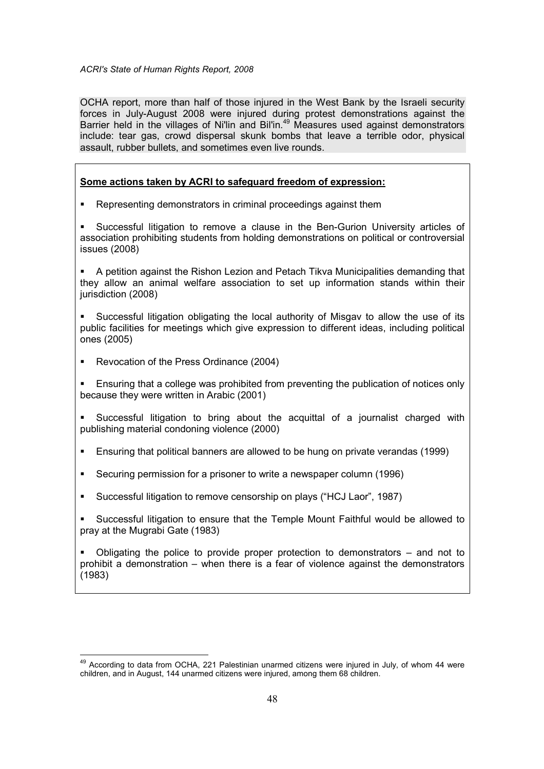OCHA report, more than half of those injured in the West Bank by the Israeli security forces in July-August 2008 were injured during protest demonstrations against the Barrier held in the villages of Ni'lin and Bil'in.[49] Measures used against demonstrators include: tear gas, crowd dispersal skunk bombs that leave a terrible odor, physical assault, rubber bullets, and sometimes even live rounds.

**Some actions taken by ACRI to safeguard freedom of expression:**

- Representing demonstrators in criminal proceedings against them
- Successful litigation to remove a clause in the Ben-Gurion University articles of association prohibiting students from holding demonstrations on political or controversial issues (2008)
- A petition against the Rishon Lezion and Petach Tikva Municipalities demanding that they allow an animal welfare association to set up information stands within their jurisdiction (2008)
- Successful litigation obligating the local authority of Misgav to allow the use of its public facilities for meetings which give expression to different ideas, including political ones (2005)
- Revocation of the Press Ordinance (2004)
- Ensuring that a college was prohibited from preventing the publication of notices only because they were written in Arabic (2001)
- Successful litigation to bring about the acquittal of a journalist charged with publishing material condoning violence (2000)
- Ensuring that political banners are allowed to be hung on private verandas (1999)
- Securing permission for a prisoner to write a newspaper column (1996)
- Successful litigation to remove censorship on plays ("HCJ Laor", 1987)
- Successful litigation to ensure that the Temple Mount Faithful would be allowed to pray at the Mugrabi Gate (1983)
- Obligating the police to provide proper protection to demonstrators – and not to prohibit a demonstration – when there is a fear of violence against the demonstrators (1983)

[49] According to data from OCHA, 221 Palestinian unarmed citizens were injured in July, of whom 44 were children, and in August, 144 unarmed citizens were injured, among them 68 children.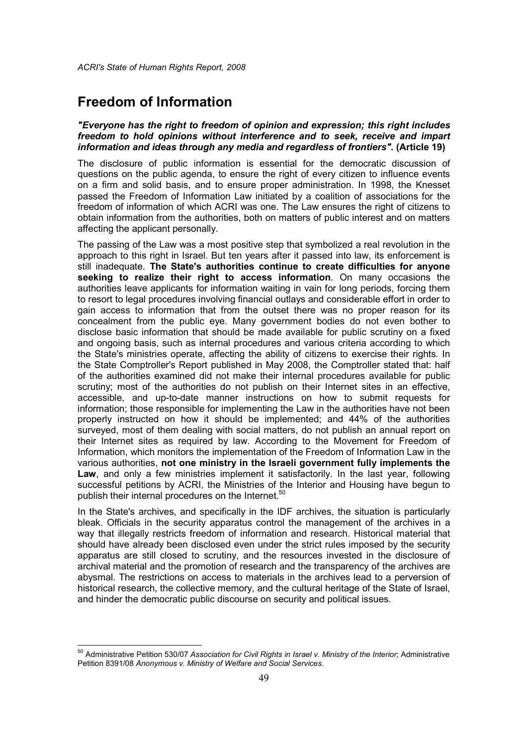# Freedom of Information

***"Everyone has the right to freedom of opinion and expression; this right includes freedom to hold opinions without interference and to seek, receive and impart information and ideas through any media and regardless of frontiers".*** **(Article 19)**

The disclosure of public information is essential for the democratic discussion of questions on the public agenda, to ensure the right of every citizen to influence events on a firm and solid basis, and to ensure proper administration. In 1998, the Knesset passed the Freedom of Information Law initiated by a coalition of associations for the freedom of information of which ACRI was one. The Law ensures the right of citizens to obtain information from the authorities, both on matters of public interest and on matters affecting the applicant personally.

The passing of the Law was a most positive step that symbolized a real revolution in the approach to this right in Israel. But ten years after it passed into law, its enforcement is still inadequate. **The State's authorities continue to create difficulties for anyone seeking to realize their right to access information**. On many occasions the authorities leave applicants for information waiting in vain for long periods, forcing them to resort to legal procedures involving financial outlays and considerable effort in order to gain access to information that from the outset there was no proper reason for its concealment from the public eye. Many government bodies do not even bother to disclose basic information that should be made available for public scrutiny on a fixed and ongoing basis, such as internal procedures and various criteria according to which the State's ministries operate, affecting the ability of citizens to exercise their rights. In the State Comptroller's Report published in May 2008, the Comptroller stated that: half of the authorities examined did not make their internal procedures available for public scrutiny; most of the authorities do not publish on their Internet sites in an effective, accessible, and up-to-date manner instructions on how to submit requests for information; those responsible for implementing the Law in the authorities have not been properly instructed on how it should be implemented; and 44% of the authorities surveyed, most of them dealing with social matters, do not publish an annual report on their Internet sites as required by law. According to the Movement for Freedom of Information, which monitors the implementation of the Freedom of Information Law in the various authorities, **not one ministry in the Israeli government fully implements the Law**, and only a few ministries implement it satisfactorily. In the last year, following successful petitions by ACRI, the Ministries of the Interior and Housing have begun to publish their internal procedures on the Internet.[50]

In the State's archives, and specifically in the IDF archives, the situation is particularly bleak. Officials in the security apparatus control the management of the archives in a way that illegally restricts freedom of information and research. Historical material that should have already been disclosed even under the strict rules imposed by the security apparatus are still closed to scrutiny, and the resources invested in the disclosure of archival material and the promotion of research and the transparency of the archives are abysmal. The restrictions on access to materials in the archives lead to a perversion of historical research, the collective memory, and the cultural heritage of the State of Israel, and hinder the democratic public discourse on security and political issues.

---

[50] Administrative Petition 530/07 *Association for Civil Rights in Israel v. Ministry of the Interior*; Administrative Petition 8391/08 *Anonymous v. Ministry of Welfare and Social Services*.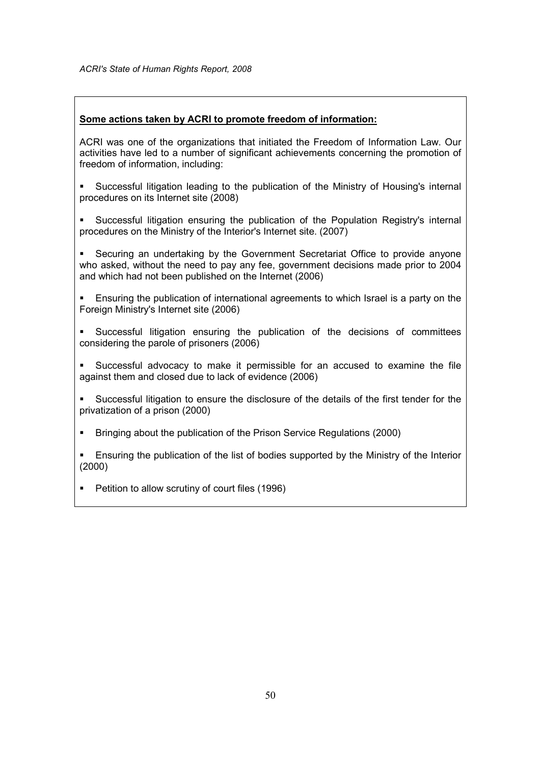**Some actions taken by ACRI to promote freedom of information:**

ACRI was one of the organizations that initiated the Freedom of Information Law. Our activities have led to a number of significant achievements concerning the promotion of freedom of information, including:

- Successful litigation leading to the publication of the Ministry of Housing's internal procedures on its Internet site (2008)
- Successful litigation ensuring the publication of the Population Registry's internal procedures on the Ministry of the Interior's Internet site. (2007)
- Securing an undertaking by the Government Secretariat Office to provide anyone who asked, without the need to pay any fee, government decisions made prior to 2004 and which had not been published on the Internet (2006)
- Ensuring the publication of international agreements to which Israel is a party on the Foreign Ministry's Internet site (2006)
- Successful litigation ensuring the publication of the decisions of committees considering the parole of prisoners (2006)
- Successful advocacy to make it permissible for an accused to examine the file against them and closed due to lack of evidence (2006)
- Successful litigation to ensure the disclosure of the details of the first tender for the privatization of a prison (2000)
- Bringing about the publication of the Prison Service Regulations (2000)
- Ensuring the publication of the list of bodies supported by the Ministry of the Interior (2000)
- Petition to allow scrutiny of court files (1996)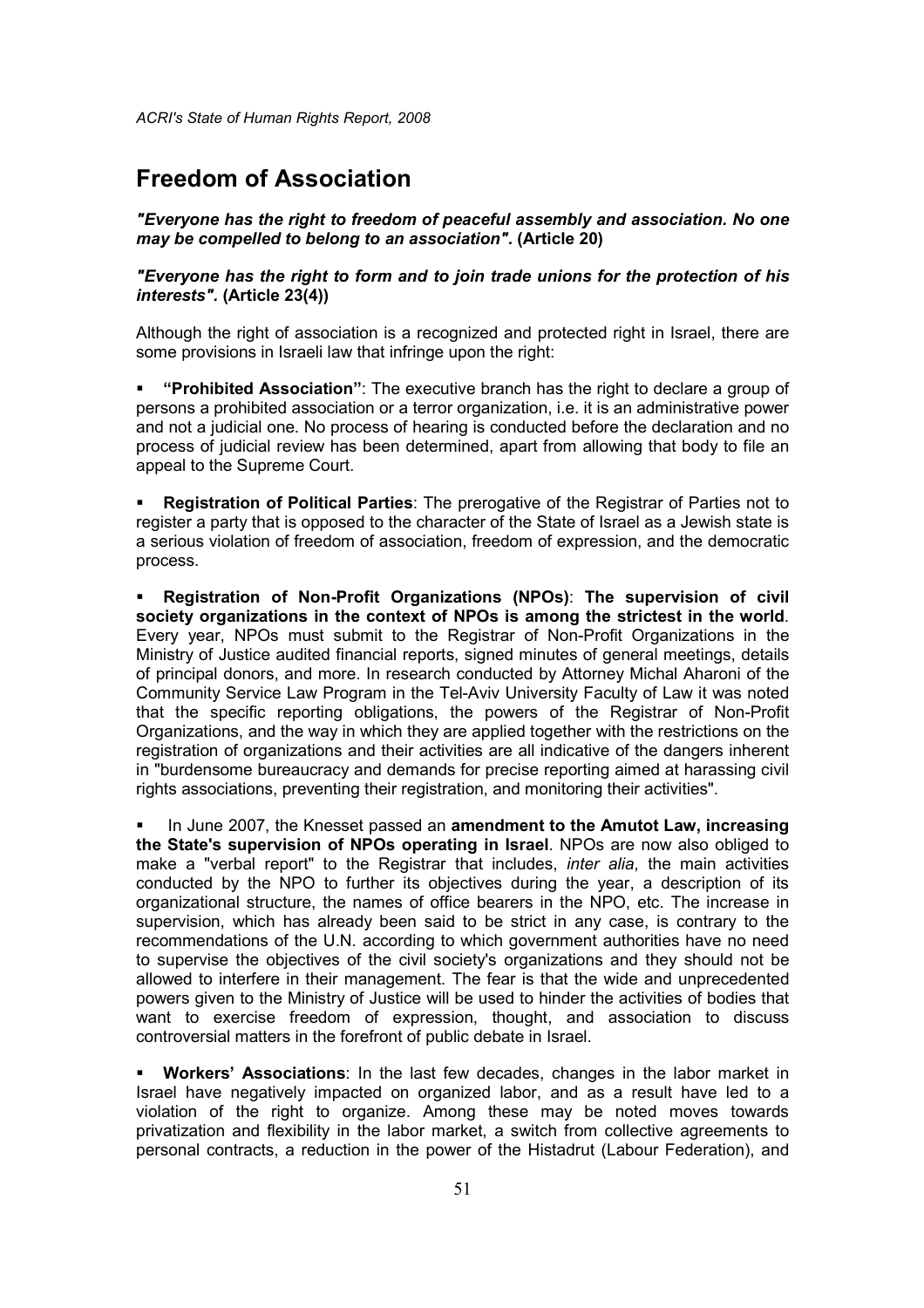# Freedom of Association

***"Everyone has the right to freedom of peaceful assembly and association. No one may be compelled to belong to an association".* (Article 20)**

***"Everyone has the right to form and to join trade unions for the protection of his interests".* (Article 23(4))**

Although the right of association is a recognized and protected right in Israel, there are some provisions in Israeli law that infringe upon the right:

- **"Prohibited Association"**: The executive branch has the right to declare a group of persons a prohibited association or a terror organization, i.e. it is an administrative power and not a judicial one. No process of hearing is conducted before the declaration and no process of judicial review has been determined, apart from allowing that body to file an appeal to the Supreme Court.

- **Registration of Political Parties**: The prerogative of the Registrar of Parties not to register a party that is opposed to the character of the State of Israel as a Jewish state is a serious violation of freedom of association, freedom of expression, and the democratic process.

- **Registration of Non-Profit Organizations (NPOs)**: **The supervision of civil society organizations in the context of NPOs is among the strictest in the world**. Every year, NPOs must submit to the Registrar of Non-Profit Organizations in the Ministry of Justice audited financial reports, signed minutes of general meetings, details of principal donors, and more. In research conducted by Attorney Michal Aharoni of the Community Service Law Program in the Tel-Aviv University Faculty of Law it was noted that the specific reporting obligations, the powers of the Registrar of Non-Profit Organizations, and the way in which they are applied together with the restrictions on the registration of organizations and their activities are all indicative of the dangers inherent in "burdensome bureaucracy and demands for precise reporting aimed at harassing civil rights associations, preventing their registration, and monitoring their activities".

- In June 2007, the Knesset passed an **amendment to the Amutot Law, increasing the State's supervision of NPOs operating in Israel**. NPOs are now also obliged to make a "verbal report" to the Registrar that includes, *inter alia*, the main activities conducted by the NPO to further its objectives during the year, a description of its organizational structure, the names of office bearers in the NPO, etc. The increase in supervision, which has already been said to be strict in any case, is contrary to the recommendations of the U.N. according to which government authorities have no need to supervise the objectives of the civil society's organizations and they should not be allowed to interfere in their management. The fear is that the wide and unprecedented powers given to the Ministry of Justice will be used to hinder the activities of bodies that want to exercise freedom of expression, thought, and association to discuss controversial matters in the forefront of public debate in Israel.

- **Workers' Associations**: In the last few decades, changes in the labor market in Israel have negatively impacted on organized labor, and as a result have led to a violation of the right to organize. Among these may be noted moves towards privatization and flexibility in the labor market, a switch from collective agreements to personal contracts, a reduction in the power of the Histadrut (Labour Federation), and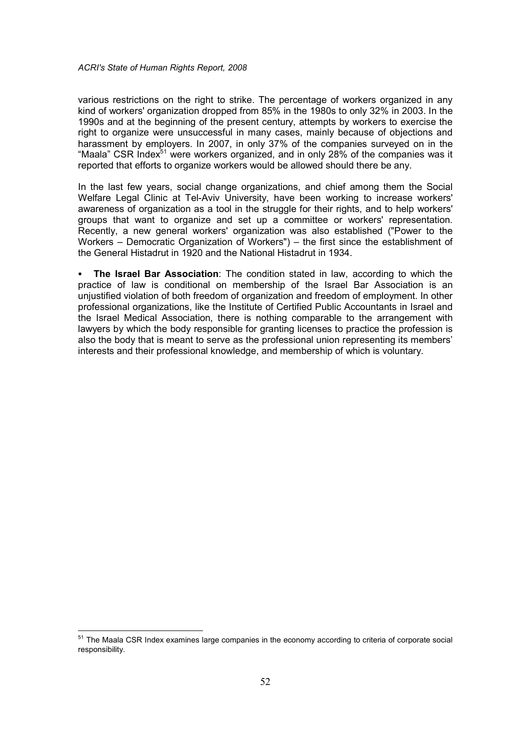various restrictions on the right to strike. The percentage of workers organized in any kind of workers' organization dropped from 85% in the 1980s to only 32% in 2003. In the 1990s and at the beginning of the present century, attempts by workers to exercise the right to organize were unsuccessful in many cases, mainly because of objections and harassment by employers. In 2007, in only 37% of the companies surveyed on in the "Maala" CSR Index[51] were workers organized, and in only 28% of the companies was it reported that efforts to organize workers would be allowed should there be any.

In the last few years, social change organizations, and chief among them the Social Welfare Legal Clinic at Tel-Aviv University, have been working to increase workers' awareness of organization as a tool in the struggle for their rights, and to help workers' groups that want to organize and set up a committee or workers' representation. Recently, a new general workers' organization was also established ("Power to the Workers – Democratic Organization of Workers") – the first since the establishment of the General Histadrut in 1920 and the National Histadrut in 1934.

- **The Israel Bar Association**: The condition stated in law, according to which the practice of law is conditional on membership of the Israel Bar Association is an unjustified violation of both freedom of organization and freedom of employment. In other professional organizations, like the Institute of Certified Public Accountants in Israel and the Israel Medical Association, there is nothing comparable to the arrangement with lawyers by which the body responsible for granting licenses to practice the profession is also the body that is meant to serve as the professional union representing its members' interests and their professional knowledge, and membership of which is voluntary.

[51] The Maala CSR Index examines large companies in the economy according to criteria of corporate social responsibility.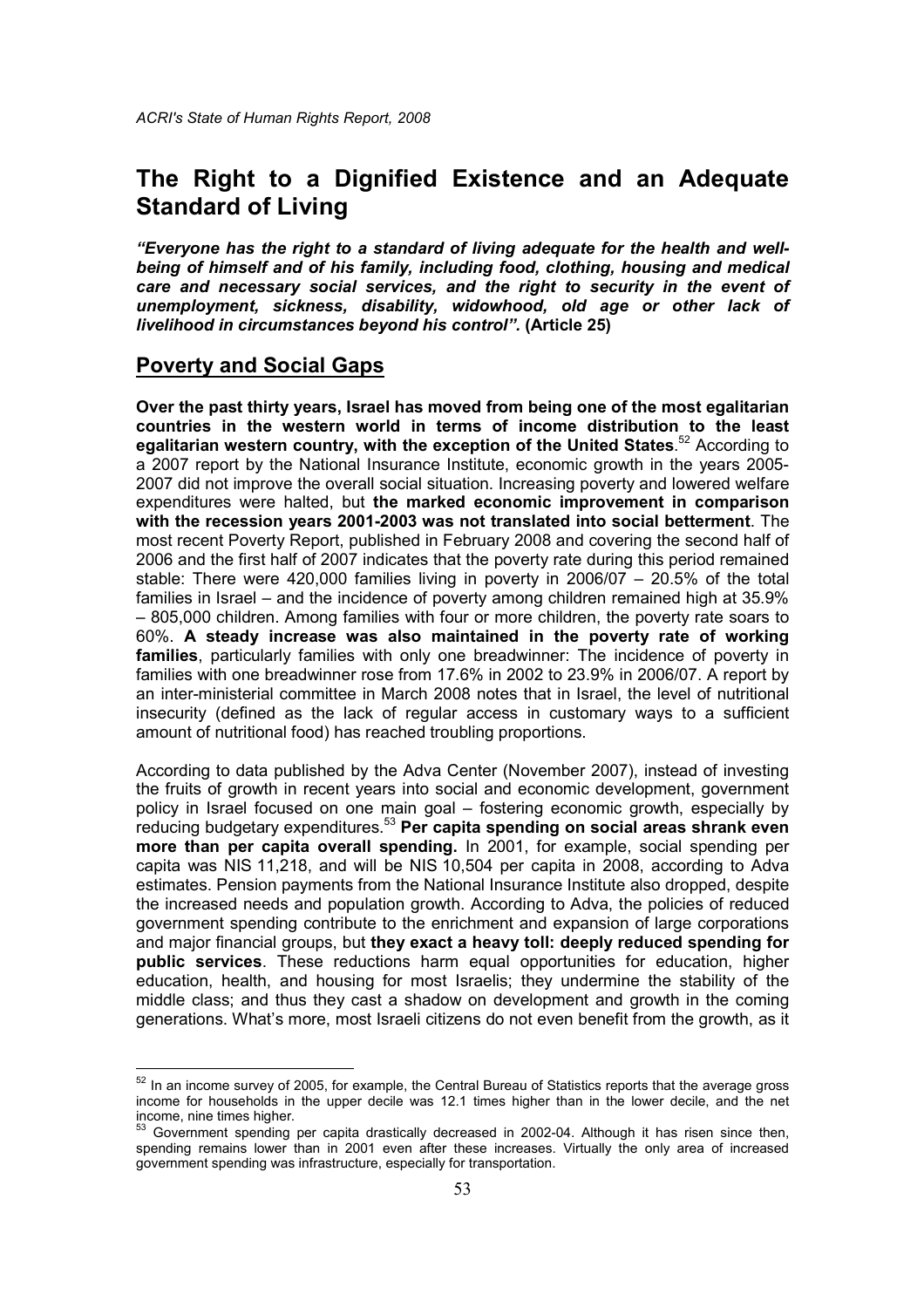# The Right to a Dignified Existence and an Adequate Standard of Living

***"Everyone has the right to a standard of living adequate for the health and well-being of himself and of his family, including food, clothing, housing and medical care and necessary social services, and the right to security in the event of unemployment, sickness, disability, widowhood, old age or other lack of livelihood in circumstances beyond his control".*** **(Article 25)**

## Poverty and Social Gaps

**Over the past thirty years, Israel has moved from being one of the most egalitarian countries in the western world in terms of income distribution to the least egalitarian western country, with the exception of the United States**.[52] According to a 2007 report by the National Insurance Institute, economic growth in the years 2005-2007 did not improve the overall social situation. Increasing poverty and lowered welfare expenditures were halted, but **the marked economic improvement in comparison with the recession years 2001-2003 was not translated into social betterment**. The most recent Poverty Report, published in February 2008 and covering the second half of 2006 and the first half of 2007 indicates that the poverty rate during this period remained stable: There were 420,000 families living in poverty in 2006/07 – 20.5% of the total families in Israel – and the incidence of poverty among children remained high at 35.9% – 805,000 children. Among families with four or more children, the poverty rate soars to 60%. **A steady increase was also maintained in the poverty rate of working families**, particularly families with only one breadwinner: The incidence of poverty in families with one breadwinner rose from 17.6% in 2002 to 23.9% in 2006/07. A report by an inter-ministerial committee in March 2008 notes that in Israel, the level of nutritional insecurity (defined as the lack of regular access in customary ways to a sufficient amount of nutritional food) has reached troubling proportions.

According to data published by the Adva Center (November 2007), instead of investing the fruits of growth in recent years into social and economic development, government policy in Israel focused on one main goal – fostering economic growth, especially by reducing budgetary expenditures.[53] **Per capita spending on social areas shrank even more than per capita overall spending.** In 2001, for example, social spending per capita was NIS 11,218, and will be NIS 10,504 per capita in 2008, according to Adva estimates. Pension payments from the National Insurance Institute also dropped, despite the increased needs and population growth. According to Adva, the policies of reduced government spending contribute to the enrichment and expansion of large corporations and major financial groups, but **they exact a heavy toll: deeply reduced spending for public services**. These reductions harm equal opportunities for education, higher education, health, and housing for most Israelis; they undermine the stability of the middle class; and thus they cast a shadow on development and growth in the coming generations. What's more, most Israeli citizens do not even benefit from the growth, as it

---

[52] In an income survey of 2005, for example, the Central Bureau of Statistics reports that the average gross income for households in the upper decile was 12.1 times higher than in the lower decile, and the net income, nine times higher.

[53] Government spending per capita drastically decreased in 2002-04. Although it has risen since then, spending remains lower than in 2001 even after these increases. Virtually the only area of increased government spending was infrastructure, especially for transportation.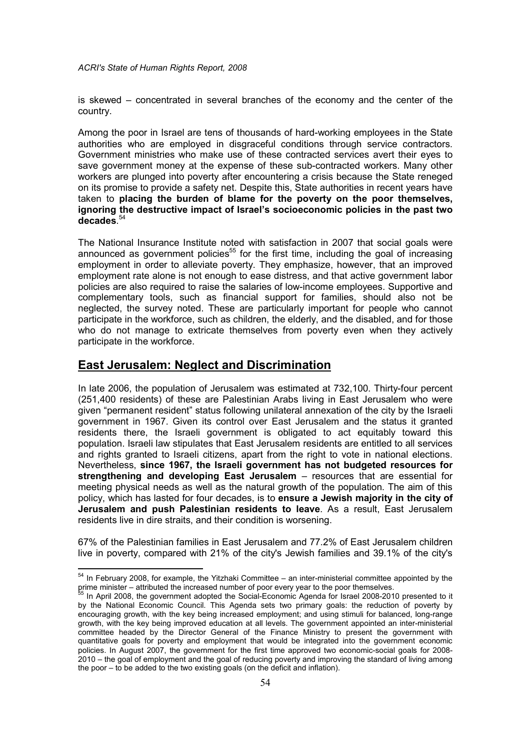is skewed – concentrated in several branches of the economy and the center of the country.

Among the poor in Israel are tens of thousands of hard-working employees in the State authorities who are employed in disgraceful conditions through service contractors. Government ministries who make use of these contracted services avert their eyes to save government money at the expense of these sub-contracted workers. Many other workers are plunged into poverty after encountering a crisis because the State reneged on its promise to provide a safety net. Despite this, State authorities in recent years have taken to **placing the burden of blame for the poverty on the poor themselves, ignoring the destructive impact of Israel's socioeconomic policies in the past two decades**.[54]

The National Insurance Institute noted with satisfaction in 2007 that social goals were announced as government policies[55] for the first time, including the goal of increasing employment in order to alleviate poverty. They emphasize, however, that an improved employment rate alone is not enough to ease distress, and that active government labor policies are also required to raise the salaries of low-income employees. Supportive and complementary tools, such as financial support for families, should also not be neglected, the survey noted. These are particularly important for people who cannot participate in the workforce, such as children, the elderly, and the disabled, and for those who do not manage to extricate themselves from poverty even when they actively participate in the workforce.

## East Jerusalem: Neglect and Discrimination

In late 2006, the population of Jerusalem was estimated at 732,100. Thirty-four percent (251,400 residents) of these are Palestinian Arabs living in East Jerusalem who were given "permanent resident" status following unilateral annexation of the city by the Israeli government in 1967. Given its control over East Jerusalem and the status it granted residents there, the Israeli government is obligated to act equitably toward this population. Israeli law stipulates that East Jerusalem residents are entitled to all services and rights granted to Israeli citizens, apart from the right to vote in national elections. Nevertheless, **since 1967, the Israeli government has not budgeted resources for strengthening and developing East Jerusalem** – resources that are essential for meeting physical needs as well as the natural growth of the population. The aim of this policy, which has lasted for four decades, is to **ensure a Jewish majority in the city of Jerusalem and push Palestinian residents to leave**. As a result, East Jerusalem residents live in dire straits, and their condition is worsening.

67% of the Palestinian families in East Jerusalem and 77.2% of East Jerusalem children live in poverty, compared with 21% of the city's Jewish families and 39.1% of the city's

---

[54] In February 2008, for example, the Yitzhaki Committee – an inter-ministerial committee appointed by the prime minister – attributed the increased number of poor every year to the poor themselves.

[55] In April 2008, the government adopted the Social-Economic Agenda for Israel 2008-2010 presented to it by the National Economic Council. This Agenda sets two primary goals: the reduction of poverty by encouraging growth, with the key being increased employment; and using stimuli for balanced, long-range growth, with the key being improved education at all levels. The government appointed an inter-ministerial committee headed by the Director General of the Finance Ministry to present the government with quantitative goals for poverty and employment that would be integrated into the government economic policies. In August 2007, the government for the first time approved two economic-social goals for 2008-2010 – the goal of employment and the goal of reducing poverty and improving the standard of living among the poor – to be added to the two existing goals (on the deficit and inflation).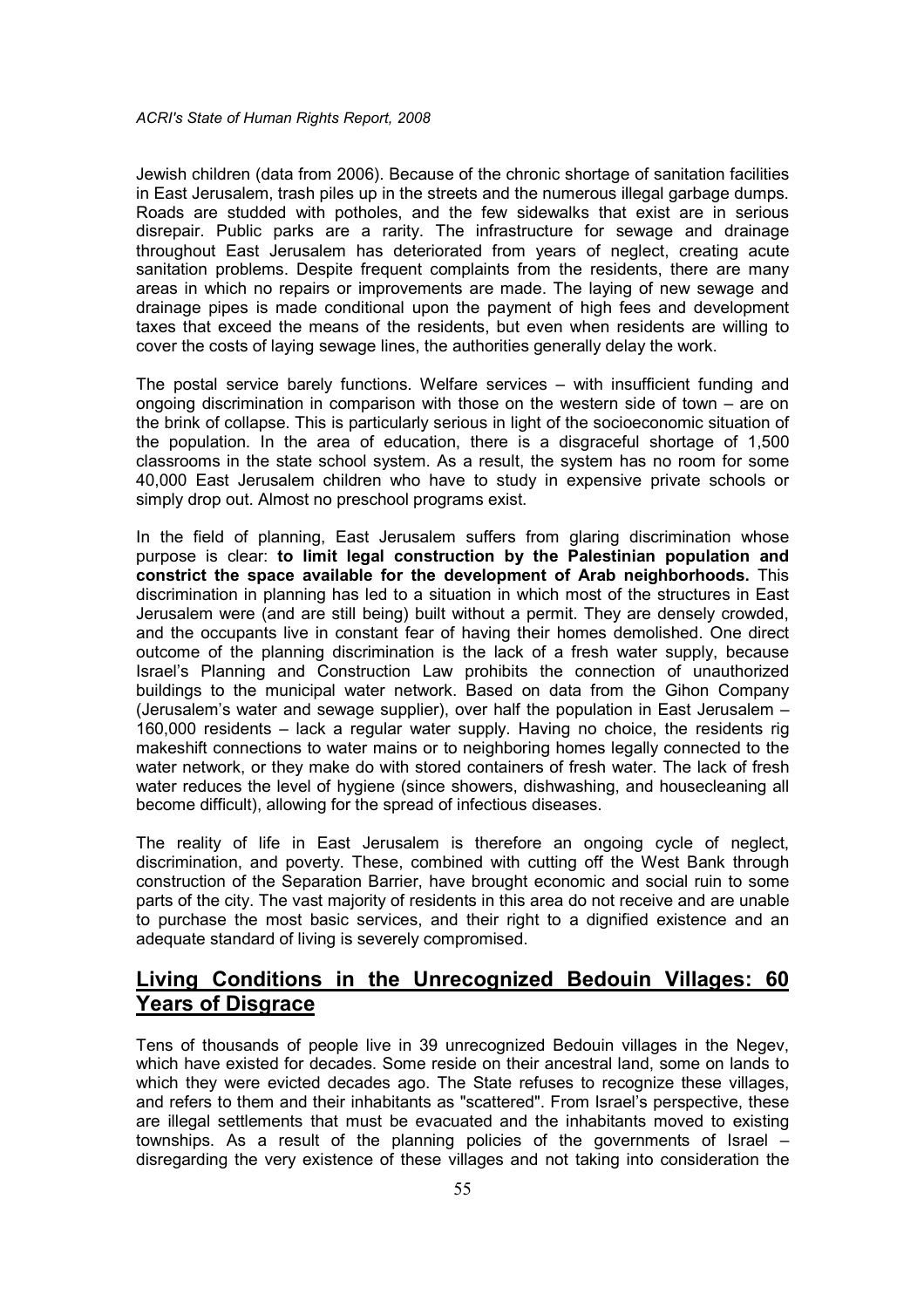Jewish children (data from 2006). Because of the chronic shortage of sanitation facilities in East Jerusalem, trash piles up in the streets and the numerous illegal garbage dumps. Roads are studded with potholes, and the few sidewalks that exist are in serious disrepair. Public parks are a rarity. The infrastructure for sewage and drainage throughout East Jerusalem has deteriorated from years of neglect, creating acute sanitation problems. Despite frequent complaints from the residents, there are many areas in which no repairs or improvements are made. The laying of new sewage and drainage pipes is made conditional upon the payment of high fees and development taxes that exceed the means of the residents, but even when residents are willing to cover the costs of laying sewage lines, the authorities generally delay the work.

The postal service barely functions. Welfare services – with insufficient funding and ongoing discrimination in comparison with those on the western side of town – are on the brink of collapse. This is particularly serious in light of the socioeconomic situation of the population. In the area of education, there is a disgraceful shortage of 1,500 classrooms in the state school system. As a result, the system has no room for some 40,000 East Jerusalem children who have to study in expensive private schools or simply drop out. Almost no preschool programs exist.

In the field of planning, East Jerusalem suffers from glaring discrimination whose purpose is clear: **to limit legal construction by the Palestinian population and constrict the space available for the development of Arab neighborhoods.** This discrimination in planning has led to a situation in which most of the structures in East Jerusalem were (and are still being) built without a permit. They are densely crowded, and the occupants live in constant fear of having their homes demolished. One direct outcome of the planning discrimination is the lack of a fresh water supply, because Israel's Planning and Construction Law prohibits the connection of unauthorized buildings to the municipal water network. Based on data from the Gihon Company (Jerusalem's water and sewage supplier), over half the population in East Jerusalem – 160,000 residents – lack a regular water supply. Having no choice, the residents rig makeshift connections to water mains or to neighboring homes legally connected to the water network, or they make do with stored containers of fresh water. The lack of fresh water reduces the level of hygiene (since showers, dishwashing, and housecleaning all become difficult), allowing for the spread of infectious diseases.

The reality of life in East Jerusalem is therefore an ongoing cycle of neglect, discrimination, and poverty. These, combined with cutting off the West Bank through construction of the Separation Barrier, have brought economic and social ruin to some parts of the city. The vast majority of residents in this area do not receive and are unable to purchase the most basic services, and their right to a dignified existence and an adequate standard of living is severely compromised.

## Living Conditions in the Unrecognized Bedouin Villages: 60 Years of Disgrace

Tens of thousands of people live in 39 unrecognized Bedouin villages in the Negev, which have existed for decades. Some reside on their ancestral land, some on lands to which they were evicted decades ago. The State refuses to recognize these villages, and refers to them and their inhabitants as "scattered". From Israel's perspective, these are illegal settlements that must be evacuated and the inhabitants moved to existing townships. As a result of the planning policies of the governments of Israel – disregarding the very existence of these villages and not taking into consideration the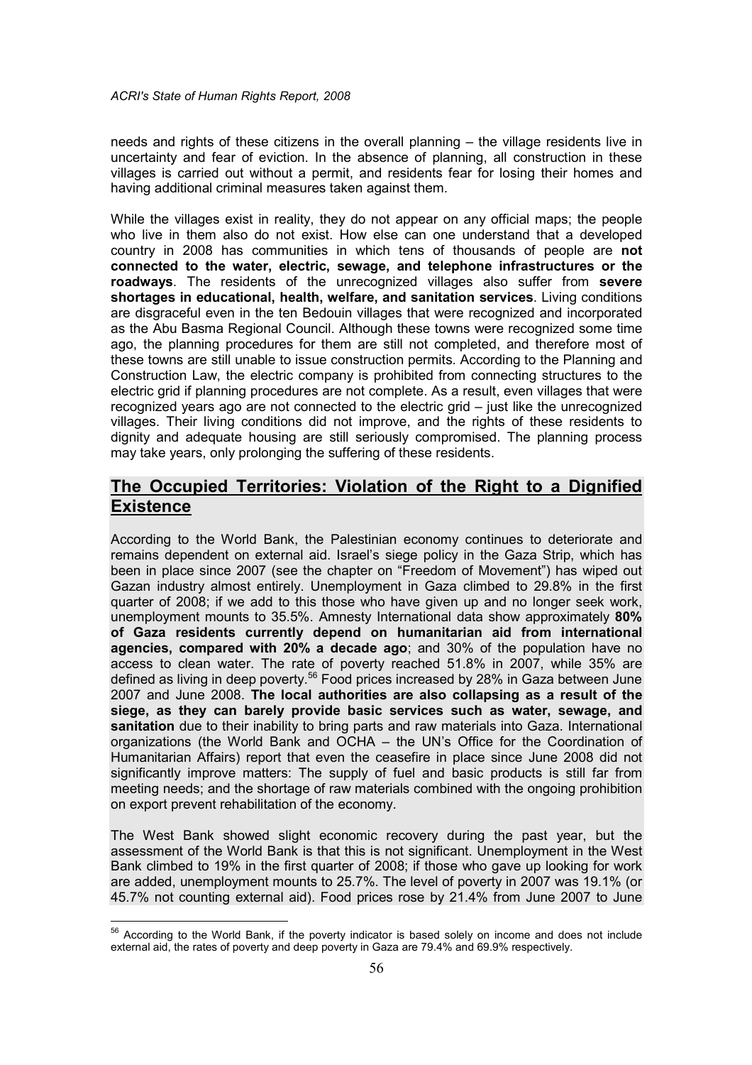needs and rights of these citizens in the overall planning – the village residents live in uncertainty and fear of eviction. In the absence of planning, all construction in these villages is carried out without a permit, and residents fear for losing their homes and having additional criminal measures taken against them.

While the villages exist in reality, they do not appear on any official maps; the people who live in them also do not exist. How else can one understand that a developed country in 2008 has communities in which tens of thousands of people are **not connected to the water, electric, sewage, and telephone infrastructures or the roadways**. The residents of the unrecognized villages also suffer from **severe shortages in educational, health, welfare, and sanitation services**. Living conditions are disgraceful even in the ten Bedouin villages that were recognized and incorporated as the Abu Basma Regional Council. Although these towns were recognized some time ago, the planning procedures for them are still not completed, and therefore most of these towns are still unable to issue construction permits. According to the Planning and Construction Law, the electric company is prohibited from connecting structures to the electric grid if planning procedures are not complete. As a result, even villages that were recognized years ago are not connected to the electric grid – just like the unrecognized villages. Their living conditions did not improve, and the rights of these residents to dignity and adequate housing are still seriously compromised. The planning process may take years, only prolonging the suffering of these residents.

## The Occupied Territories: Violation of the Right to a Dignified Existence

According to the World Bank, the Palestinian economy continues to deteriorate and remains dependent on external aid. Israel's siege policy in the Gaza Strip, which has been in place since 2007 (see the chapter on "Freedom of Movement") has wiped out Gazan industry almost entirely. Unemployment in Gaza climbed to 29.8% in the first quarter of 2008; if we add to this those who have given up and no longer seek work, unemployment mounts to 35.5%. Amnesty International data show approximately **80% of Gaza residents currently depend on humanitarian aid from international agencies, compared with 20% a decade ago**; and 30% of the population have no access to clean water. The rate of poverty reached 51.8% in 2007, while 35% are defined as living in deep poverty.[56] Food prices increased by 28% in Gaza between June 2007 and June 2008. **The local authorities are also collapsing as a result of the siege, as they can barely provide basic services such as water, sewage, and sanitation** due to their inability to bring parts and raw materials into Gaza. International organizations (the World Bank and OCHA – the UN's Office for the Coordination of Humanitarian Affairs) report that even the ceasefire in place since June 2008 did not significantly improve matters: The supply of fuel and basic products is still far from meeting needs; and the shortage of raw materials combined with the ongoing prohibition on export prevent rehabilitation of the economy.

The West Bank showed slight economic recovery during the past year, but the assessment of the World Bank is that this is not significant. Unemployment in the West Bank climbed to 19% in the first quarter of 2008; if those who gave up looking for work are added, unemployment mounts to 25.7%. The level of poverty in 2007 was 19.1% (or 45.7% not counting external aid). Food prices rose by 21.4% from June 2007 to June

[56] According to the World Bank, if the poverty indicator is based solely on income and does not include external aid, the rates of poverty and deep poverty in Gaza are 79.4% and 69.9% respectively.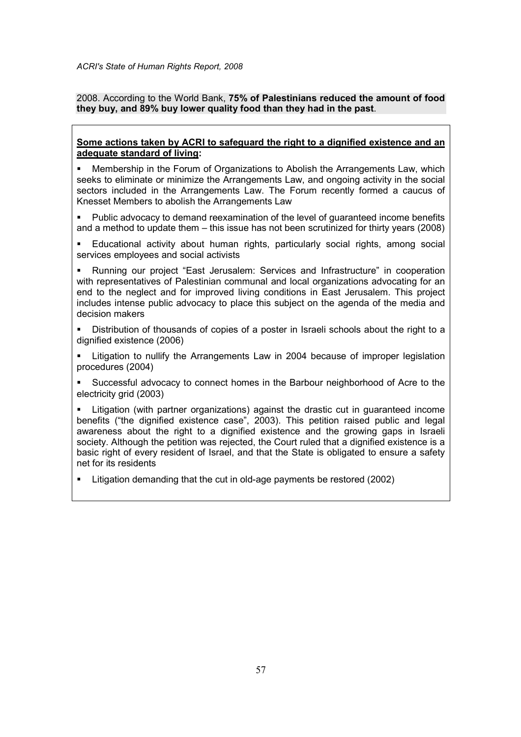2008. According to the World Bank, **75% of Palestinians reduced the amount of food they buy, and 89% buy lower quality food than they had in the past**.

**Some actions taken by ACRI to safeguard the right to a dignified existence and an adequate standard of living:**

- Membership in the Forum of Organizations to Abolish the Arrangements Law, which seeks to eliminate or minimize the Arrangements Law, and ongoing activity in the social sectors included in the Arrangements Law. The Forum recently formed a caucus of Knesset Members to abolish the Arrangements Law
- Public advocacy to demand reexamination of the level of guaranteed income benefits and a method to update them – this issue has not been scrutinized for thirty years (2008)
- Educational activity about human rights, particularly social rights, among social services employees and social activists
- Running our project "East Jerusalem: Services and Infrastructure" in cooperation with representatives of Palestinian communal and local organizations advocating for an end to the neglect and for improved living conditions in East Jerusalem. This project includes intense public advocacy to place this subject on the agenda of the media and decision makers
- Distribution of thousands of copies of a poster in Israeli schools about the right to a dignified existence (2006)
- Litigation to nullify the Arrangements Law in 2004 because of improper legislation procedures (2004)
- Successful advocacy to connect homes in the Barbour neighborhood of Acre to the electricity grid (2003)
- Litigation (with partner organizations) against the drastic cut in guaranteed income benefits ("the dignified existence case", 2003). This petition raised public and legal awareness about the right to a dignified existence and the growing gaps in Israeli society. Although the petition was rejected, the Court ruled that a dignified existence is a basic right of every resident of Israel, and that the State is obligated to ensure a safety net for its residents
- Litigation demanding that the cut in old-age payments be restored (2002)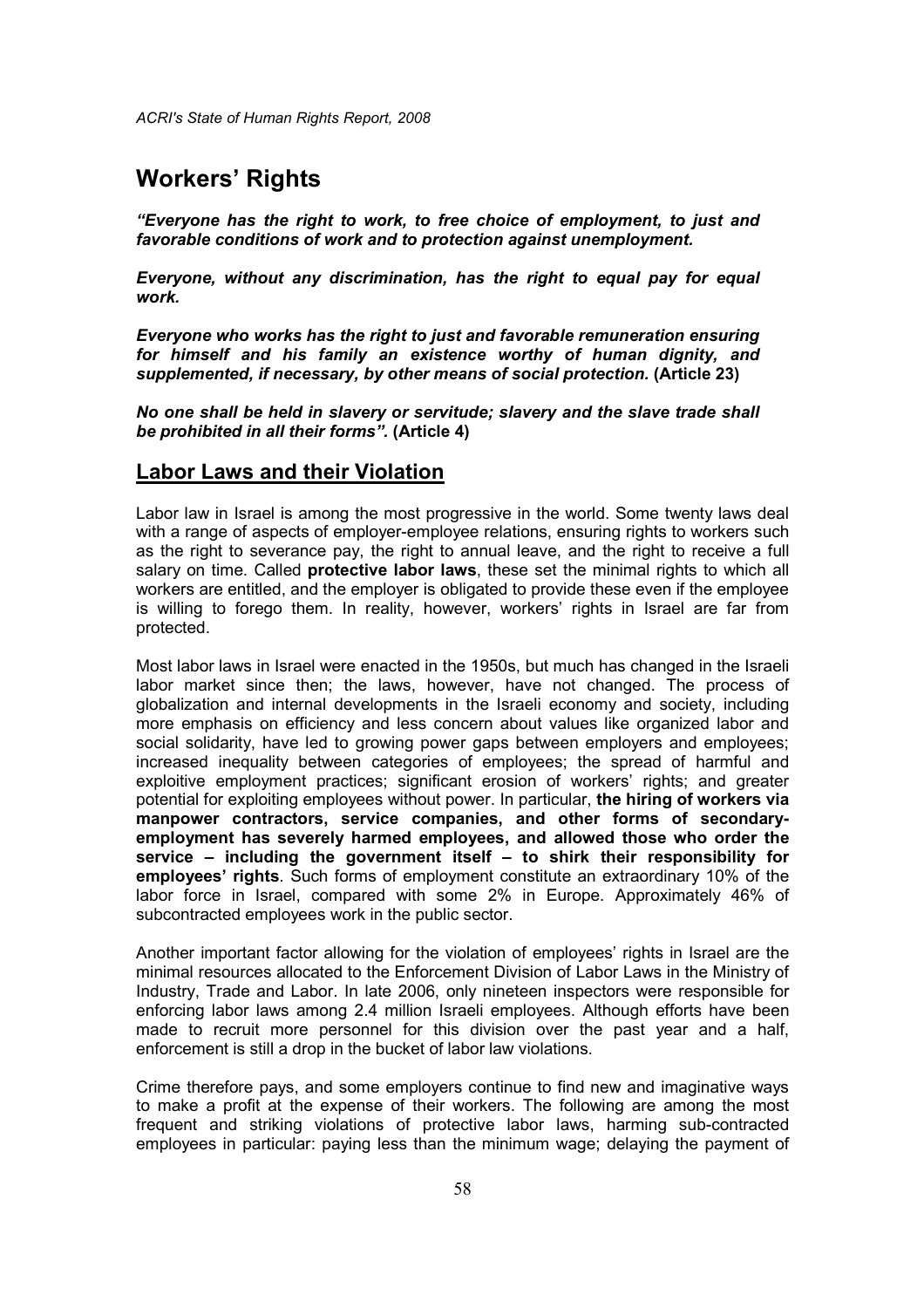# Workers' Rights

***"Everyone has the right to work, to free choice of employment, to just and favorable conditions of work and to protection against unemployment.***

***Everyone, without any discrimination, has the right to equal pay for equal work.***

***Everyone who works has the right to just and favorable remuneration ensuring for himself and his family an existence worthy of human dignity, and supplemented, if necessary, by other means of social protection.*** **(Article 23)**

***No one shall be held in slavery or servitude; slavery and the slave trade shall be prohibited in all their forms".*** **(Article 4)**

## Labor Laws and their Violation

Labor law in Israel is among the most progressive in the world. Some twenty laws deal with a range of aspects of employer-employee relations, ensuring rights to workers such as the right to severance pay, the right to annual leave, and the right to receive a full salary on time. Called **protective labor laws**, these set the minimal rights to which all workers are entitled, and the employer is obligated to provide these even if the employee is willing to forego them. In reality, however, workers' rights in Israel are far from protected.

Most labor laws in Israel were enacted in the 1950s, but much has changed in the Israeli labor market since then; the laws, however, have not changed. The process of globalization and internal developments in the Israeli economy and society, including more emphasis on efficiency and less concern about values like organized labor and social solidarity, have led to growing power gaps between employers and employees; increased inequality between categories of employees; the spread of harmful and exploitive employment practices; significant erosion of workers' rights; and greater potential for exploiting employees without power. In particular, **the hiring of workers via manpower contractors, service companies, and other forms of secondary-employment has severely harmed employees, and allowed those who order the service – including the government itself – to shirk their responsibility for employees' rights**. Such forms of employment constitute an extraordinary 10% of the labor force in Israel, compared with some 2% in Europe. Approximately 46% of subcontracted employees work in the public sector.

Another important factor allowing for the violation of employees' rights in Israel are the minimal resources allocated to the Enforcement Division of Labor Laws in the Ministry of Industry, Trade and Labor. In late 2006, only nineteen inspectors were responsible for enforcing labor laws among 2.4 million Israeli employees. Although efforts have been made to recruit more personnel for this division over the past year and a half, enforcement is still a drop in the bucket of labor law violations.

Crime therefore pays, and some employers continue to find new and imaginative ways to make a profit at the expense of their workers. The following are among the most frequent and striking violations of protective labor laws, harming sub-contracted employees in particular: paying less than the minimum wage; delaying the payment of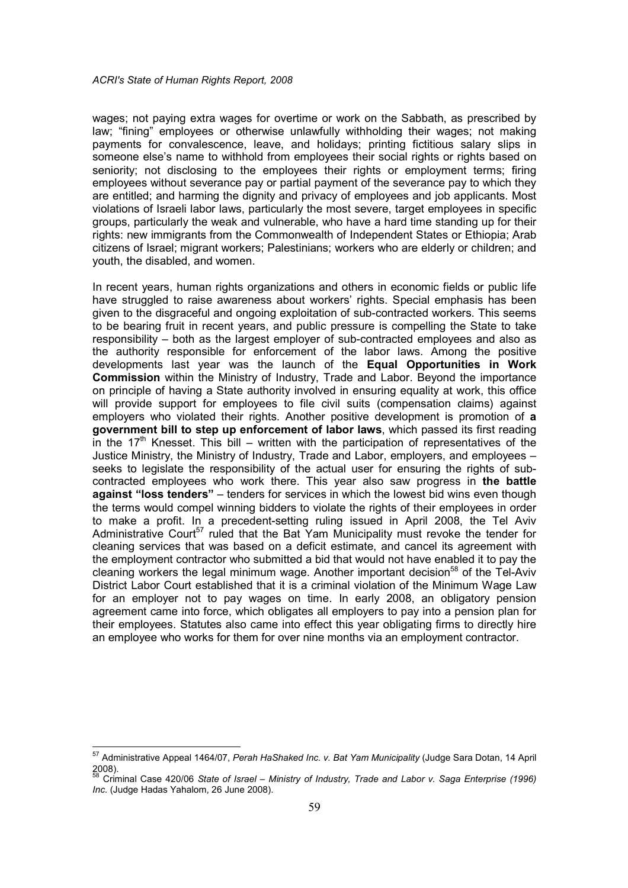wages; not paying extra wages for overtime or work on the Sabbath, as prescribed by law; "fining" employees or otherwise unlawfully withholding their wages; not making payments for convalescence, leave, and holidays; printing fictitious salary slips in someone else's name to withhold from employees their social rights or rights based on seniority; not disclosing to the employees their rights or employment terms; firing employees without severance pay or partial payment of the severance pay to which they are entitled; and harming the dignity and privacy of employees and job applicants. Most violations of Israeli labor laws, particularly the most severe, target employees in specific groups, particularly the weak and vulnerable, who have a hard time standing up for their rights: new immigrants from the Commonwealth of Independent States or Ethiopia; Arab citizens of Israel; migrant workers; Palestinians; workers who are elderly or children; and youth, the disabled, and women.

In recent years, human rights organizations and others in economic fields or public life have struggled to raise awareness about workers' rights. Special emphasis has been given to the disgraceful and ongoing exploitation of sub-contracted workers. This seems to be bearing fruit in recent years, and public pressure is compelling the State to take responsibility – both as the largest employer of sub-contracted employees and also as the authority responsible for enforcement of the labor laws. Among the positive developments last year was the launch of the **Equal Opportunities in Work Commission** within the Ministry of Industry, Trade and Labor. Beyond the importance on principle of having a State authority involved in ensuring equality at work, this office will provide support for employees to file civil suits (compensation claims) against employers who violated their rights. Another positive development is promotion of **a government bill to step up enforcement of labor laws**, which passed its first reading in the 17th Knesset. This bill – written with the participation of representatives of the Justice Ministry, the Ministry of Industry, Trade and Labor, employers, and employees – seeks to legislate the responsibility of the actual user for ensuring the rights of sub-contracted employees who work there. This year also saw progress in **the battle against "loss tenders"** – tenders for services in which the lowest bid wins even though the terms would compel winning bidders to violate the rights of their employees in order to make a profit. In a precedent-setting ruling issued in April 2008, the Tel Aviv Administrative Court[57] ruled that the Bat Yam Municipality must revoke the tender for cleaning services that was based on a deficit estimate, and cancel its agreement with the employment contractor who submitted a bid that would not have enabled it to pay the cleaning workers the legal minimum wage. Another important decision[58] of the Tel-Aviv District Labor Court established that it is a criminal violation of the Minimum Wage Law for an employer not to pay wages on time. In early 2008, an obligatory pension agreement came into force, which obligates all employers to pay into a pension plan for their employees. Statutes also came into effect this year obligating firms to directly hire an employee who works for them for over nine months via an employment contractor.

---

[57] Administrative Appeal 1464/07, *Perah HaShaked Inc. v. Bat Yam Municipality* (Judge Sara Dotan, 14 April 2008).

[58] Criminal Case 420/06 *State of Israel – Ministry of Industry, Trade and Labor v. Saga Enterprise (1996) Inc.* (Judge Hadas Yahalom, 26 June 2008).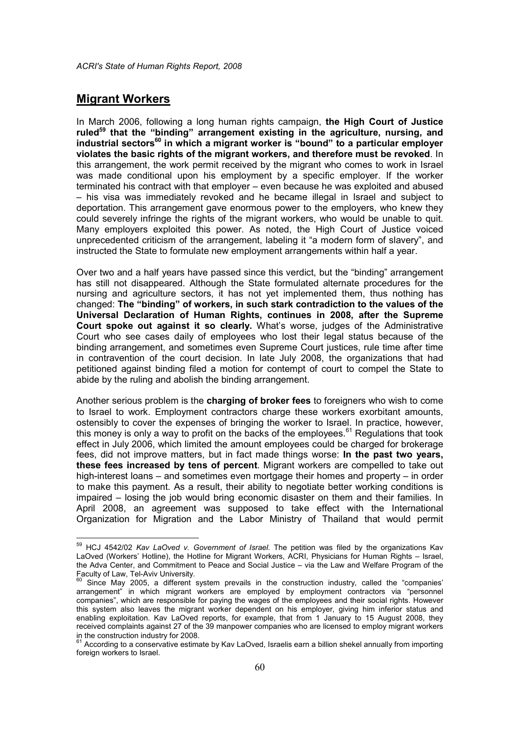## Migrant Workers

In March 2006, following a long human rights campaign, **the High Court of Justice ruled[59] that the "binding" arrangement existing in the agriculture, nursing, and industrial sectors[60] in which a migrant worker is "bound" to a particular employer violates the basic rights of the migrant workers, and therefore must be revoked**. In this arrangement, the work permit received by the migrant who comes to work in Israel was made conditional upon his employment by a specific employer. If the worker terminated his contract with that employer – even because he was exploited and abused – his visa was immediately revoked and he became illegal in Israel and subject to deportation. This arrangement gave enormous power to the employers, who knew they could severely infringe the rights of the migrant workers, who would be unable to quit. Many employers exploited this power. As noted, the High Court of Justice voiced unprecedented criticism of the arrangement, labeling it "a modern form of slavery", and instructed the State to formulate new employment arrangements within half a year.

Over two and a half years have passed since this verdict, but the "binding" arrangement has still not disappeared. Although the State formulated alternate procedures for the nursing and agriculture sectors, it has not yet implemented them, thus nothing has changed: **The "binding" of workers, in such stark contradiction to the values of the Universal Declaration of Human Rights, continues in 2008, after the Supreme Court spoke out against it so clearly.** What's worse, judges of the Administrative Court who see cases daily of employees who lost their legal status because of the binding arrangement, and sometimes even Supreme Court justices, rule time after time in contravention of the court decision. In late July 2008, the organizations that had petitioned against binding filed a motion for contempt of court to compel the State to abide by the ruling and abolish the binding arrangement.

Another serious problem is the **charging of broker fees** to foreigners who wish to come to Israel to work. Employment contractors charge these workers exorbitant amounts, ostensibly to cover the expenses of bringing the worker to Israel. In practice, however, this money is only a way to profit on the backs of the employees.[61] Regulations that took effect in July 2006, which limited the amount employees could be charged for brokerage fees, did not improve matters, but in fact made things worse: **In the past two years, these fees increased by tens of percent**. Migrant workers are compelled to take out high-interest loans – and sometimes even mortgage their homes and property – in order to make this payment. As a result, their ability to negotiate better working conditions is impaired – losing the job would bring economic disaster on them and their families. In April 2008, an agreement was supposed to take effect with the International Organization for Migration and the Labor Ministry of Thailand that would permit

---

[59] HCJ 4542/02 *Kav LaOved v. Government of Israel.* The petition was filed by the organizations Kav LaOved (Workers' Hotline), the Hotline for Migrant Workers, ACRI, Physicians for Human Rights – Israel, the Adva Center, and Commitment to Peace and Social Justice – via the Law and Welfare Program of the Faculty of Law, Tel-Aviv University.

[60] Since May 2005, a different system prevails in the construction industry, called the "companies' arrangement" in which migrant workers are employed by employment contractors via "personnel companies", which are responsible for paying the wages of the employees and their social rights. However this system also leaves the migrant worker dependent on his employer, giving him inferior status and enabling exploitation. Kav LaOved reports, for example, that from 1 January to 15 August 2008, they received complaints against 27 of the 39 manpower companies who are licensed to employ migrant workers in the construction industry for 2008.

[61] According to a conservative estimate by Kav LaOved, Israelis earn a billion shekel annually from importing foreign workers to Israel.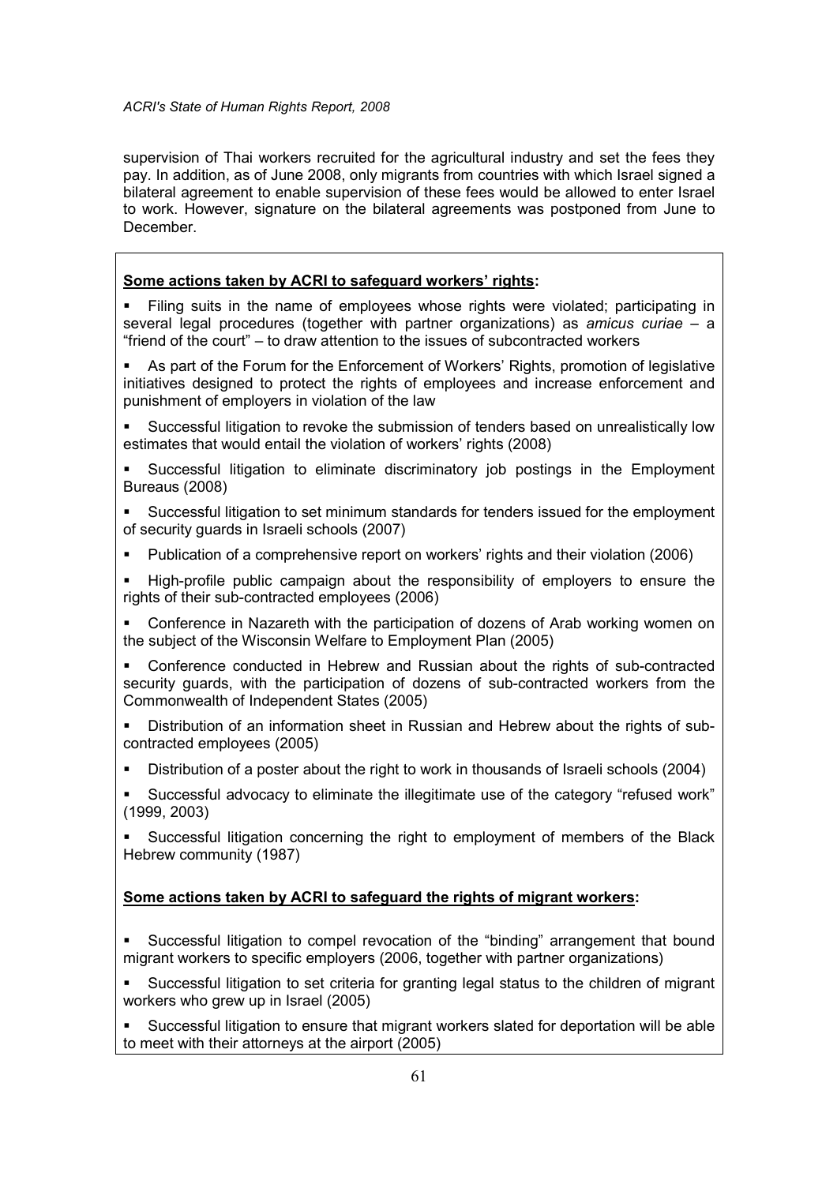supervision of Thai workers recruited for the agricultural industry and set the fees they pay. In addition, as of June 2008, only migrants from countries with which Israel signed a bilateral agreement to enable supervision of these fees would be allowed to enter Israel to work. However, signature on the bilateral agreements was postponed from June to December.

**Some actions taken by ACRI to safeguard workers' rights:**

- Filing suits in the name of employees whose rights were violated; participating in several legal procedures (together with partner organizations) as *amicus curiae* – a "friend of the court" – to draw attention to the issues of subcontracted workers
- As part of the Forum for the Enforcement of Workers' Rights, promotion of legislative initiatives designed to protect the rights of employees and increase enforcement and punishment of employers in violation of the law
- Successful litigation to revoke the submission of tenders based on unrealistically low estimates that would entail the violation of workers' rights (2008)
- Successful litigation to eliminate discriminatory job postings in the Employment Bureaus (2008)
- Successful litigation to set minimum standards for tenders issued for the employment of security guards in Israeli schools (2007)
- Publication of a comprehensive report on workers' rights and their violation (2006)
- High-profile public campaign about the responsibility of employers to ensure the rights of their sub-contracted employees (2006)
- Conference in Nazareth with the participation of dozens of Arab working women on the subject of the Wisconsin Welfare to Employment Plan (2005)
- Conference conducted in Hebrew and Russian about the rights of sub-contracted security guards, with the participation of dozens of sub-contracted workers from the Commonwealth of Independent States (2005)
- Distribution of an information sheet in Russian and Hebrew about the rights of sub-contracted employees (2005)
- Distribution of a poster about the right to work in thousands of Israeli schools (2004)
- Successful advocacy to eliminate the illegitimate use of the category "refused work" (1999, 2003)
- Successful litigation concerning the right to employment of members of the Black Hebrew community (1987)

**Some actions taken by ACRI to safeguard the rights of migrant workers:**

- Successful litigation to compel revocation of the "binding" arrangement that bound migrant workers to specific employers (2006, together with partner organizations)
- Successful litigation to set criteria for granting legal status to the children of migrant workers who grew up in Israel (2005)
- Successful litigation to ensure that migrant workers slated for deportation will be able to meet with their attorneys at the airport (2005)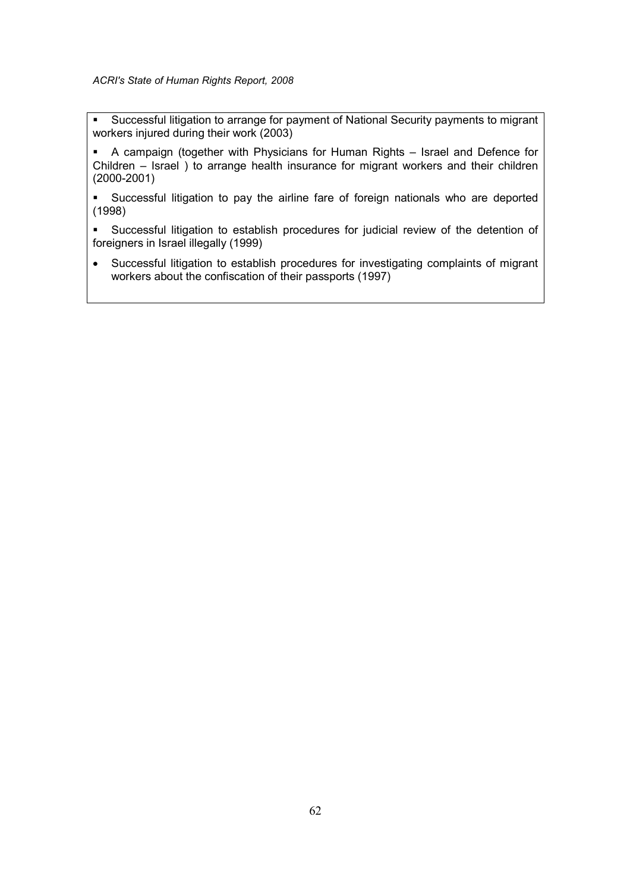- Successful litigation to arrange for payment of National Security payments to migrant workers injured during their work (2003)
- A campaign (together with Physicians for Human Rights – Israel and Defence for Children – Israel ) to arrange health insurance for migrant workers and their children (2000-2001)
- Successful litigation to pay the airline fare of foreign nationals who are deported (1998)
- Successful litigation to establish procedures for judicial review of the detention of foreigners in Israel illegally (1999)
- Successful litigation to establish procedures for investigating complaints of migrant workers about the confiscation of their passports (1997)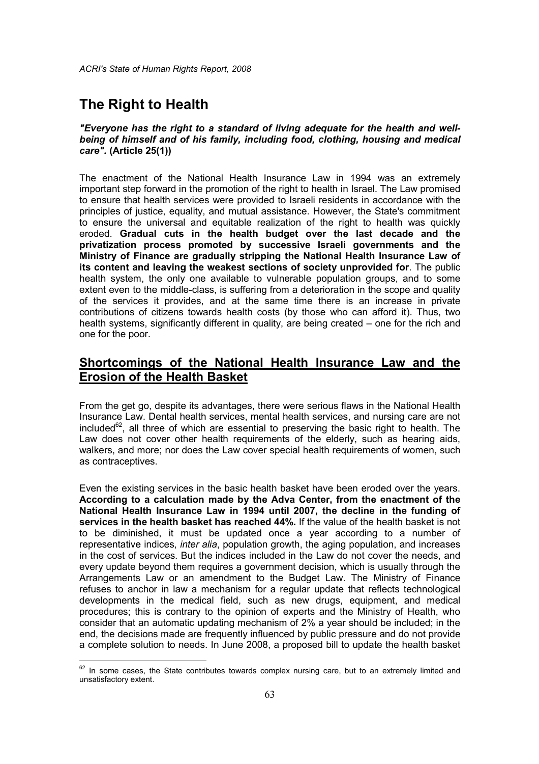# The Right to Health

***"Everyone has the right to a standard of living adequate for the health and well-being of himself and of his family, including food, clothing, housing and medical care".*** **(Article 25(1))**

The enactment of the National Health Insurance Law in 1994 was an extremely important step forward in the promotion of the right to health in Israel. The Law promised to ensure that health services were provided to Israeli residents in accordance with the principles of justice, equality, and mutual assistance. However, the State's commitment to ensure the universal and equitable realization of the right to health was quickly eroded. **Gradual cuts in the health budget over the last decade and the privatization process promoted by successive Israeli governments and the Ministry of Finance are gradually stripping the National Health Insurance Law of its content and leaving the weakest sections of society unprovided for**. The public health system, the only one available to vulnerable population groups, and to some extent even to the middle-class, is suffering from a deterioration in the scope and quality of the services it provides, and at the same time there is an increase in private contributions of citizens towards health costs (by those who can afford it). Thus, two health systems, significantly different in quality, are being created – one for the rich and one for the poor.

## Shortcomings of the National Health Insurance Law and the Erosion of the Health Basket

From the get go, despite its advantages, there were serious flaws in the National Health Insurance Law. Dental health services, mental health services, and nursing care are not included[62], all three of which are essential to preserving the basic right to health. The Law does not cover other health requirements of the elderly, such as hearing aids, walkers, and more; nor does the Law cover special health requirements of women, such as contraceptives.

Even the existing services in the basic health basket have been eroded over the years. **According to a calculation made by the Adva Center, from the enactment of the National Health Insurance Law in 1994 until 2007, the decline in the funding of services in the health basket has reached 44%.** If the value of the health basket is not to be diminished, it must be updated once a year according to a number of representative indices, *inter alia*, population growth, the aging population, and increases in the cost of services. But the indices included in the Law do not cover the needs, and every update beyond them requires a government decision, which is usually through the Arrangements Law or an amendment to the Budget Law. The Ministry of Finance refuses to anchor in law a mechanism for a regular update that reflects technological developments in the medical field, such as new drugs, equipment, and medical procedures; this is contrary to the opinion of experts and the Ministry of Health, who consider that an automatic updating mechanism of 2% a year should be included; in the end, the decisions made are frequently influenced by public pressure and do not provide a complete solution to needs. In June 2008, a proposed bill to update the health basket

---

[62] In some cases, the State contributes towards complex nursing care, but to an extremely limited and unsatisfactory extent.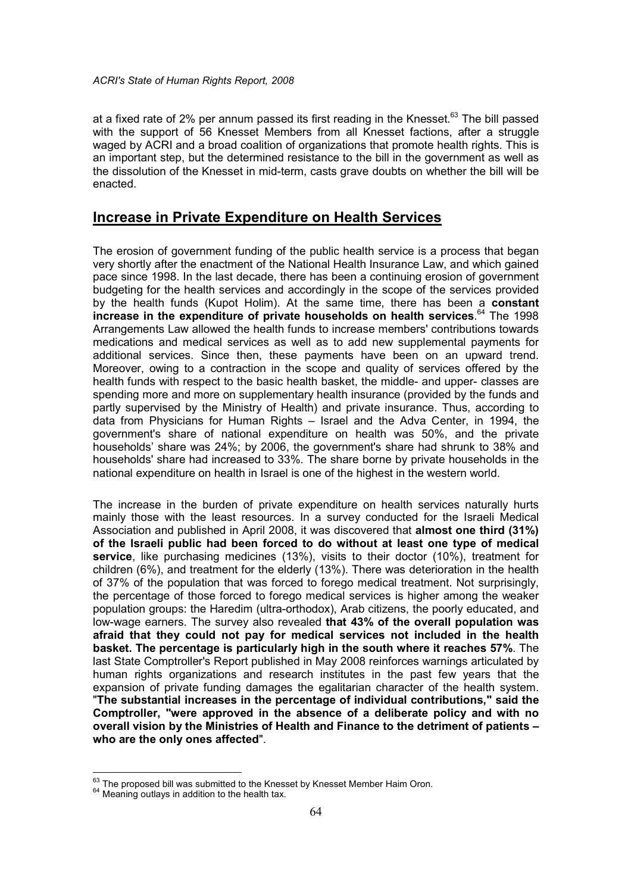at a fixed rate of 2% per annum passed its first reading in the Knesset.[63] The bill passed with the support of 56 Knesset Members from all Knesset factions, after a struggle waged by ACRI and a broad coalition of organizations that promote health rights. This is an important step, but the determined resistance to the bill in the government as well as the dissolution of the Knesset in mid-term, casts grave doubts on whether the bill will be enacted.

## Increase in Private Expenditure on Health Services

The erosion of government funding of the public health service is a process that began very shortly after the enactment of the National Health Insurance Law, and which gained pace since 1998. In the last decade, there has been a continuing erosion of government budgeting for the health services and accordingly in the scope of the services provided by the health funds (Kupot Holim). At the same time, there has been a **constant increase in the expenditure of private households on health services**.[64] The 1998 Arrangements Law allowed the health funds to increase members' contributions towards medications and medical services as well as to add new supplemental payments for additional services. Since then, these payments have been on an upward trend. Moreover, owing to a contraction in the scope and quality of services offered by the health funds with respect to the basic health basket, the middle- and upper- classes are spending more and more on supplementary health insurance (provided by the funds and partly supervised by the Ministry of Health) and private insurance. Thus, according to data from Physicians for Human Rights – Israel and the Adva Center, in 1994, the government's share of national expenditure on health was 50%, and the private households' share was 24%; by 2006, the government's share had shrunk to 38% and households' share had increased to 33%. The share borne by private households in the national expenditure on health in Israel is one of the highest in the western world.

The increase in the burden of private expenditure on health services naturally hurts mainly those with the least resources. In a survey conducted for the Israeli Medical Association and published in April 2008, it was discovered that **almost one third (31%) of the Israeli public had been forced to do without at least one type of medical service**, like purchasing medicines (13%), visits to their doctor (10%), treatment for children (6%), and treatment for the elderly (13%). There was deterioration in the health of 37% of the population that was forced to forego medical treatment. Not surprisingly, the percentage of those forced to forego medical services is higher among the weaker population groups: the Haredim (ultra-orthodox), Arab citizens, the poorly educated, and low-wage earners. The survey also revealed **that 43% of the overall population was afraid that they could not pay for medical services not included in the health basket. The percentage is particularly high in the south where it reaches 57%**. The last State Comptroller's Report published in May 2008 reinforces warnings articulated by human rights organizations and research institutes in the past few years that the expansion of private funding damages the egalitarian character of the health system. "**The substantial increases in the percentage of individual contributions," said the Comptroller, "were approved in the absence of a deliberate policy and with no overall vision by the Ministries of Health and Finance to the detriment of patients – who are the only ones affected**".

---

[63] The proposed bill was submitted to the Knesset by Knesset Member Haim Oron.

[64] Meaning outlays in addition to the health tax.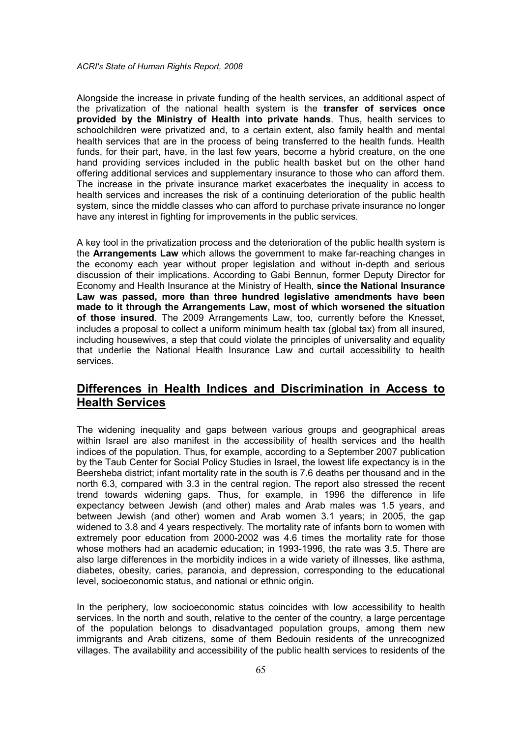Alongside the increase in private funding of the health services, an additional aspect of the privatization of the national health system is the **transfer of services once provided by the Ministry of Health into private hands**. Thus, health services to schoolchildren were privatized and, to a certain extent, also family health and mental health services that are in the process of being transferred to the health funds. Health funds, for their part, have, in the last few years, become a hybrid creature, on the one hand providing services included in the public health basket but on the other hand offering additional services and supplementary insurance to those who can afford them. The increase in the private insurance market exacerbates the inequality in access to health services and increases the risk of a continuing deterioration of the public health system, since the middle classes who can afford to purchase private insurance no longer have any interest in fighting for improvements in the public services.

A key tool in the privatization process and the deterioration of the public health system is the **Arrangements Law** which allows the government to make far-reaching changes in the economy each year without proper legislation and without in-depth and serious discussion of their implications. According to Gabi Bennun, former Deputy Director for Economy and Health Insurance at the Ministry of Health, **since the National Insurance Law was passed, more than three hundred legislative amendments have been made to it through the Arrangements Law, most of which worsened the situation of those insured**. The 2009 Arrangements Law, too, currently before the Knesset, includes a proposal to collect a uniform minimum health tax (global tax) from all insured, including housewives, a step that could violate the principles of universality and equality that underlie the National Health Insurance Law and curtail accessibility to health services.

## Differences in Health Indices and Discrimination in Access to Health Services

The widening inequality and gaps between various groups and geographical areas within Israel are also manifest in the accessibility of health services and the health indices of the population. Thus, for example, according to a September 2007 publication by the Taub Center for Social Policy Studies in Israel, the lowest life expectancy is in the Beersheba district; infant mortality rate in the south is 7.6 deaths per thousand and in the north 6.3, compared with 3.3 in the central region. The report also stressed the recent trend towards widening gaps. Thus, for example, in 1996 the difference in life expectancy between Jewish (and other) males and Arab males was 1.5 years, and between Jewish (and other) women and Arab women 3.1 years; in 2005, the gap widened to 3.8 and 4 years respectively. The mortality rate of infants born to women with extremely poor education from 2000-2002 was 4.6 times the mortality rate for those whose mothers had an academic education; in 1993-1996, the rate was 3.5. There are also large differences in the morbidity indices in a wide variety of illnesses, like asthma, diabetes, obesity, caries, paranoia, and depression, corresponding to the educational level, socioeconomic status, and national or ethnic origin.

In the periphery, low socioeconomic status coincides with low accessibility to health services. In the north and south, relative to the center of the country, a large percentage of the population belongs to disadvantaged population groups, among them new immigrants and Arab citizens, some of them Bedouin residents of the unrecognized villages. The availability and accessibility of the public health services to residents of the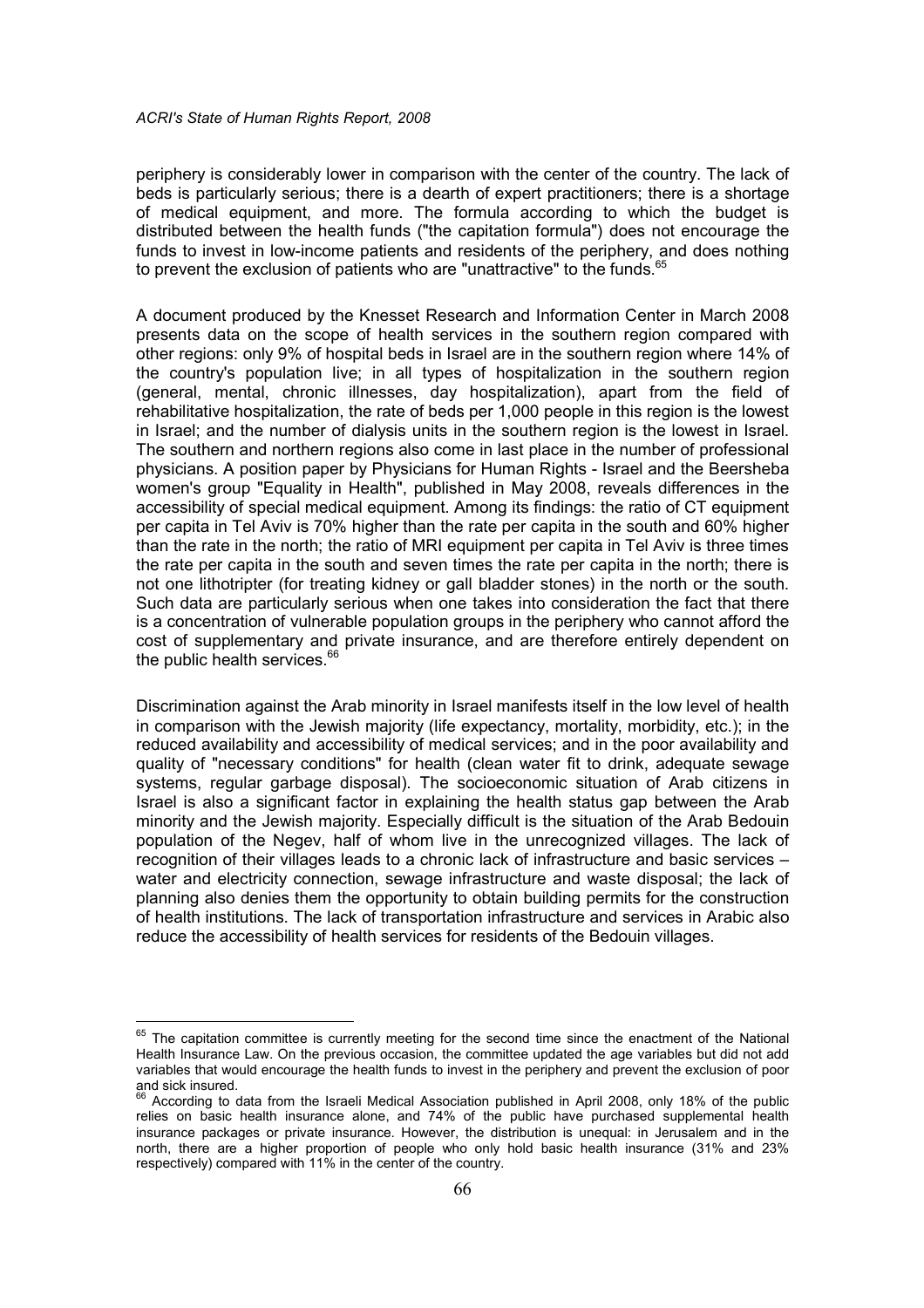periphery is considerably lower in comparison with the center of the country. The lack of beds is particularly serious; there is a dearth of expert practitioners; there is a shortage of medical equipment, and more. The formula according to which the budget is distributed between the health funds ("the capitation formula") does not encourage the funds to invest in low-income patients and residents of the periphery, and does nothing to prevent the exclusion of patients who are "unattractive" to the funds.[65]

A document produced by the Knesset Research and Information Center in March 2008 presents data on the scope of health services in the southern region compared with other regions: only 9% of hospital beds in Israel are in the southern region where 14% of the country's population live; in all types of hospitalization in the southern region (general, mental, chronic illnesses, day hospitalization), apart from the field of rehabilitative hospitalization, the rate of beds per 1,000 people in this region is the lowest in Israel; and the number of dialysis units in the southern region is the lowest in Israel. The southern and northern regions also come in last place in the number of professional physicians. A position paper by Physicians for Human Rights - Israel and the Beersheba women's group "Equality in Health", published in May 2008, reveals differences in the accessibility of special medical equipment. Among its findings: the ratio of CT equipment per capita in Tel Aviv is 70% higher than the rate per capita in the south and 60% higher than the rate in the north; the ratio of MRI equipment per capita in Tel Aviv is three times the rate per capita in the south and seven times the rate per capita in the north; there is not one lithotripter (for treating kidney or gall bladder stones) in the north or the south. Such data are particularly serious when one takes into consideration the fact that there is a concentration of vulnerable population groups in the periphery who cannot afford the cost of supplementary and private insurance, and are therefore entirely dependent on the public health services.[66]

Discrimination against the Arab minority in Israel manifests itself in the low level of health in comparison with the Jewish majority (life expectancy, mortality, morbidity, etc.); in the reduced availability and accessibility of medical services; and in the poor availability and quality of "necessary conditions" for health (clean water fit to drink, adequate sewage systems, regular garbage disposal). The socioeconomic situation of Arab citizens in Israel is also a significant factor in explaining the health status gap between the Arab minority and the Jewish majority. Especially difficult is the situation of the Arab Bedouin population of the Negev, half of whom live in the unrecognized villages. The lack of recognition of their villages leads to a chronic lack of infrastructure and basic services – water and electricity connection, sewage infrastructure and waste disposal; the lack of planning also denies them the opportunity to obtain building permits for the construction of health institutions. The lack of transportation infrastructure and services in Arabic also reduce the accessibility of health services for residents of the Bedouin villages.

---

[65] The capitation committee is currently meeting for the second time since the enactment of the National Health Insurance Law. On the previous occasion, the committee updated the age variables but did not add variables that would encourage the health funds to invest in the periphery and prevent the exclusion of poor and sick insured.

[66] According to data from the Israeli Medical Association published in April 2008, only 18% of the public relies on basic health insurance alone, and 74% of the public have purchased supplemental health insurance packages or private insurance. However, the distribution is unequal: in Jerusalem and in the north, there are a higher proportion of people who only hold basic health insurance (31% and 23% respectively) compared with 11% in the center of the country.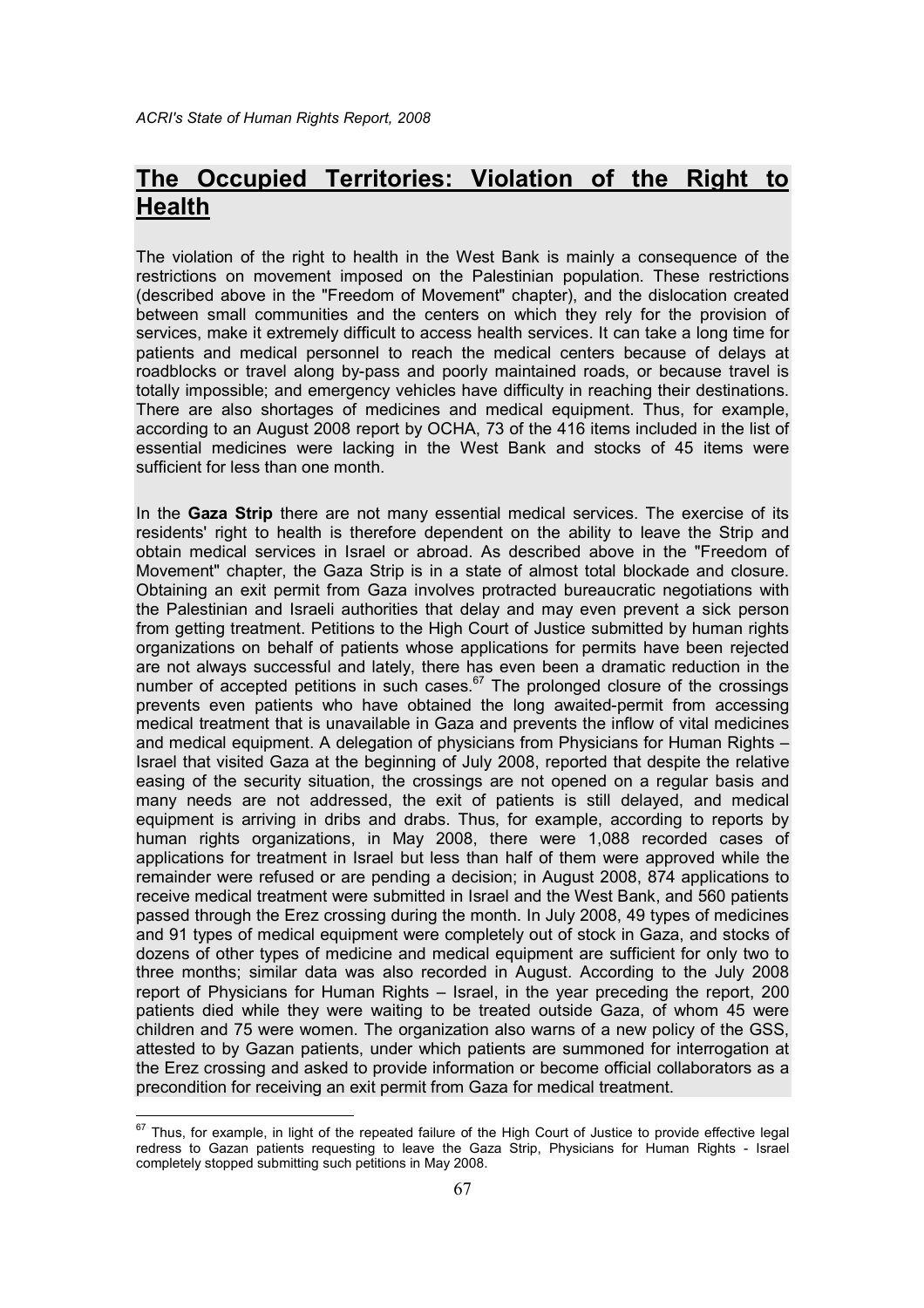## The Occupied Territories: Violation of the Right to Health

The violation of the right to health in the West Bank is mainly a consequence of the restrictions on movement imposed on the Palestinian population. These restrictions (described above in the "Freedom of Movement" chapter), and the dislocation created between small communities and the centers on which they rely for the provision of services, make it extremely difficult to access health services. It can take a long time for patients and medical personnel to reach the medical centers because of delays at roadblocks or travel along by-pass and poorly maintained roads, or because travel is totally impossible; and emergency vehicles have difficulty in reaching their destinations. There are also shortages of medicines and medical equipment. Thus, for example, according to an August 2008 report by OCHA, 73 of the 416 items included in the list of essential medicines were lacking in the West Bank and stocks of 45 items were sufficient for less than one month.

In the **Gaza Strip** there are not many essential medical services. The exercise of its residents' right to health is therefore dependent on the ability to leave the Strip and obtain medical services in Israel or abroad. As described above in the "Freedom of Movement" chapter, the Gaza Strip is in a state of almost total blockade and closure. Obtaining an exit permit from Gaza involves protracted bureaucratic negotiations with the Palestinian and Israeli authorities that delay and may even prevent a sick person from getting treatment. Petitions to the High Court of Justice submitted by human rights organizations on behalf of patients whose applications for permits have been rejected are not always successful and lately, there has even been a dramatic reduction in the number of accepted petitions in such cases.[67] The prolonged closure of the crossings prevents even patients who have obtained the long awaited-permit from accessing medical treatment that is unavailable in Gaza and prevents the inflow of vital medicines and medical equipment. A delegation of physicians from Physicians for Human Rights – Israel that visited Gaza at the beginning of July 2008, reported that despite the relative easing of the security situation, the crossings are not opened on a regular basis and many needs are not addressed, the exit of patients is still delayed, and medical equipment is arriving in dribs and drabs. Thus, for example, according to reports by human rights organizations, in May 2008, there were 1,088 recorded cases of applications for treatment in Israel but less than half of them were approved while the remainder were refused or are pending a decision; in August 2008, 874 applications to receive medical treatment were submitted in Israel and the West Bank, and 560 patients passed through the Erez crossing during the month. In July 2008, 49 types of medicines and 91 types of medical equipment were completely out of stock in Gaza, and stocks of dozens of other types of medicine and medical equipment are sufficient for only two to three months; similar data was also recorded in August. According to the July 2008 report of Physicians for Human Rights – Israel, in the year preceding the report, 200 patients died while they were waiting to be treated outside Gaza, of whom 45 were children and 75 were women. The organization also warns of a new policy of the GSS, attested to by Gazan patients, under which patients are summoned for interrogation at the Erez crossing and asked to provide information or become official collaborators as a precondition for receiving an exit permit from Gaza for medical treatment.

[67] Thus, for example, in light of the repeated failure of the High Court of Justice to provide effective legal redress to Gazan patients requesting to leave the Gaza Strip, Physicians for Human Rights - Israel completely stopped submitting such petitions in May 2008.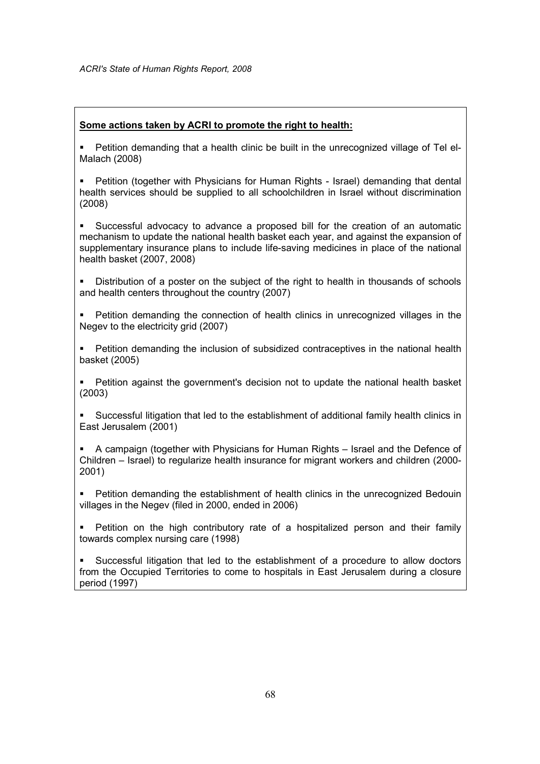**Some actions taken by ACRI to promote the right to health:**

- Petition demanding that a health clinic be built in the unrecognized village of Tel el-Malach (2008)
- Petition (together with Physicians for Human Rights - Israel) demanding that dental health services should be supplied to all schoolchildren in Israel without discrimination (2008)
- Successful advocacy to advance a proposed bill for the creation of an automatic mechanism to update the national health basket each year, and against the expansion of supplementary insurance plans to include life-saving medicines in place of the national health basket (2007, 2008)
- Distribution of a poster on the subject of the right to health in thousands of schools and health centers throughout the country (2007)
- Petition demanding the connection of health clinics in unrecognized villages in the Negev to the electricity grid (2007)
- Petition demanding the inclusion of subsidized contraceptives in the national health basket (2005)
- Petition against the government's decision not to update the national health basket (2003)
- Successful litigation that led to the establishment of additional family health clinics in East Jerusalem (2001)
- A campaign (together with Physicians for Human Rights – Israel and the Defence of Children – Israel) to regularize health insurance for migrant workers and children (2000-2001)
- Petition demanding the establishment of health clinics in the unrecognized Bedouin villages in the Negev (filed in 2000, ended in 2006)
- Petition on the high contributory rate of a hospitalized person and their family towards complex nursing care (1998)
- Successful litigation that led to the establishment of a procedure to allow doctors from the Occupied Territories to come to hospitals in East Jerusalem during a closure period (1997)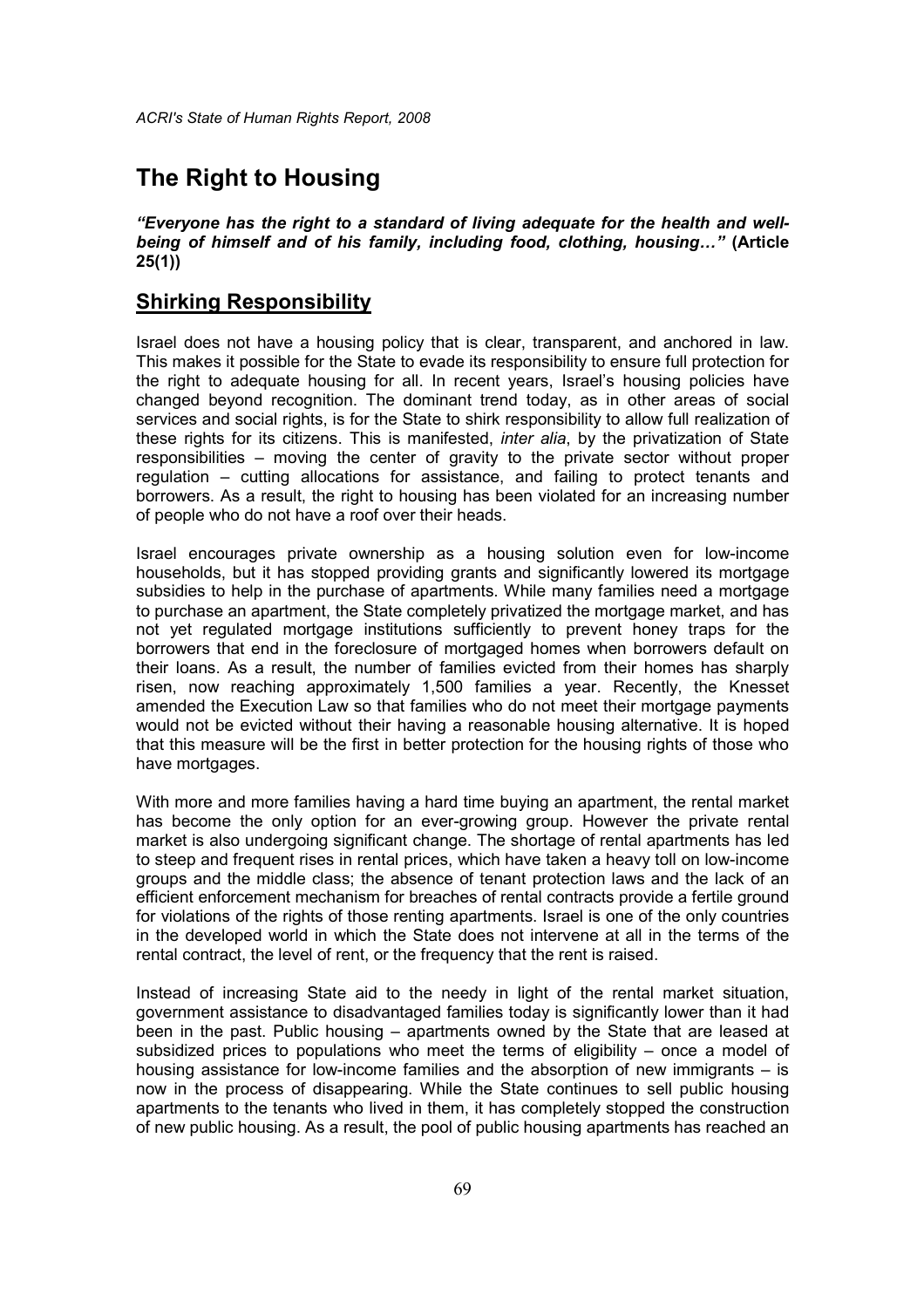# The Right to Housing

***"Everyone has the right to a standard of living adequate for the health and well-being of himself and of his family, including food, clothing, housing…"*** **(Article 25(1))**

## Shirking Responsibility

Israel does not have a housing policy that is clear, transparent, and anchored in law. This makes it possible for the State to evade its responsibility to ensure full protection for the right to adequate housing for all. In recent years, Israel's housing policies have changed beyond recognition. The dominant trend today, as in other areas of social services and social rights, is for the State to shirk responsibility to allow full realization of these rights for its citizens. This is manifested, *inter alia*, by the privatization of State responsibilities – moving the center of gravity to the private sector without proper regulation – cutting allocations for assistance, and failing to protect tenants and borrowers. As a result, the right to housing has been violated for an increasing number of people who do not have a roof over their heads.

Israel encourages private ownership as a housing solution even for low-income households, but it has stopped providing grants and significantly lowered its mortgage subsidies to help in the purchase of apartments. While many families need a mortgage to purchase an apartment, the State completely privatized the mortgage market, and has not yet regulated mortgage institutions sufficiently to prevent honey traps for the borrowers that end in the foreclosure of mortgaged homes when borrowers default on their loans. As a result, the number of families evicted from their homes has sharply risen, now reaching approximately 1,500 families a year. Recently, the Knesset amended the Execution Law so that families who do not meet their mortgage payments would not be evicted without their having a reasonable housing alternative. It is hoped that this measure will be the first in better protection for the housing rights of those who have mortgages.

With more and more families having a hard time buying an apartment, the rental market has become the only option for an ever-growing group. However the private rental market is also undergoing significant change. The shortage of rental apartments has led to steep and frequent rises in rental prices, which have taken a heavy toll on low-income groups and the middle class; the absence of tenant protection laws and the lack of an efficient enforcement mechanism for breaches of rental contracts provide a fertile ground for violations of the rights of those renting apartments. Israel is one of the only countries in the developed world in which the State does not intervene at all in the terms of the rental contract, the level of rent, or the frequency that the rent is raised.

Instead of increasing State aid to the needy in light of the rental market situation, government assistance to disadvantaged families today is significantly lower than it had been in the past. Public housing – apartments owned by the State that are leased at subsidized prices to populations who meet the terms of eligibility – once a model of housing assistance for low-income families and the absorption of new immigrants – is now in the process of disappearing. While the State continues to sell public housing apartments to the tenants who lived in them, it has completely stopped the construction of new public housing. As a result, the pool of public housing apartments has reached an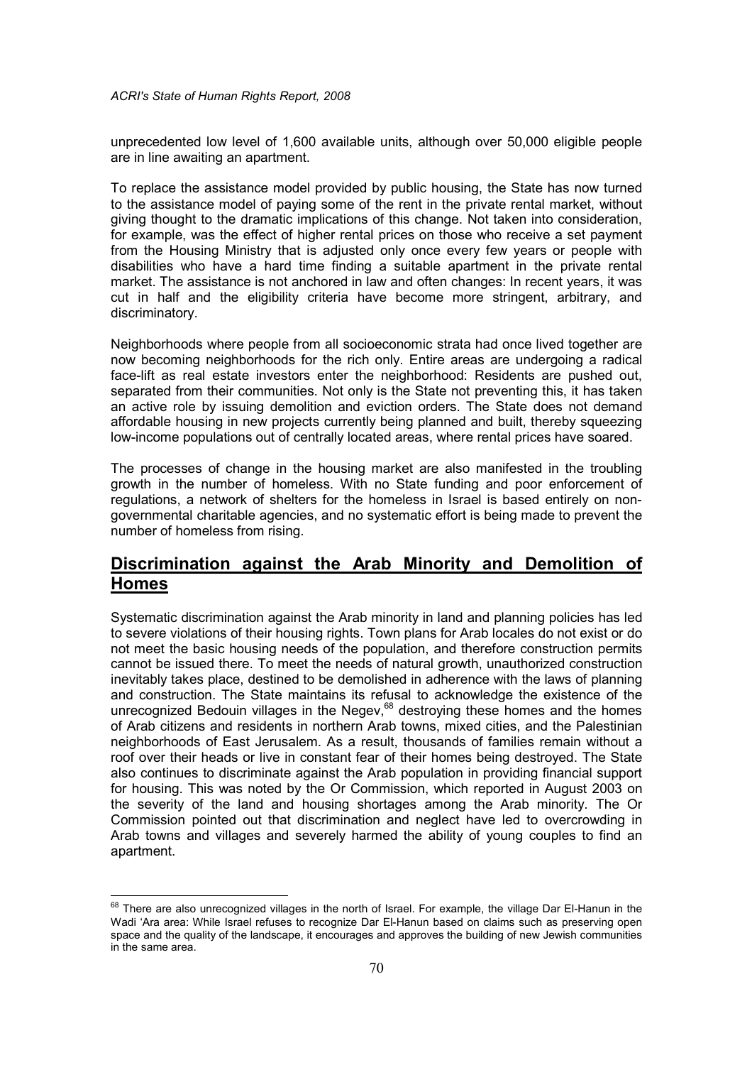unprecedented low level of 1,600 available units, although over 50,000 eligible people are in line awaiting an apartment.

To replace the assistance model provided by public housing, the State has now turned to the assistance model of paying some of the rent in the private rental market, without giving thought to the dramatic implications of this change. Not taken into consideration, for example, was the effect of higher rental prices on those who receive a set payment from the Housing Ministry that is adjusted only once every few years or people with disabilities who have a hard time finding a suitable apartment in the private rental market. The assistance is not anchored in law and often changes: In recent years, it was cut in half and the eligibility criteria have become more stringent, arbitrary, and discriminatory.

Neighborhoods where people from all socioeconomic strata had once lived together are now becoming neighborhoods for the rich only. Entire areas are undergoing a radical face-lift as real estate investors enter the neighborhood: Residents are pushed out, separated from their communities. Not only is the State not preventing this, it has taken an active role by issuing demolition and eviction orders. The State does not demand affordable housing in new projects currently being planned and built, thereby squeezing low-income populations out of centrally located areas, where rental prices have soared.

The processes of change in the housing market are also manifested in the troubling growth in the number of homeless. With no State funding and poor enforcement of regulations, a network of shelters for the homeless in Israel is based entirely on non-governmental charitable agencies, and no systematic effort is being made to prevent the number of homeless from rising.

## Discrimination against the Arab Minority and Demolition of Homes

Systematic discrimination against the Arab minority in land and planning policies has led to severe violations of their housing rights. Town plans for Arab locales do not exist or do not meet the basic housing needs of the population, and therefore construction permits cannot be issued there. To meet the needs of natural growth, unauthorized construction inevitably takes place, destined to be demolished in adherence with the laws of planning and construction. The State maintains its refusal to acknowledge the existence of the unrecognized Bedouin villages in the Negev,[68] destroying these homes and the homes of Arab citizens and residents in northern Arab towns, mixed cities, and the Palestinian neighborhoods of East Jerusalem. As a result, thousands of families remain without a roof over their heads or live in constant fear of their homes being destroyed. The State also continues to discriminate against the Arab population in providing financial support for housing. This was noted by the Or Commission, which reported in August 2003 on the severity of the land and housing shortages among the Arab minority. The Or Commission pointed out that discrimination and neglect have led to overcrowding in Arab towns and villages and severely harmed the ability of young couples to find an apartment.

---

[68] There are also unrecognized villages in the north of Israel. For example, the village Dar El-Hanun in the Wadi 'Ara area: While Israel refuses to recognize Dar El-Hanun based on claims such as preserving open space and the quality of the landscape, it encourages and approves the building of new Jewish communities in the same area.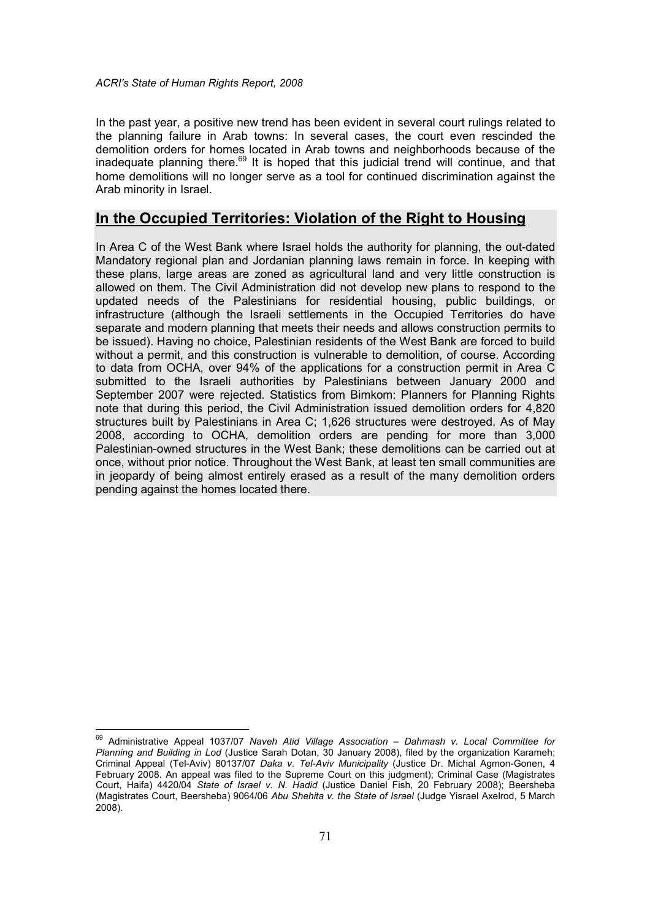In the past year, a positive new trend has been evident in several court rulings related to the planning failure in Arab towns: In several cases, the court even rescinded the demolition orders for homes located in Arab towns and neighborhoods because of the inadequate planning there.[69] It is hoped that this judicial trend will continue, and that home demolitions will no longer serve as a tool for continued discrimination against the Arab minority in Israel.

## In the Occupied Territories: Violation of the Right to Housing

In Area C of the West Bank where Israel holds the authority for planning, the out-dated Mandatory regional plan and Jordanian planning laws remain in force. In keeping with these plans, large areas are zoned as agricultural land and very little construction is allowed on them. The Civil Administration did not develop new plans to respond to the updated needs of the Palestinians for residential housing, public buildings, or infrastructure (although the Israeli settlements in the Occupied Territories do have separate and modern planning that meets their needs and allows construction permits to be issued). Having no choice, Palestinian residents of the West Bank are forced to build without a permit, and this construction is vulnerable to demolition, of course. According to data from OCHA, over 94% of the applications for a construction permit in Area C submitted to the Israeli authorities by Palestinians between January 2000 and September 2007 were rejected. Statistics from Bimkom: Planners for Planning Rights note that during this period, the Civil Administration issued demolition orders for 4,820 structures built by Palestinians in Area C; 1,626 structures were destroyed. As of May 2008, according to OCHA, demolition orders are pending for more than 3,000 Palestinian-owned structures in the West Bank; these demolitions can be carried out at once, without prior notice. Throughout the West Bank, at least ten small communities are in jeopardy of being almost entirely erased as a result of the many demolition orders pending against the homes located there.

---

[69] Administrative Appeal 1037/07 *Naveh Atid Village Association – Dahmash v. Local Committee for Planning and Building in Lod* (Justice Sarah Dotan, 30 January 2008), filed by the organization Karameh; Criminal Appeal (Tel-Aviv) 80137/07 *Daka v. Tel-Aviv Municipality* (Justice Dr. Michal Agmon-Gonen, 4 February 2008. An appeal was filed to the Supreme Court on this judgment); Criminal Case (Magistrates Court, Haifa) 4420/04 *State of Israel v. N. Hadid* (Justice Daniel Fish, 20 February 2008); Beersheba (Magistrates Court, Beersheba) 9064/06 *Abu Shehita v. the State of Israel* (Judge Yisrael Axelrod, 5 March 2008).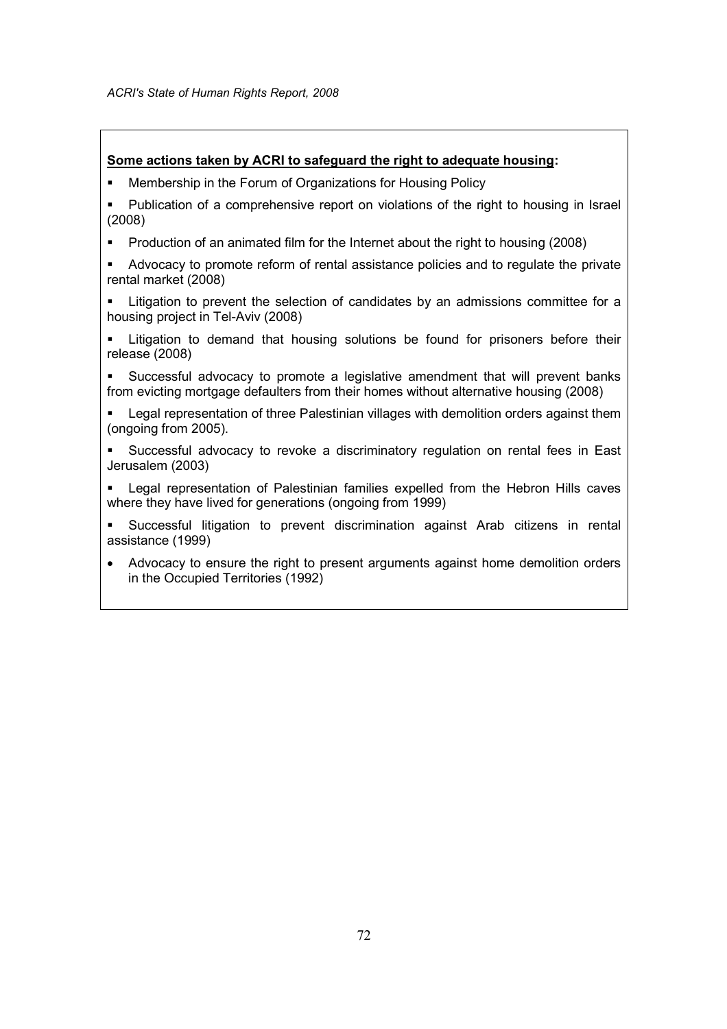**<u>Some actions taken by ACRI to safeguard the right to adequate housing</u>:**

- Membership in the Forum of Organizations for Housing Policy
- Publication of a comprehensive report on violations of the right to housing in Israel (2008)
- Production of an animated film for the Internet about the right to housing (2008)
- Advocacy to promote reform of rental assistance policies and to regulate the private rental market (2008)
- Litigation to prevent the selection of candidates by an admissions committee for a housing project in Tel-Aviv (2008)
- Litigation to demand that housing solutions be found for prisoners before their release (2008)
- Successful advocacy to promote a legislative amendment that will prevent banks from evicting mortgage defaulters from their homes without alternative housing (2008)
- Legal representation of three Palestinian villages with demolition orders against them (ongoing from 2005).
- Successful advocacy to revoke a discriminatory regulation on rental fees in East Jerusalem (2003)
- Legal representation of Palestinian families expelled from the Hebron Hills caves where they have lived for generations (ongoing from 1999)
- Successful litigation to prevent discrimination against Arab citizens in rental assistance (1999)
- Advocacy to ensure the right to present arguments against home demolition orders in the Occupied Territories (1992)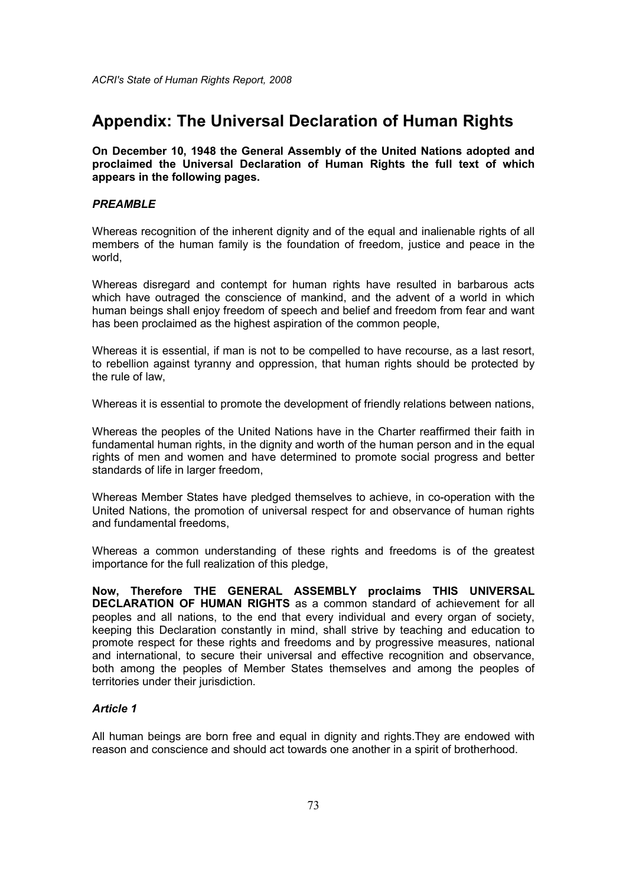# Appendix: The Universal Declaration of Human Rights

**On December 10, 1948 the General Assembly of the United Nations adopted and proclaimed the Universal Declaration of Human Rights the full text of which appears in the following pages.**

### ***PREAMBLE***

Whereas recognition of the inherent dignity and of the equal and inalienable rights of all members of the human family is the foundation of freedom, justice and peace in the world,

Whereas disregard and contempt for human rights have resulted in barbarous acts which have outraged the conscience of mankind, and the advent of a world in which human beings shall enjoy freedom of speech and belief and freedom from fear and want has been proclaimed as the highest aspiration of the common people,

Whereas it is essential, if man is not to be compelled to have recourse, as a last resort, to rebellion against tyranny and oppression, that human rights should be protected by the rule of law,

Whereas it is essential to promote the development of friendly relations between nations,

Whereas the peoples of the United Nations have in the Charter reaffirmed their faith in fundamental human rights, in the dignity and worth of the human person and in the equal rights of men and women and have determined to promote social progress and better standards of life in larger freedom,

Whereas Member States have pledged themselves to achieve, in co-operation with the United Nations, the promotion of universal respect for and observance of human rights and fundamental freedoms,

Whereas a common understanding of these rights and freedoms is of the greatest importance for the full realization of this pledge,

**Now, Therefore THE GENERAL ASSEMBLY proclaims THIS UNIVERSAL DECLARATION OF HUMAN RIGHTS** as a common standard of achievement for all peoples and all nations, to the end that every individual and every organ of society, keeping this Declaration constantly in mind, shall strive by teaching and education to promote respect for these rights and freedoms and by progressive measures, national and international, to secure their universal and effective recognition and observance, both among the peoples of Member States themselves and among the peoples of territories under their jurisdiction.

### ***Article 1***

All human beings are born free and equal in dignity and rights.They are endowed with reason and conscience and should act towards one another in a spirit of brotherhood.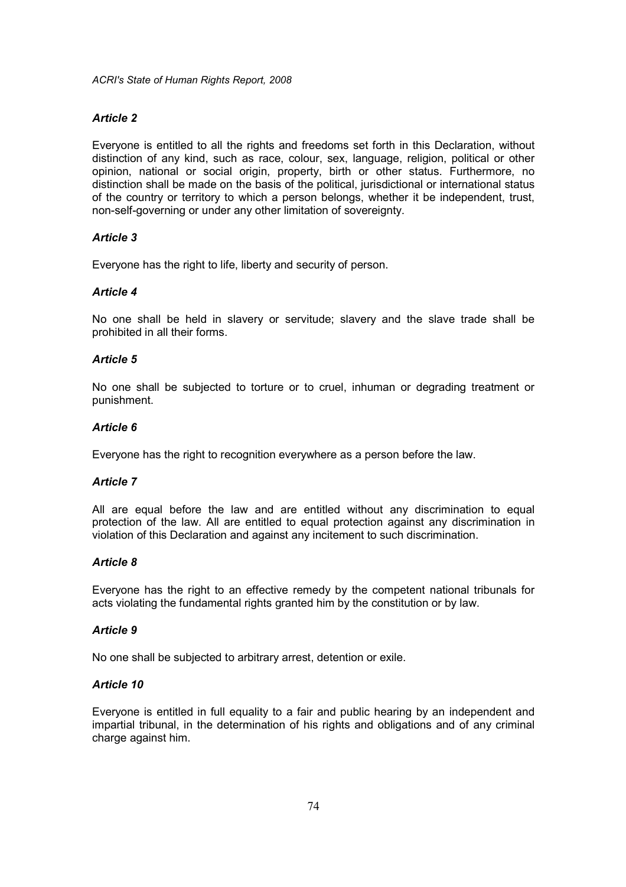### *Article 2*

Everyone is entitled to all the rights and freedoms set forth in this Declaration, without distinction of any kind, such as race, colour, sex, language, religion, political or other opinion, national or social origin, property, birth or other status. Furthermore, no distinction shall be made on the basis of the political, jurisdictional or international status of the country or territory to which a person belongs, whether it be independent, trust, non-self-governing or under any other limitation of sovereignty.

### *Article 3*

Everyone has the right to life, liberty and security of person.

### *Article 4*

No one shall be held in slavery or servitude; slavery and the slave trade shall be prohibited in all their forms.

### *Article 5*

No one shall be subjected to torture or to cruel, inhuman or degrading treatment or punishment.

### *Article 6*

Everyone has the right to recognition everywhere as a person before the law.

### *Article 7*

All are equal before the law and are entitled without any discrimination to equal protection of the law. All are entitled to equal protection against any discrimination in violation of this Declaration and against any incitement to such discrimination.

### *Article 8*

Everyone has the right to an effective remedy by the competent national tribunals for acts violating the fundamental rights granted him by the constitution or by law.

### *Article 9*

No one shall be subjected to arbitrary arrest, detention or exile.

### *Article 10*

Everyone is entitled in full equality to a fair and public hearing by an independent and impartial tribunal, in the determination of his rights and obligations and of any criminal charge against him.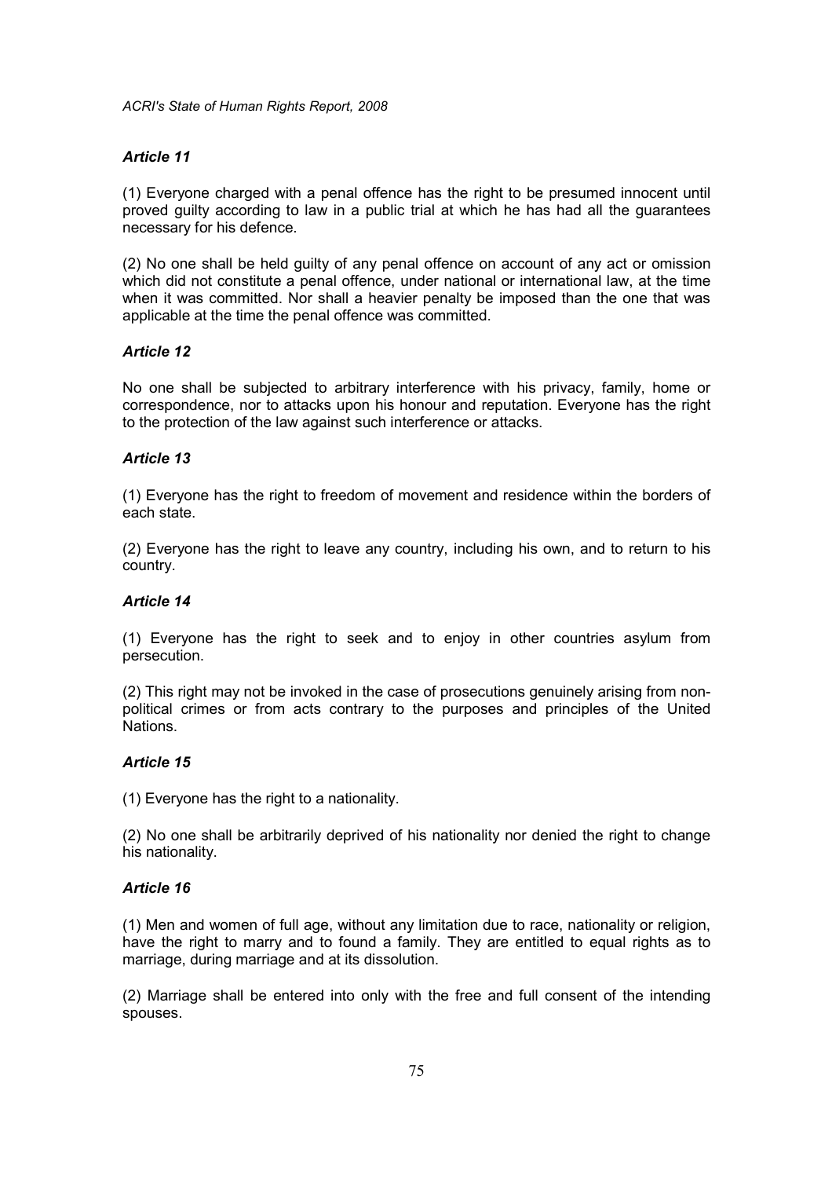### *Article 11*

(1) Everyone charged with a penal offence has the right to be presumed innocent until proved guilty according to law in a public trial at which he has had all the guarantees necessary for his defence.

(2) No one shall be held guilty of any penal offence on account of any act or omission which did not constitute a penal offence, under national or international law, at the time when it was committed. Nor shall a heavier penalty be imposed than the one that was applicable at the time the penal offence was committed.

### *Article 12*

No one shall be subjected to arbitrary interference with his privacy, family, home or correspondence, nor to attacks upon his honour and reputation. Everyone has the right to the protection of the law against such interference or attacks.

### *Article 13*

(1) Everyone has the right to freedom of movement and residence within the borders of each state.

(2) Everyone has the right to leave any country, including his own, and to return to his country.

### *Article 14*

(1) Everyone has the right to seek and to enjoy in other countries asylum from persecution.

(2) This right may not be invoked in the case of prosecutions genuinely arising from non-political crimes or from acts contrary to the purposes and principles of the United Nations.

### *Article 15*

(1) Everyone has the right to a nationality.

(2) No one shall be arbitrarily deprived of his nationality nor denied the right to change his nationality.

### *Article 16*

(1) Men and women of full age, without any limitation due to race, nationality or religion, have the right to marry and to found a family. They are entitled to equal rights as to marriage, during marriage and at its dissolution.

(2) Marriage shall be entered into only with the free and full consent of the intending spouses.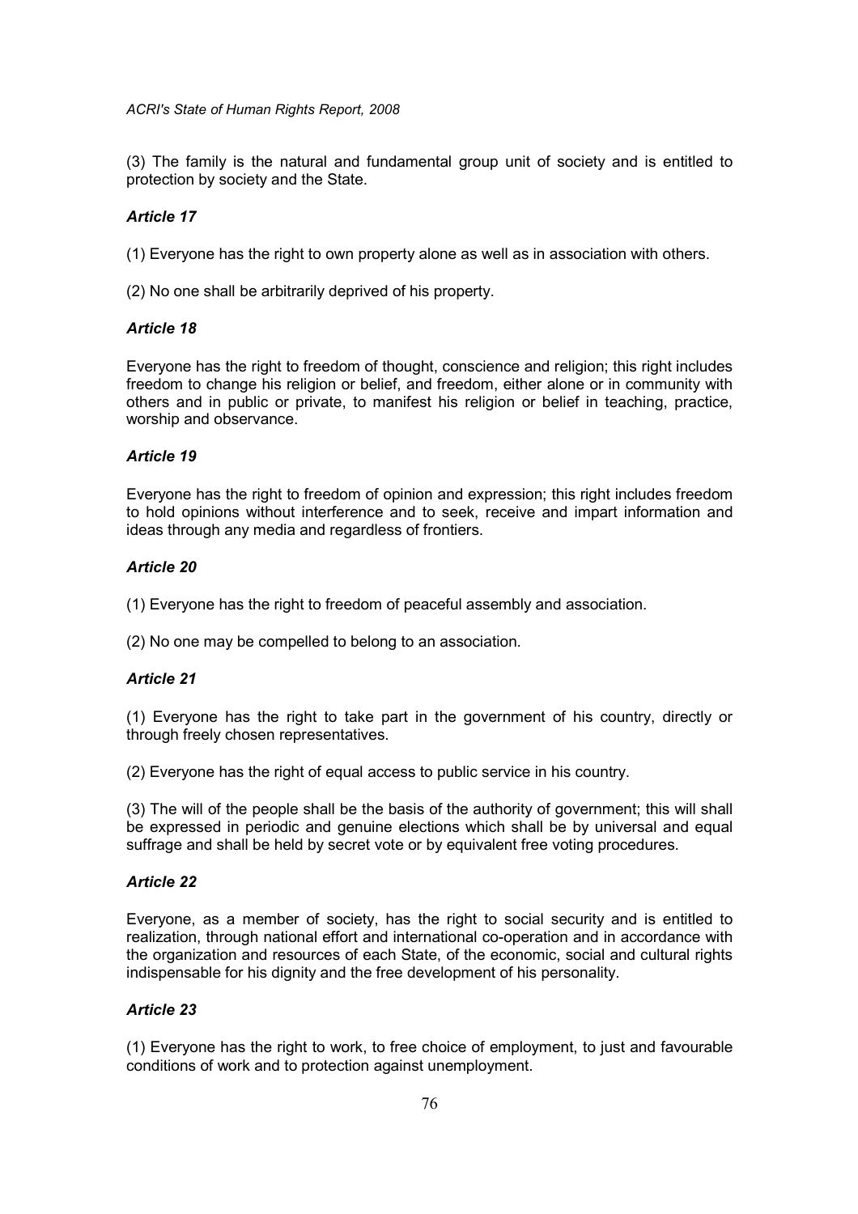(3) The family is the natural and fundamental group unit of society and is entitled to protection by society and the State.

### *Article 17*

(1) Everyone has the right to own property alone as well as in association with others.

(2) No one shall be arbitrarily deprived of his property.

### *Article 18*

Everyone has the right to freedom of thought, conscience and religion; this right includes freedom to change his religion or belief, and freedom, either alone or in community with others and in public or private, to manifest his religion or belief in teaching, practice, worship and observance.

### *Article 19*

Everyone has the right to freedom of opinion and expression; this right includes freedom to hold opinions without interference and to seek, receive and impart information and ideas through any media and regardless of frontiers.

### *Article 20*

(1) Everyone has the right to freedom of peaceful assembly and association.

(2) No one may be compelled to belong to an association.

### *Article 21*

(1) Everyone has the right to take part in the government of his country, directly or through freely chosen representatives.

(2) Everyone has the right of equal access to public service in his country.

(3) The will of the people shall be the basis of the authority of government; this will shall be expressed in periodic and genuine elections which shall be by universal and equal suffrage and shall be held by secret vote or by equivalent free voting procedures.

### *Article 22*

Everyone, as a member of society, has the right to social security and is entitled to realization, through national effort and international co-operation and in accordance with the organization and resources of each State, of the economic, social and cultural rights indispensable for his dignity and the free development of his personality.

### *Article 23*

(1) Everyone has the right to work, to free choice of employment, to just and favourable conditions of work and to protection against unemployment.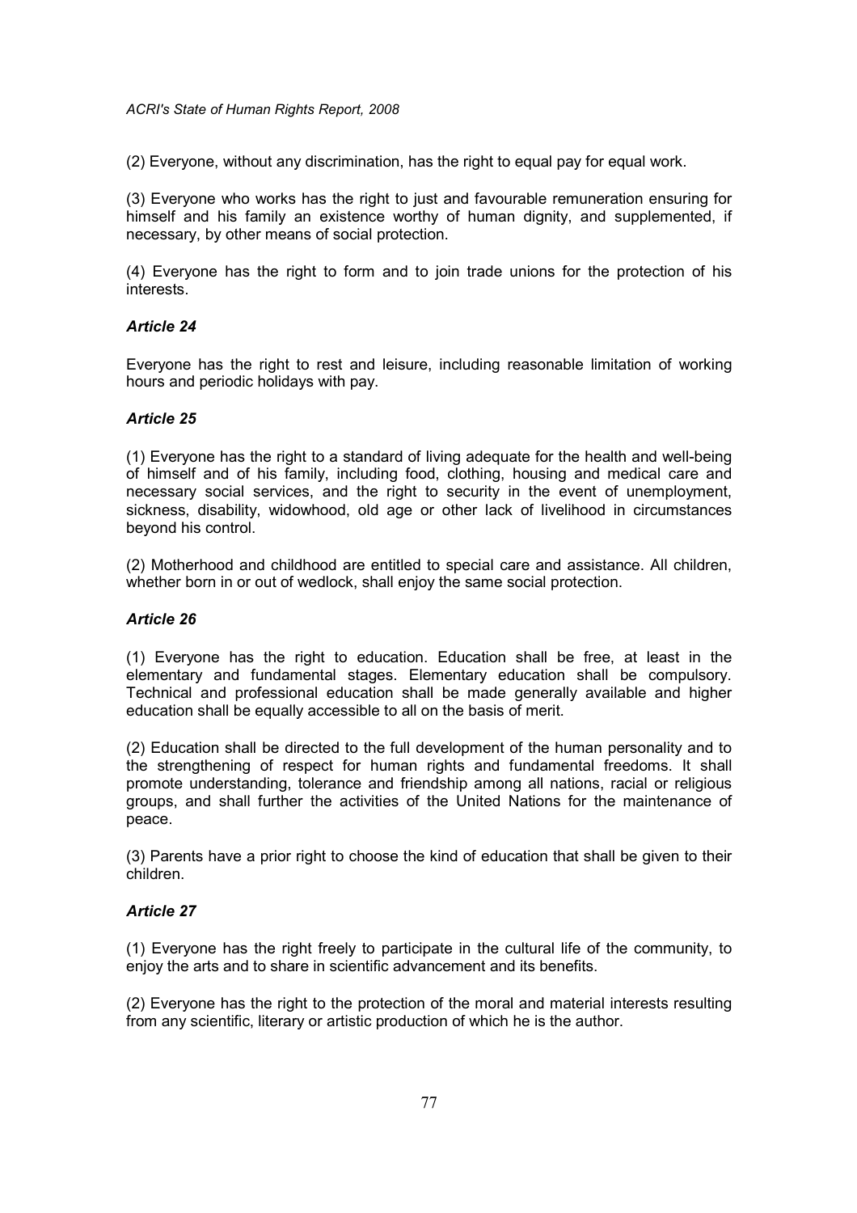(2) Everyone, without any discrimination, has the right to equal pay for equal work.

(3) Everyone who works has the right to just and favourable remuneration ensuring for himself and his family an existence worthy of human dignity, and supplemented, if necessary, by other means of social protection.

(4) Everyone has the right to form and to join trade unions for the protection of his interests.

### *Article 24*

Everyone has the right to rest and leisure, including reasonable limitation of working hours and periodic holidays with pay.

### *Article 25*

(1) Everyone has the right to a standard of living adequate for the health and well-being of himself and of his family, including food, clothing, housing and medical care and necessary social services, and the right to security in the event of unemployment, sickness, disability, widowhood, old age or other lack of livelihood in circumstances beyond his control.

(2) Motherhood and childhood are entitled to special care and assistance. All children, whether born in or out of wedlock, shall enjoy the same social protection.

### *Article 26*

(1) Everyone has the right to education. Education shall be free, at least in the elementary and fundamental stages. Elementary education shall be compulsory. Technical and professional education shall be made generally available and higher education shall be equally accessible to all on the basis of merit.

(2) Education shall be directed to the full development of the human personality and to the strengthening of respect for human rights and fundamental freedoms. It shall promote understanding, tolerance and friendship among all nations, racial or religious groups, and shall further the activities of the United Nations for the maintenance of peace.

(3) Parents have a prior right to choose the kind of education that shall be given to their children.

### *Article 27*

(1) Everyone has the right freely to participate in the cultural life of the community, to enjoy the arts and to share in scientific advancement and its benefits.

(2) Everyone has the right to the protection of the moral and material interests resulting from any scientific, literary or artistic production of which he is the author.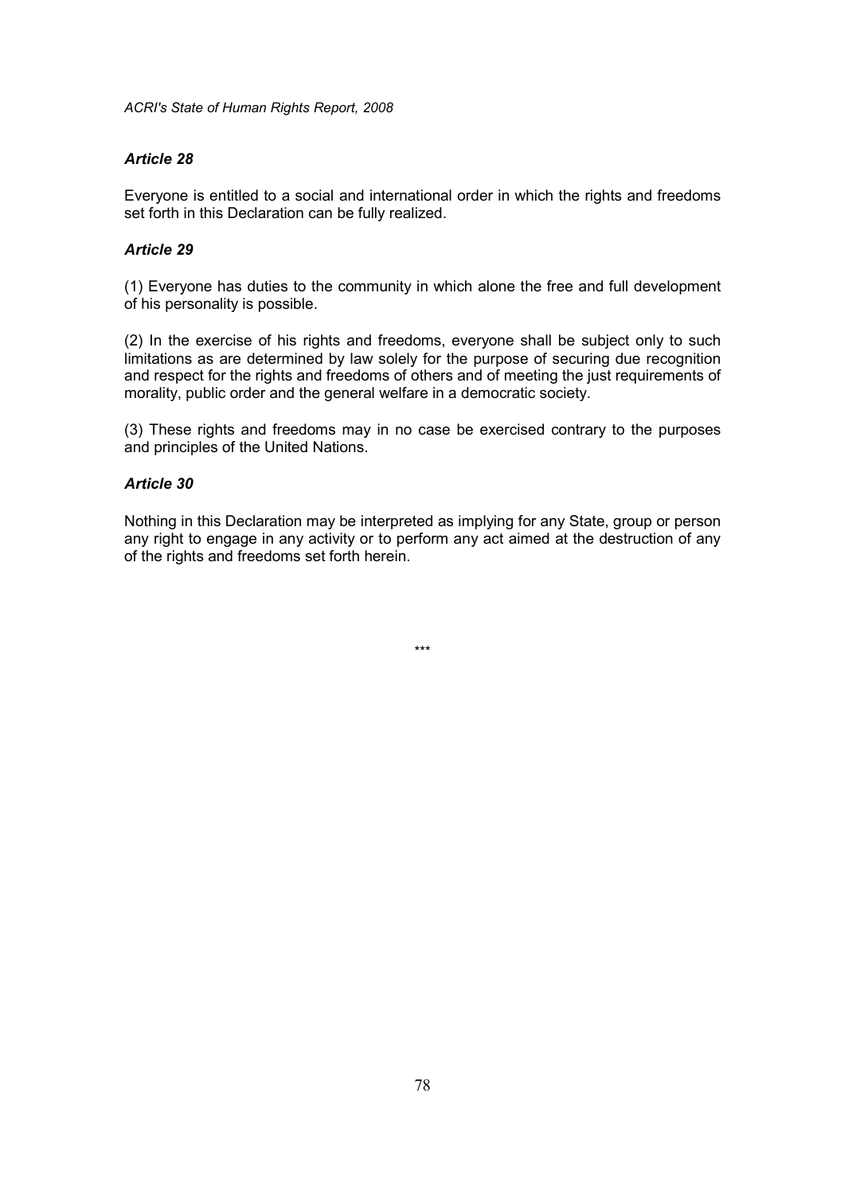### *Article 28*

Everyone is entitled to a social and international order in which the rights and freedoms set forth in this Declaration can be fully realized.

### *Article 29*

(1) Everyone has duties to the community in which alone the free and full development of his personality is possible.

(2) In the exercise of his rights and freedoms, everyone shall be subject only to such limitations as are determined by law solely for the purpose of securing due recognition and respect for the rights and freedoms of others and of meeting the just requirements of morality, public order and the general welfare in a democratic society.

(3) These rights and freedoms may in no case be exercised contrary to the purposes and principles of the United Nations.

### *Article 30*

Nothing in this Declaration may be interpreted as implying for any State, group or person any right to engage in any activity or to perform any act aimed at the destruction of any of the rights and freedoms set forth herein.

***